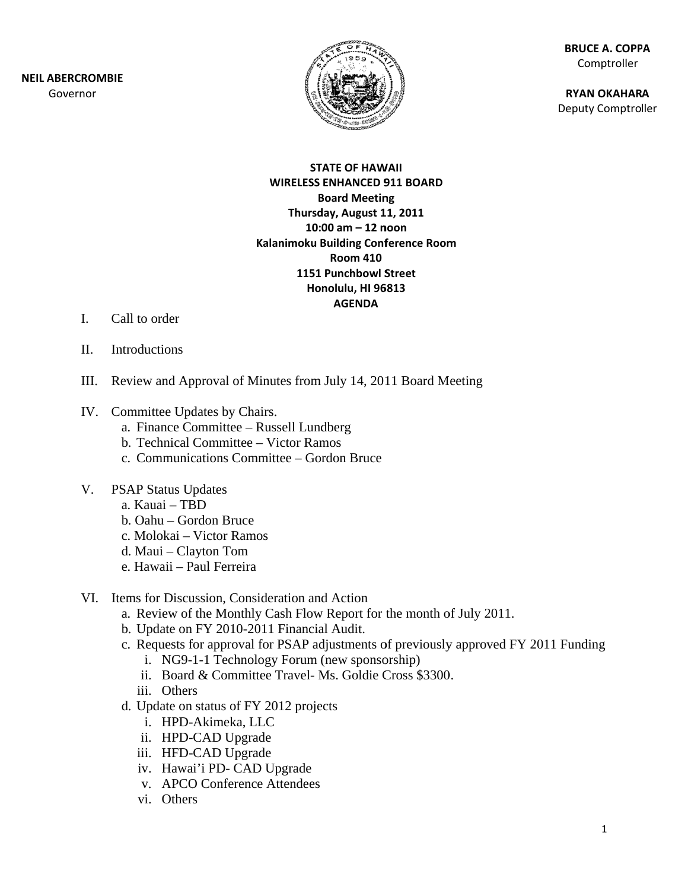**NEIL ABERCROMBIE**
Governor

**BRUCE A. COPPA**
Comptroller

**RYAN OKAHARA**
Deputy Comptroller

**STATE OF HAWAII**
**WIRELESS ENHANCED 911 BOARD**
**Board Meeting**
**Thursday, August 11, 2011**
**10:00 am – 12 noon**
**Kalanimoku Building Conference Room**
**Room 410**
**1151 Punchbowl Street**
**Honolulu, HI 96813**
**AGENDA**

I. Call to order

II. Introductions

III. Review and Approval of Minutes from July 14, 2011 Board Meeting

IV. Committee Updates by Chairs.
   a. Finance Committee – Russell Lundberg
   b. Technical Committee – Victor Ramos
   c. Communications Committee – Gordon Bruce

V. PSAP Status Updates
   a. Kauai – TBD
   b. Oahu – Gordon Bruce
   c. Molokai – Victor Ramos
   d. Maui – Clayton Tom
   e. Hawaii – Paul Ferreira

VI. Items for Discussion, Consideration and Action
   a. Review of the Monthly Cash Flow Report for the month of July 2011.
   b. Update on FY 2010-2011 Financial Audit.
   c. Requests for approval for PSAP adjustments of previously approved FY 2011 Funding
      i. NG9-1-1 Technology Forum (new sponsorship)
      ii. Board & Committee Travel- Ms. Goldie Cross $3300.
      iii. Others
   d. Update on status of FY 2012 projects
      i. HPD-Akimeka, LLC
      ii. HPD-CAD Upgrade
      iii. HFD-CAD Upgrade
      iv. Hawai'i PD- CAD Upgrade
      v. APCO Conference Attendees
      vi. Others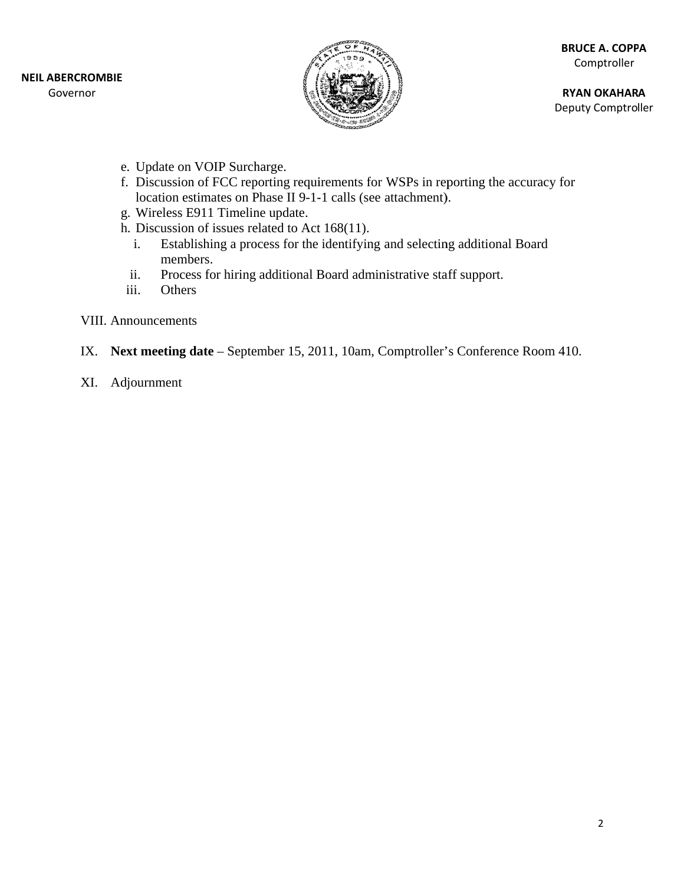NEIL ABERCROMBIE
Governor

BRUCE A. COPPA
Comptroller

RYAN OKAHARA
Deputy Comptroller

e. Update on VOIP Surcharge.
f. Discussion of FCC reporting requirements for WSPs in reporting the accuracy for location estimates on Phase II 9-1-1 calls (see attachment).
g. Wireless E911 Timeline update.
h. Discussion of issues related to Act 168(11).
   i. Establishing a process for the identifying and selecting additional Board members.
   ii. Process for hiring additional Board administrative staff support.
   iii. Others

VIII. Announcements

IX. **Next meeting date** – September 15, 2011, 10am, Comptroller's Conference Room 410.

XI. Adjournment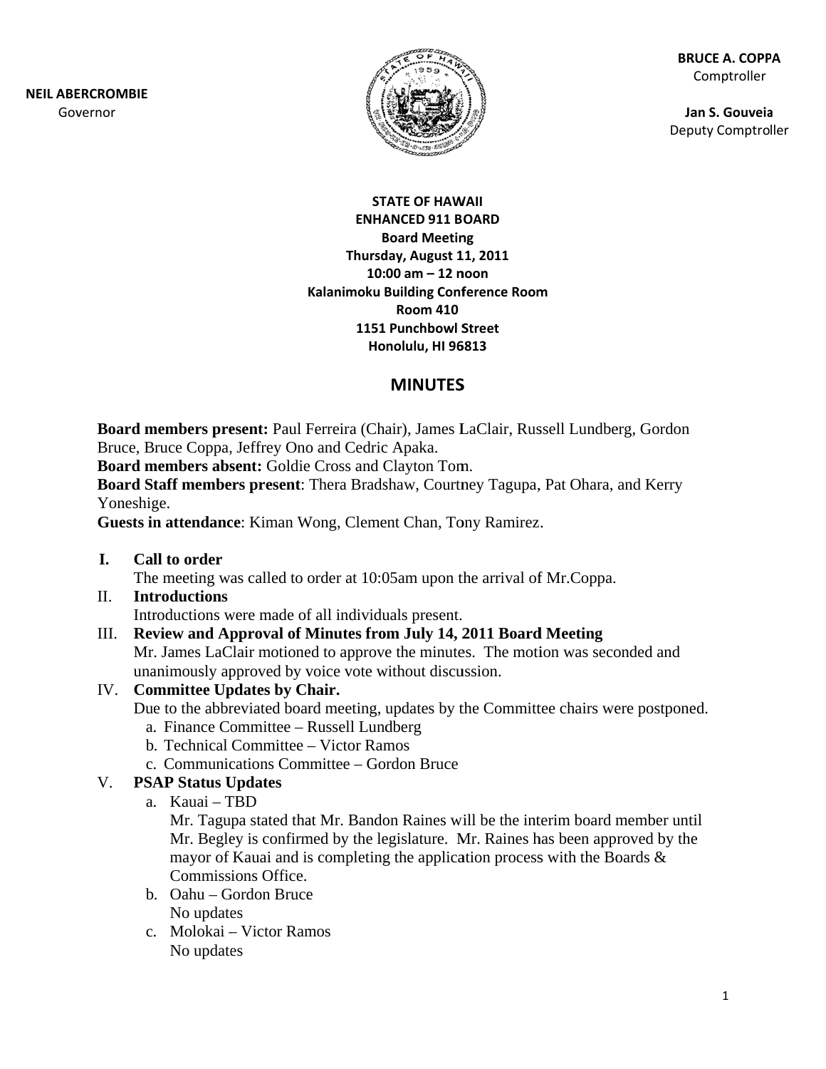**NEIL ABERCROMBIE**
Governor

**BRUCE A. COPPA**
Comptroller

**Jan S. Gouveia**
Deputy Comptroller

**STATE OF HAWAII**
**ENHANCED 911 BOARD**
**Board Meeting**
**Thursday, August 11, 2011**
**10:00 am – 12 noon**
**Kalanimoku Building Conference Room**
**Room 410**
**1151 Punchbowl Street**
**Honolulu, HI 96813**

# MINUTES

**Board members present:** Paul Ferreira (Chair), James LaClair, Russell Lundberg, Gordon Bruce, Bruce Coppa, Jeffrey Ono and Cedric Apaka.
**Board members absent:** Goldie Cross and Clayton Tom.
**Board Staff members present**: Thera Bradshaw, Courtney Tagupa, Pat Ohara, and Kerry Yoneshige.
**Guests in attendance**: Kiman Wong, Clement Chan, Tony Ramirez.

I. **Call to order**
The meeting was called to order at 10:05am upon the arrival of Mr.Coppa.

II. **Introductions**
Introductions were made of all individuals present.

III. **Review and Approval of Minutes from July 14, 2011 Board Meeting**
Mr. James LaClair motioned to approve the minutes. The motion was seconded and unanimously approved by voice vote without discussion.

IV. **Committee Updates by Chair.**
Due to the abbreviated board meeting, updates by the Committee chairs were postponed.
   a. Finance Committee – Russell Lundberg
   b. Technical Committee – Victor Ramos
   c. Communications Committee – Gordon Bruce

V. **PSAP Status Updates**
   a. Kauai – TBD
   Mr. Tagupa stated that Mr. Bandon Raines will be the interim board member until Mr. Begley is confirmed by the legislature. Mr. Raines has been approved by the mayor of Kauai and is completing the application process with the Boards & Commissions Office.
   b. Oahu – Gordon Bruce
   No updates
   c. Molokai – Victor Ramos
   No updates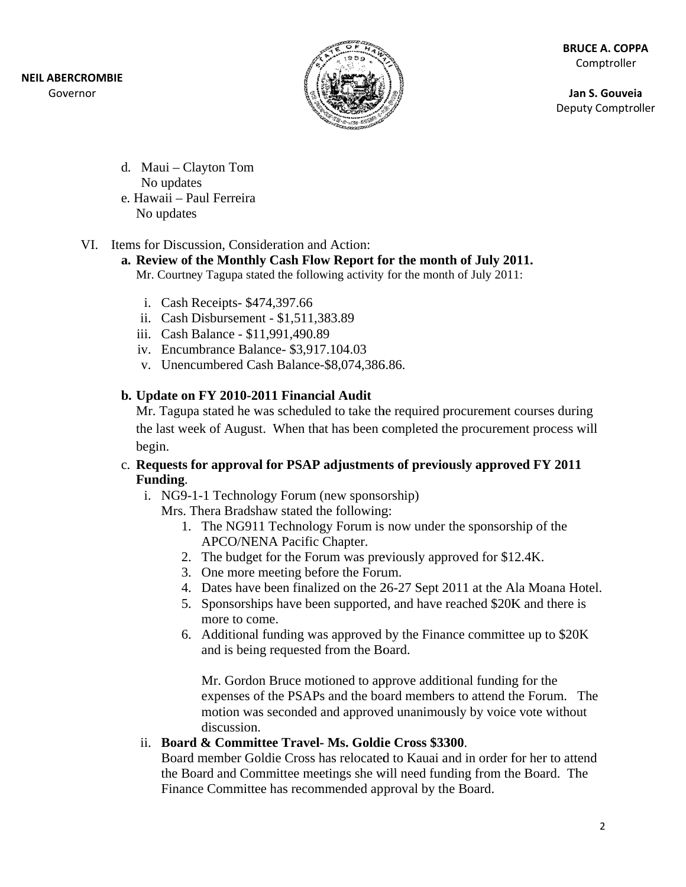d. Maui – Clayton Tom
   No updates

e. Hawaii – Paul Ferreira
   No updates

VI. Items for Discussion, Consideration and Action:

**a. Review of the Monthly Cash Flow Report for the month of July 2011.**

Mr. Courtney Tagupa stated the following activity for the month of July 2011:

i. Cash Receipts- $474,397.66
ii. Cash Disbursement - $1,511,383.89
iii. Cash Balance - $11,991,490.89
iv. Encumbrance Balance- $3,917.104.03
v. Unencumbered Cash Balance-$8,074,386.86.

**b. Update on FY 2010-2011 Financial Audit**

Mr. Tagupa stated he was scheduled to take the required procurement courses during the last week of August. When that has been completed the procurement process will begin.

c. **Requests for approval for PSAP adjustments of previously approved FY 2011 Funding**.

i. NG9-1-1 Technology Forum (new sponsorship)

Mrs. Thera Bradshaw stated the following:

1. The NG911 Technology Forum is now under the sponsorship of the APCO/NENA Pacific Chapter.
2. The budget for the Forum was previously approved for $12.4K.
3. One more meeting before the Forum.
4. Dates have been finalized on the 26-27 Sept 2011 at the Ala Moana Hotel.
5. Sponsorships have been supported, and have reached $20K and there is more to come.
6. Additional funding was approved by the Finance committee up to $20K and is being requested from the Board.

Mr. Gordon Bruce motioned to approve additional funding for the expenses of the PSAPs and the board members to attend the Forum. The motion was seconded and approved unanimously by voice vote without discussion.

ii. **Board & Committee Travel- Ms. Goldie Cross $3300**.

Board member Goldie Cross has relocated to Kauai and in order for her to attend the Board and Committee meetings she will need funding from the Board. The Finance Committee has recommended approval by the Board.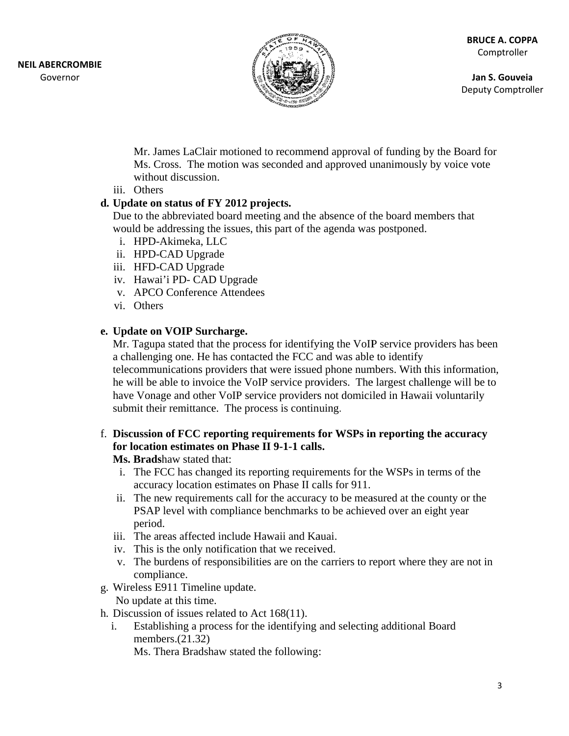Mr. James LaClair motioned to recommend approval of funding by the Board for Ms. Cross. The motion was seconded and approved unanimously by voice vote without discussion.

iii. Others

**d. Update on status of FY 2012 projects.**

Due to the abbreviated board meeting and the absence of the board members that would be addressing the issues, this part of the agenda was postponed.

i. HPD-Akimeka, LLC
ii. HPD-CAD Upgrade
iii. HFD-CAD Upgrade
iv. Hawai'i PD- CAD Upgrade
v. APCO Conference Attendees
vi. Others

**e. Update on VOIP Surcharge.**

Mr. Tagupa stated that the process for identifying the VoIP service providers has been a challenging one. He has contacted the FCC and was able to identify telecommunications providers that were issued phone numbers. With this information, he will be able to invoice the VoIP service providers. The largest challenge will be to have Vonage and other VoIP service providers not domiciled in Hawaii voluntarily submit their remittance. The process is continuing.

f. **Discussion of FCC reporting requirements for WSPs in reporting the accuracy for location estimates on Phase II 9-1-1 calls.**

**Ms. Brads**haw stated that:

i. The FCC has changed its reporting requirements for the WSPs in terms of the accuracy location estimates on Phase II calls for 911.
ii. The new requirements call for the accuracy to be measured at the county or the PSAP level with compliance benchmarks to be achieved over an eight year period.
iii. The areas affected include Hawaii and Kauai.
iv. This is the only notification that we received.
v. The burdens of responsibilities are on the carriers to report where they are not in compliance.

g. Wireless E911 Timeline update.

No update at this time.

h. Discussion of issues related to Act 168(11).

i. Establishing a process for the identifying and selecting additional Board members.(21.32)

Ms. Thera Bradshaw stated the following: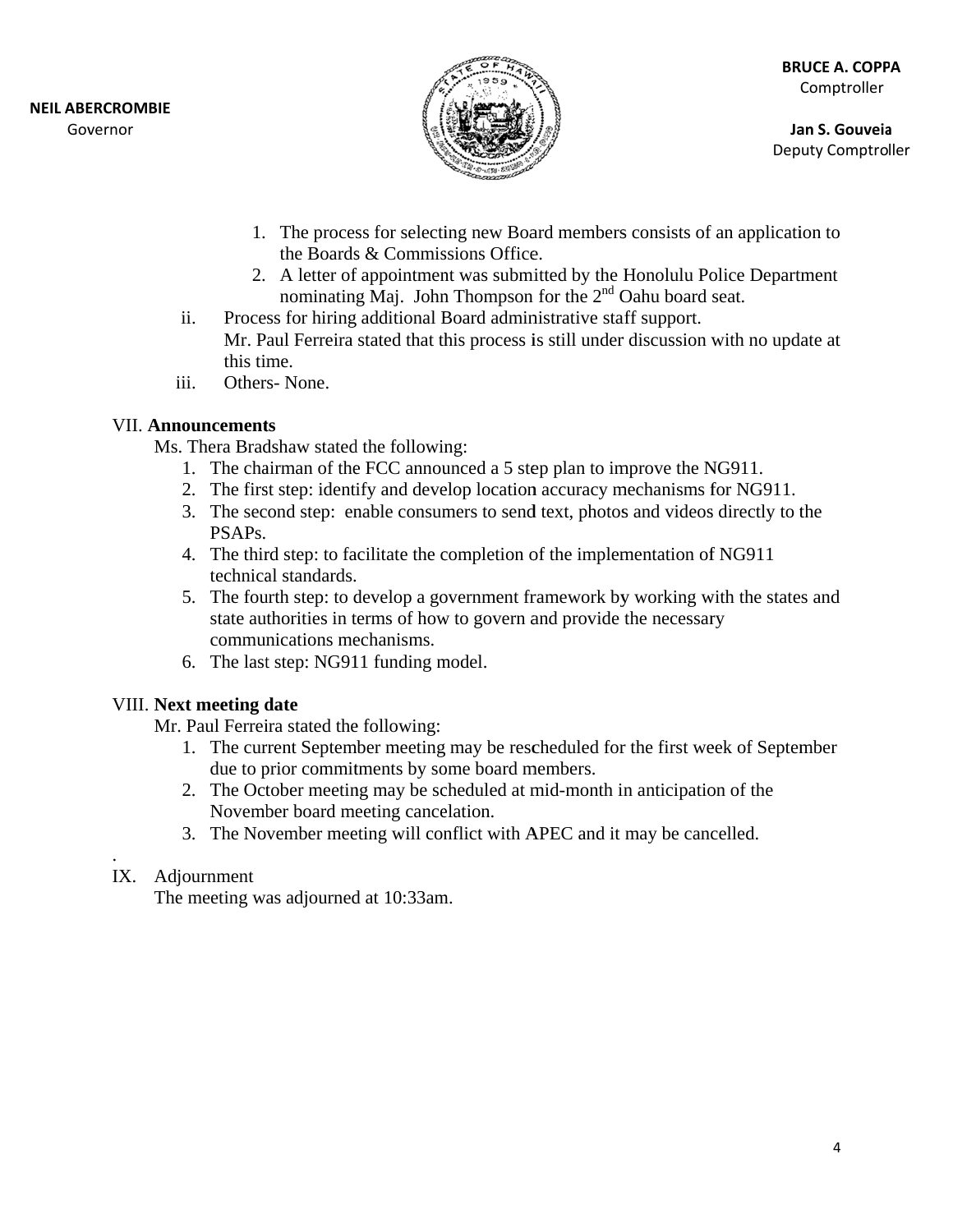1. The process for selecting new Board members consists of an application to the Boards & Commissions Office.
2. A letter of appointment was submitted by the Honolulu Police Department nominating Maj. John Thompson for the 2nd Oahu board seat.

ii. Process for hiring additional Board administrative staff support.
Mr. Paul Ferreira stated that this process is still under discussion with no update at this time.

iii. Others- None.

VII. **Announcements**

Ms. Thera Bradshaw stated the following:

1. The chairman of the FCC announced a 5 step plan to improve the NG911.
2. The first step: identify and develop location accuracy mechanisms for NG911.
3. The second step: enable consumers to send text, photos and videos directly to the PSAPs.
4. The third step: to facilitate the completion of the implementation of NG911 technical standards.
5. The fourth step: to develop a government framework by working with the states and state authorities in terms of how to govern and provide the necessary communications mechanisms.
6. The last step: NG911 funding model.

VIII. **Next meeting date**

Mr. Paul Ferreira stated the following:

1. The current September meeting may be rescheduled for the first week of September due to prior commitments by some board members.
2. The October meeting may be scheduled at mid-month in anticipation of the November board meeting cancelation.
3. The November meeting will conflict with APEC and it may be cancelled.

.

IX. Adjournment

The meeting was adjourned at 10:33am.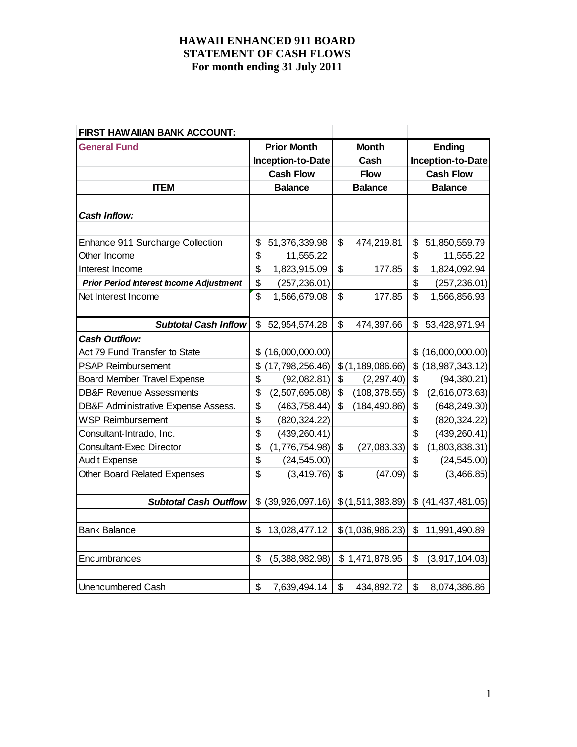# HAWAII ENHANCED 911 BOARD
## STATEMENT OF CASH FLOWS
### For month ending 31 July 2011

| FIRST HAWAIIAN BANK ACCOUNT: | | | |
|---|---|---|---|
| **General Fund** | **Prior Month Inception-to-Date Cash Flow Balance** | **Month Cash Flow Balance** | **Ending Inception-to-Date Cash Flow Balance** |
| **ITEM** | | | |
| ***Cash Inflow:*** | | | |
| Enhance 911 Surcharge Collection | $ 51,376,339.98 | $ 474,219.81 | $ 51,850,559.79 |
| Other Income | $ 11,555.22 | | $ 11,555.22 |
| Interest Income | $ 1,823,915.09 | $ 177.85 | $ 1,824,092.94 |
| ***Prior Period Interest Income Adjustment*** | $ (257,236.01) | | $ (257,236.01) |
| Net Interest Income | $ 1,566,679.08 | $ 177.85 | $ 1,566,856.93 |
| ***Subtotal Cash Inflow*** | $ 52,954,574.28 | $ 474,397.66 | $ 53,428,971.94 |
| ***Cash Outflow:*** | | | |
| Act 79 Fund Transfer to State | $ (16,000,000.00) | | $ (16,000,000.00) |
| PSAP Reimbursement | $ (17,798,256.46) | $ (1,189,086.66) | $ (18,987,343.12) |
| Board Member Travel Expense | $ (92,082.81) | $ (2,297.40) | $ (94,380.21) |
| DB&F Revenue Assessments | $ (2,507,695.08) | $ (108,378.55) | $ (2,616,073.63) |
| DB&F Administrative Expense Assess. | $ (463,758.44) | $ (184,490.86) | $ (648,249.30) |
| WSP Reimbursement | $ (820,324.22) | | $ (820,324.22) |
| Consultant-Intrado, Inc. | $ (439,260.41) | | $ (439,260.41) |
| Consultant-Exec Director | $ (1,776,754.98) | $ (27,083.33) | $ (1,803,838.31) |
| Audit Expense | $ (24,545.00) | | $ (24,545.00) |
| Other Board Related Expenses | $ (3,419.76) | $ (47.09) | $ (3,466.85) |
| ***Subtotal Cash Outflow*** | $ (39,926,097.16) | $ (1,511,383.89) | $ (41,437,481.05) |
| Bank Balance | $ 13,028,477.12 | $ (1,036,986.23) | $ 11,991,490.89 |
| Encumbrances | $ (5,388,982.98) | $ 1,471,878.95 | $ (3,917,104.03) |
| Unencumbered Cash | $ 7,639,494.14 | $ 434,892.72 | $ 8,074,386.86 |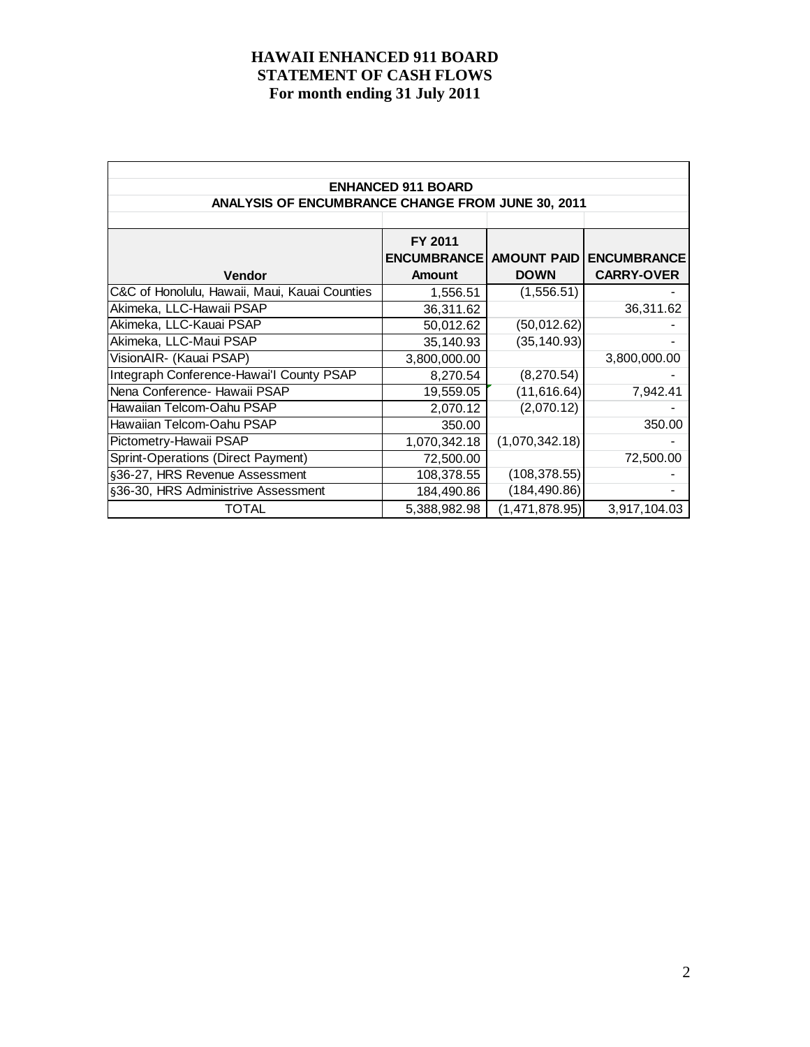# HAWAII ENHANCED 911 BOARD
## STATEMENT OF CASH FLOWS
### For month ending 31 July 2011

| ENHANCED 911 BOARD<br>ANALYSIS OF ENCUMBRANCE CHANGE FROM JUNE 30, 2011 | | | |
|---|---|---|---|
| **Vendor** | **FY 2011 ENCUMBRANCE Amount** | **AMOUNT PAID DOWN** | **ENCUMBRANCE CARRY-OVER** |
| C&C of Honolulu, Hawaii, Maui, Kauai Counties | 1,556.51 | (1,556.51) | - |
| Akimeka, LLC-Hawaii PSAP | 36,311.62 | | 36,311.62 |
| Akimeka, LLC-Kauai PSAP | 50,012.62 | (50,012.62) | - |
| Akimeka, LLC-Maui PSAP | 35,140.93 | (35,140.93) | - |
| VisionAIR- (Kauai PSAP) | 3,800,000.00 | | 3,800,000.00 |
| Integraph Conference-Hawai'I County PSAP | 8,270.54 | (8,270.54) | - |
| Nena Conference- Hawaii PSAP | 19,559.05 | (11,616.64) | 7,942.41 |
| Hawaiian Telcom-Oahu PSAP | 2,070.12 | (2,070.12) | - |
| Hawaiian Telcom-Oahu PSAP | 350.00 | | 350.00 |
| Pictometry-Hawaii PSAP | 1,070,342.18 | (1,070,342.18) | - |
| Sprint-Operations (Direct Payment) | 72,500.00 | | 72,500.00 |
| §36-27, HRS Revenue Assessment | 108,378.55 | (108,378.55) | - |
| §36-30, HRS Administrive Assessment | 184,490.86 | (184,490.86) | - |
| TOTAL | 5,388,982.98 | (1,471,878.95) | 3,917,104.03 |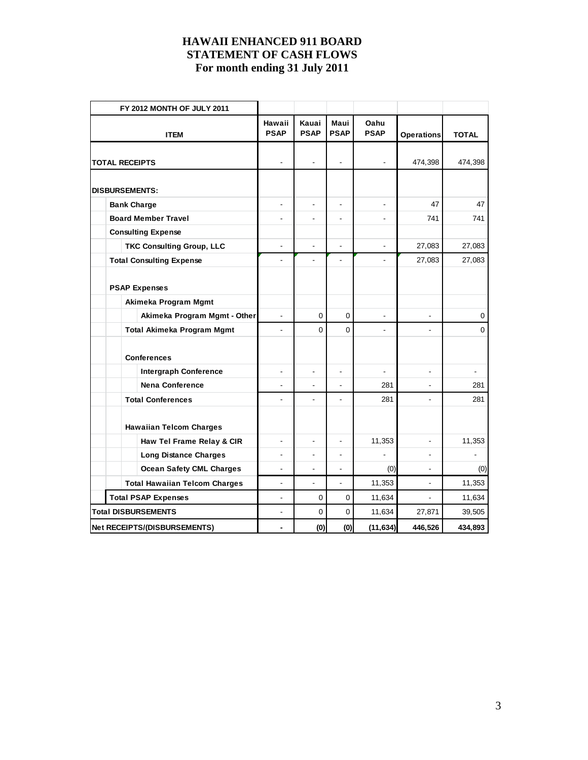# HAWAII ENHANCED 911 BOARD
# STATEMENT OF CASH FLOWS
# For month ending 31 July 2011

| FY 2012 MONTH OF JULY 2011 | | | | | | |
|---|---|---|---|---|---|---|
| **ITEM** | **Hawaii PSAP** | **Kauai PSAP** | **Maui PSAP** | **Oahu PSAP** | **Operations** | **TOTAL** |
| **TOTAL RECEIPTS** | - | - | - | - | 474,398 | 474,398 |
| **DISBURSEMENTS:** | | | | | | |
| **Bank Charge** | - | - | - | - | 47 | 47 |
| **Board Member Travel** | - | - | - | - | 741 | 741 |
| **Consulting Expense** | | | | | | |
| **TKC Consulting Group, LLC** | - | - | - | - | 27,083 | 27,083 |
| **Total Consulting Expense** | - | - | - | - | 27,083 | 27,083 |
| **PSAP Expenses** | | | | | | |
| **Akimeka Program Mgmt** | | | | | | |
| **Akimeka Program Mgmt - Other** | - | 0 | 0 | - | - | 0 |
| **Total Akimeka Program Mgmt** | - | 0 | 0 | - | - | 0 |
| **Conferences** | | | | | | |
| **Intergraph Conference** | - | - | - | - | - | - |
| **Nena Conference** | - | - | - | 281 | - | 281 |
| **Total Conferences** | - | - | - | 281 | - | 281 |
| **Hawaiian Telcom Charges** | | | | | | |
| **Haw Tel Frame Relay & CIR** | - | - | - | 11,353 | - | 11,353 |
| **Long Distance Charges** | - | - | - | - | - | - |
| **Ocean Safety CML Charges** | - | - | - | (0) | - | (0) |
| **Total Hawaiian Telcom Charges** | - | - | - | 11,353 | - | 11,353 |
| **Total PSAP Expenses** | - | 0 | 0 | 11,634 | - | 11,634 |
| **Total DISBURSEMENTS** | - | 0 | 0 | 11,634 | 27,871 | 39,505 |
| **Net RECEIPTS/(DISBURSEMENTS)** | **-** | **(0)** | **(0)** | **(11,634)** | **446,526** | **434,893** |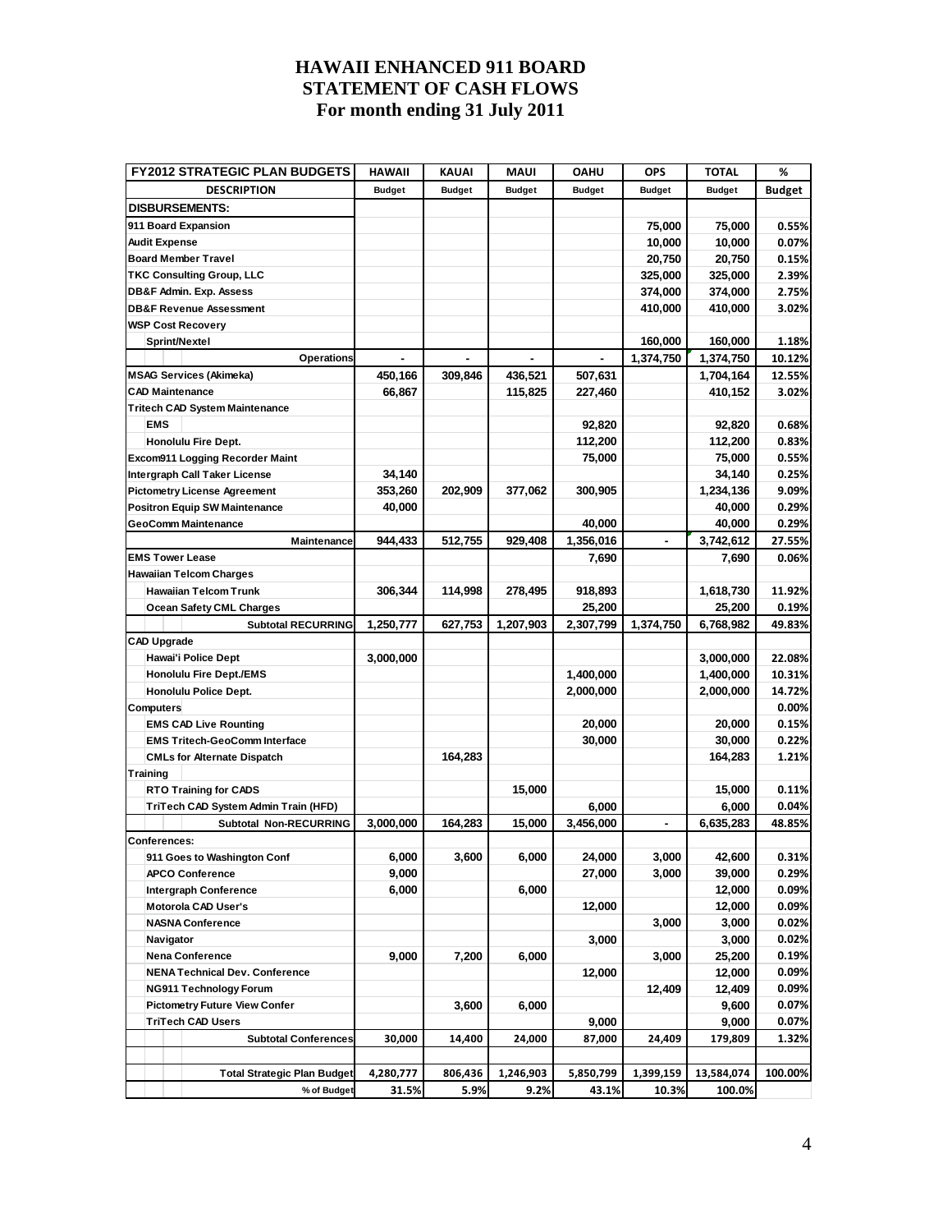# HAWAII ENHANCED 911 BOARD
# STATEMENT OF CASH FLOWS
# For month ending 31 July 2011

| FY2012 STRATEGIC PLAN BUDGETS | HAWAII | KAUAI | MAUI | OAHU | OPS | TOTAL | % |
|---|---|---|---|---|---|---|---|
| DESCRIPTION | Budget | Budget | Budget | Budget | Budget | Budget | Budget |
| **DISBURSEMENTS:** | | | | | | | |
| 911 Board Expansion | | | | | 75,000 | 75,000 | 0.55% |
| Audit Expense | | | | | 10,000 | 10,000 | 0.07% |
| Board Member Travel | | | | | 20,750 | 20,750 | 0.15% |
| TKC Consulting Group, LLC | | | | | 325,000 | 325,000 | 2.39% |
| DB&F Admin. Exp. Assess | | | | | 374,000 | 374,000 | 2.75% |
| DB&F Revenue Assessment | | | | | 410,000 | 410,000 | 3.02% |
| WSP Cost Recovery | | | | | | | |
| Sprint/Nextel | | | | | 160,000 | 160,000 | 1.18% |
| Operations | - | - | - | - | 1,374,750 | 1,374,750 | 10.12% |
| MSAG Services (Akimeka) | 450,166 | 309,846 | 436,521 | 507,631 | | 1,704,164 | 12.55% |
| CAD Maintenance | 66,867 | | 115,825 | 227,460 | | 410,152 | 3.02% |
| Tritech CAD System Maintenance | | | | | | | |
| EMS | | | | 92,820 | | 92,820 | 0.68% |
| Honolulu Fire Dept. | | | | 112,200 | | 112,200 | 0.83% |
| Excom911 Logging Recorder Maint | | | | 75,000 | | 75,000 | 0.55% |
| Intergraph Call Taker License | 34,140 | | | | | 34,140 | 0.25% |
| Pictometry License Agreement | 353,260 | 202,909 | 377,062 | 300,905 | | 1,234,136 | 9.09% |
| Positron Equip SW Maintenance | 40,000 | | | | | 40,000 | 0.29% |
| GeoComm Maintenance | | | | 40,000 | | 40,000 | 0.29% |
| Maintenance | 944,433 | 512,755 | 929,408 | 1,356,016 | - | 3,742,612 | 27.55% |
| EMS Tower Lease | | | | 7,690 | | 7,690 | 0.06% |
| Hawaiian Telcom Charges | | | | | | | |
| Hawaiian Telcom Trunk | 306,344 | 114,998 | 278,495 | 918,893 | | 1,618,730 | 11.92% |
| Ocean Safety CML Charges | | | | 25,200 | | 25,200 | 0.19% |
| Subtotal RECURRING | 1,250,777 | 627,753 | 1,207,903 | 2,307,799 | 1,374,750 | 6,768,982 | 49.83% |
| CAD Upgrade | | | | | | | |
| Hawai'i Police Dept | 3,000,000 | | | | | 3,000,000 | 22.08% |
| Honolulu Fire Dept./EMS | | | | 1,400,000 | | 1,400,000 | 10.31% |
| Honolulu Police Dept. | | | | 2,000,000 | | 2,000,000 | 14.72% |
| Computers | | | | | | | 0.00% |
| EMS CAD Live Rounting | | | | 20,000 | | 20,000 | 0.15% |
| EMS Tritech-GeoComm Interface | | | | 30,000 | | 30,000 | 0.22% |
| CMLs for Alternate Dispatch | | 164,283 | | | | 164,283 | 1.21% |
| Training | | | | | | | |
| RTO Training for CADS | | | 15,000 | | | 15,000 | 0.11% |
| TriTech CAD System Admin Train (HFD) | | | | 6,000 | | 6,000 | 0.04% |
| Subtotal Non-RECURRING | 3,000,000 | 164,283 | 15,000 | 3,456,000 | - | 6,635,283 | 48.85% |
| Conferences: | | | | | | | |
| 911 Goes to Washington Conf | 6,000 | 3,600 | 6,000 | 24,000 | 3,000 | 42,600 | 0.31% |
| APCO Conference | 9,000 | | | 27,000 | 3,000 | 39,000 | 0.29% |
| Intergraph Conference | 6,000 | | 6,000 | | | 12,000 | 0.09% |
| Motorola CAD User's | | | | 12,000 | | 12,000 | 0.09% |
| NASNA Conference | | | | | 3,000 | 3,000 | 0.02% |
| Navigator | | | | 3,000 | | 3,000 | 0.02% |
| Nena Conference | 9,000 | 7,200 | 6,000 | | 3,000 | 25,200 | 0.19% |
| NENA Technical Dev. Conference | | | | 12,000 | | 12,000 | 0.09% |
| NG911 Technology Forum | | | | | 12,409 | 12,409 | 0.09% |
| Pictometry Future View Confer | | 3,600 | 6,000 | | | 9,600 | 0.07% |
| TriTech CAD Users | | | | 9,000 | | 9,000 | 0.07% |
| Subtotal Conferences | 30,000 | 14,400 | 24,000 | 87,000 | 24,409 | 179,809 | 1.32% |
| | | | | | | | |
| Total Strategic Plan Budget | 4,280,777 | 806,436 | 1,246,903 | 5,850,799 | 1,399,159 | 13,584,074 | 100.00% |
| % of Budget | 31.5% | 5.9% | 9.2% | 43.1% | 10.3% | 100.0% | |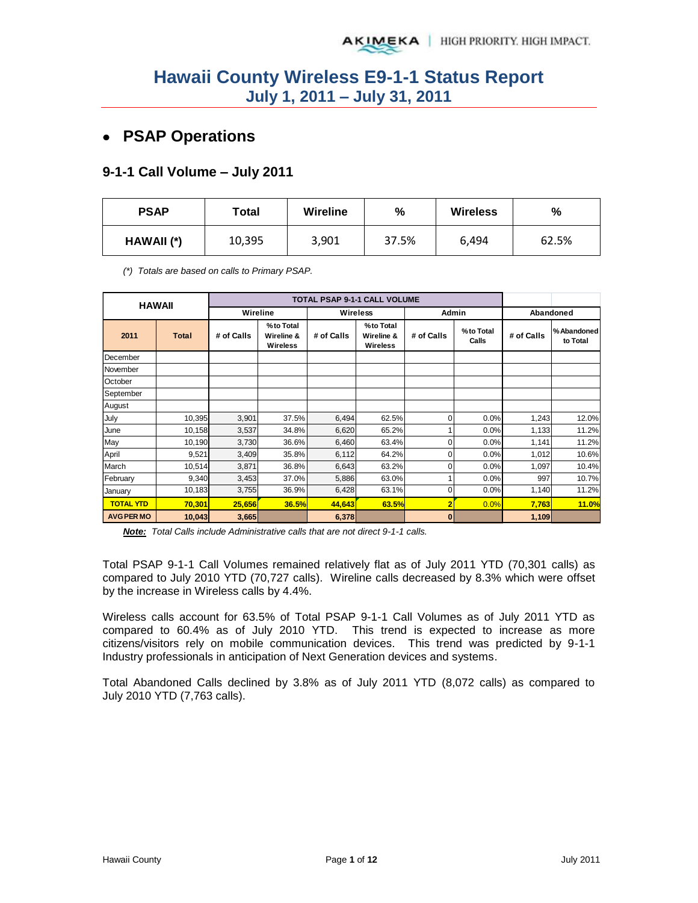# Hawaii County Wireless E9-1-1 Status Report
## July 1, 2011 – July 31, 2011

- **PSAP Operations**

### 9-1-1 Call Volume – July 2011

| PSAP | Total | Wireline | % | Wireless | % |
|---|---|---|---|---|---|
| HAWAII (*) | 10,395 | 3,901 | 37.5% | 6,494 | 62.5% |

*(*) Totals are based on calls to Primary PSAP.*

| HAWAII | | TOTAL PSAP 9-1-1 CALL VOLUME | | | | | | | |
|---|---|---|---|---|---|---|---|---|---|
| | | Wireline | | Wireless | | Admin | | Abandoned | |
| 2011 | Total | # of Calls | % to Total Wireline & Wireless | # of Calls | % to Total Wireline & Wireless | # of Calls | % to Total Calls | # of Calls | % Abandoned to Total |
| December | | | | | | | | | |
| November | | | | | | | | | |
| October | | | | | | | | | |
| September | | | | | | | | | |
| August | | | | | | | | | |
| July | 10,395 | 3,901 | 37.5% | 6,494 | 62.5% | 0 | 0.0% | 1,243 | 12.0% |
| June | 10,158 | 3,537 | 34.8% | 6,620 | 65.2% | 1 | 0.0% | 1,133 | 11.2% |
| May | 10,190 | 3,730 | 36.6% | 6,460 | 63.4% | 0 | 0.0% | 1,141 | 11.2% |
| April | 9,521 | 3,409 | 35.8% | 6,112 | 64.2% | 0 | 0.0% | 1,012 | 10.6% |
| March | 10,514 | 3,871 | 36.8% | 6,643 | 63.2% | 0 | 0.0% | 1,097 | 10.4% |
| February | 9,340 | 3,453 | 37.0% | 5,886 | 63.0% | 1 | 0.0% | 997 | 10.7% |
| January | 10,183 | 3,755 | 36.9% | 6,428 | 63.1% | 0 | 0.0% | 1,140 | 11.2% |
| **TOTAL YTD** | **70,301** | **25,656** | **36.5%** | **44,643** | **63.5%** | **2** | 0.0% | **7,763** | **11.0%** |
| **AVG PER MO** | **10,043** | **3,665** | | **6,378** | | **0** | | **1,109** | |

***Note:*** *Total Calls include Administrative calls that are not direct 9-1-1 calls.*

Total PSAP 9-1-1 Call Volumes remained relatively flat as of July 2011 YTD (70,301 calls) as compared to July 2010 YTD (70,727 calls). Wireline calls decreased by 8.3% which were offset by the increase in Wireless calls by 4.4%.

Wireless calls account for 63.5% of Total PSAP 9-1-1 Call Volumes as of July 2011 YTD as compared to 60.4% as of July 2010 YTD. This trend is expected to increase as more citizens/visitors rely on mobile communication devices. This trend was predicted by 9-1-1 Industry professionals in anticipation of Next Generation devices and systems.

Total Abandoned Calls declined by 3.8% as of July 2011 YTD (8,072 calls) as compared to July 2010 YTD (7,763 calls).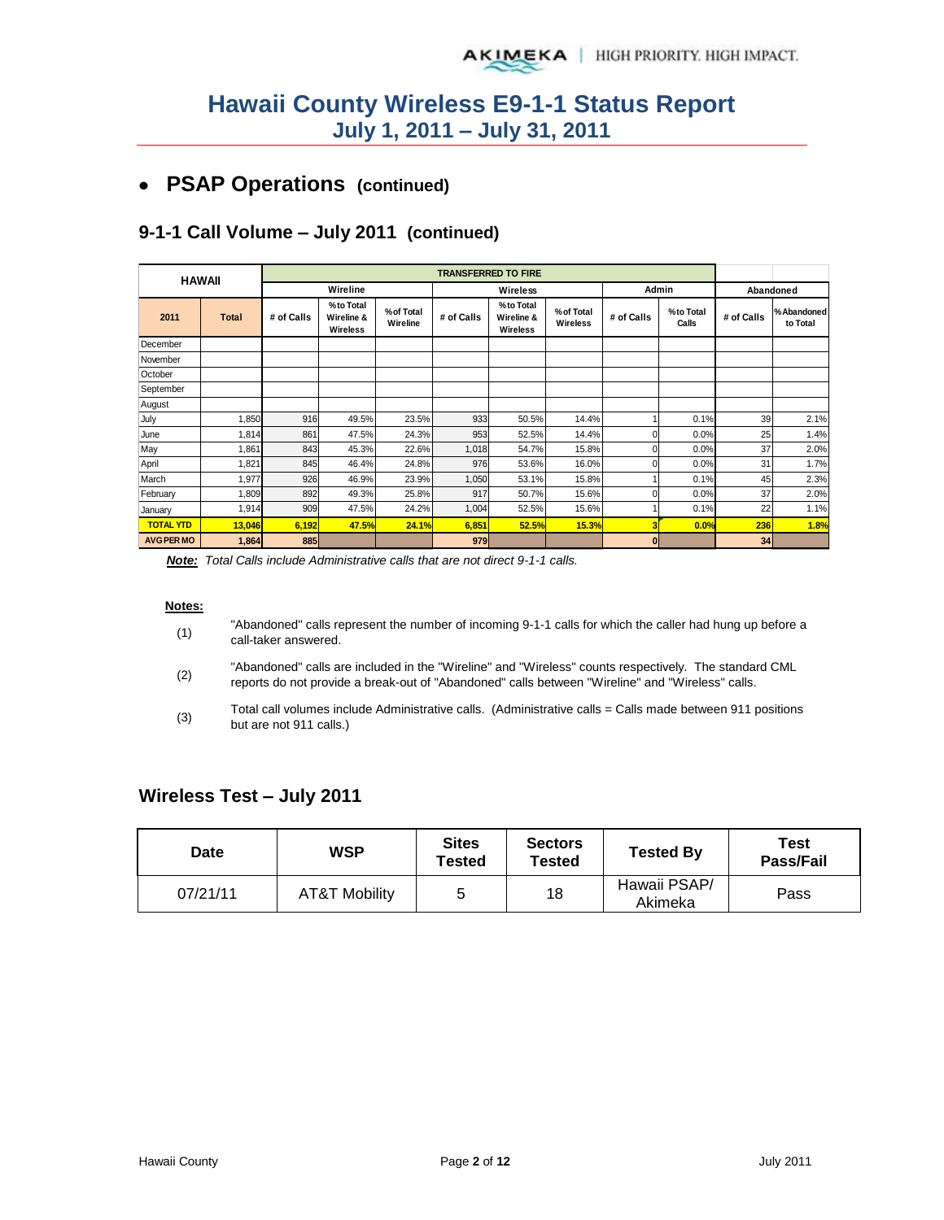# Hawaii County Wireless E9-1-1 Status Report
## July 1, 2011 – July 31, 2011

- **PSAP Operations (continued)**

### 9-1-1 Call Volume – July 2011 (continued)

| HAWAII | | TRANSFERRED TO FIRE | | | | | | | | | |
|---|---|---|---|---|---|---|---|---|---|---|---|
| | | Wireline | | | Wireless | | | Admin | | Abandoned | |
| 2011 | Total | # of Calls | % to Total Wireline & Wireless | % of Total Wireline | # of Calls | % to Total Wireline & Wireless | % of Total Wireless | # of Calls | % to Total Calls | # of Calls | % Abandoned to Total |
| December | | | | | | | | | | | |
| November | | | | | | | | | | | |
| October | | | | | | | | | | | |
| September | | | | | | | | | | | |
| August | | | | | | | | | | | |
| July | 1,850 | 916 | 49.5% | 23.5% | 933 | 50.5% | 14.4% | 1 | 0.1% | 39 | 2.1% |
| June | 1,814 | 861 | 47.5% | 24.3% | 953 | 52.5% | 14.4% | 0 | 0.0% | 25 | 1.4% |
| May | 1,861 | 843 | 45.3% | 22.6% | 1,018 | 54.7% | 15.8% | 0 | 0.0% | 37 | 2.0% |
| April | 1,821 | 845 | 46.4% | 24.8% | 976 | 53.6% | 16.0% | 0 | 0.0% | 31 | 1.7% |
| March | 1,977 | 926 | 46.9% | 23.9% | 1,050 | 53.1% | 15.8% | 1 | 0.1% | 45 | 2.3% |
| February | 1,809 | 892 | 49.3% | 25.8% | 917 | 50.7% | 15.6% | 0 | 0.0% | 37 | 2.0% |
| January | 1,914 | 909 | 47.5% | 24.2% | 1,004 | 52.5% | 15.6% | 1 | 0.1% | 22 | 1.1% |
| **TOTAL YTD** | **13,046** | **6,192** | **47.5%** | **24.1%** | **6,851** | **52.5%** | **15.3%** | **3** | **0.0%** | **236** | **1.8%** |
| **AVG PER MO** | **1,864** | **885** | | | **979** | | | **0** | | **34** | |

***Note:*** *Total Calls include Administrative calls that are not direct 9-1-1 calls.*

**Notes:**

(1) "Abandoned" calls represent the number of incoming 9-1-1 calls for which the caller had hung up before a call-taker answered.

(2) "Abandoned" calls are included in the "Wireline" and "Wireless" counts respectively. The standard CML reports do not provide a break-out of "Abandoned" calls between "Wireline" and "Wireless" calls.

(3) Total call volumes include Administrative calls. (Administrative calls = Calls made between 911 positions but are not 911 calls.)

### Wireless Test – July 2011

| Date | WSP | Sites Tested | Sectors Tested | Tested By | Test Pass/Fail |
|---|---|---|---|---|---|
| 07/21/11 | AT&T Mobility | 5 | 18 | Hawaii PSAP/ Akimeka | Pass |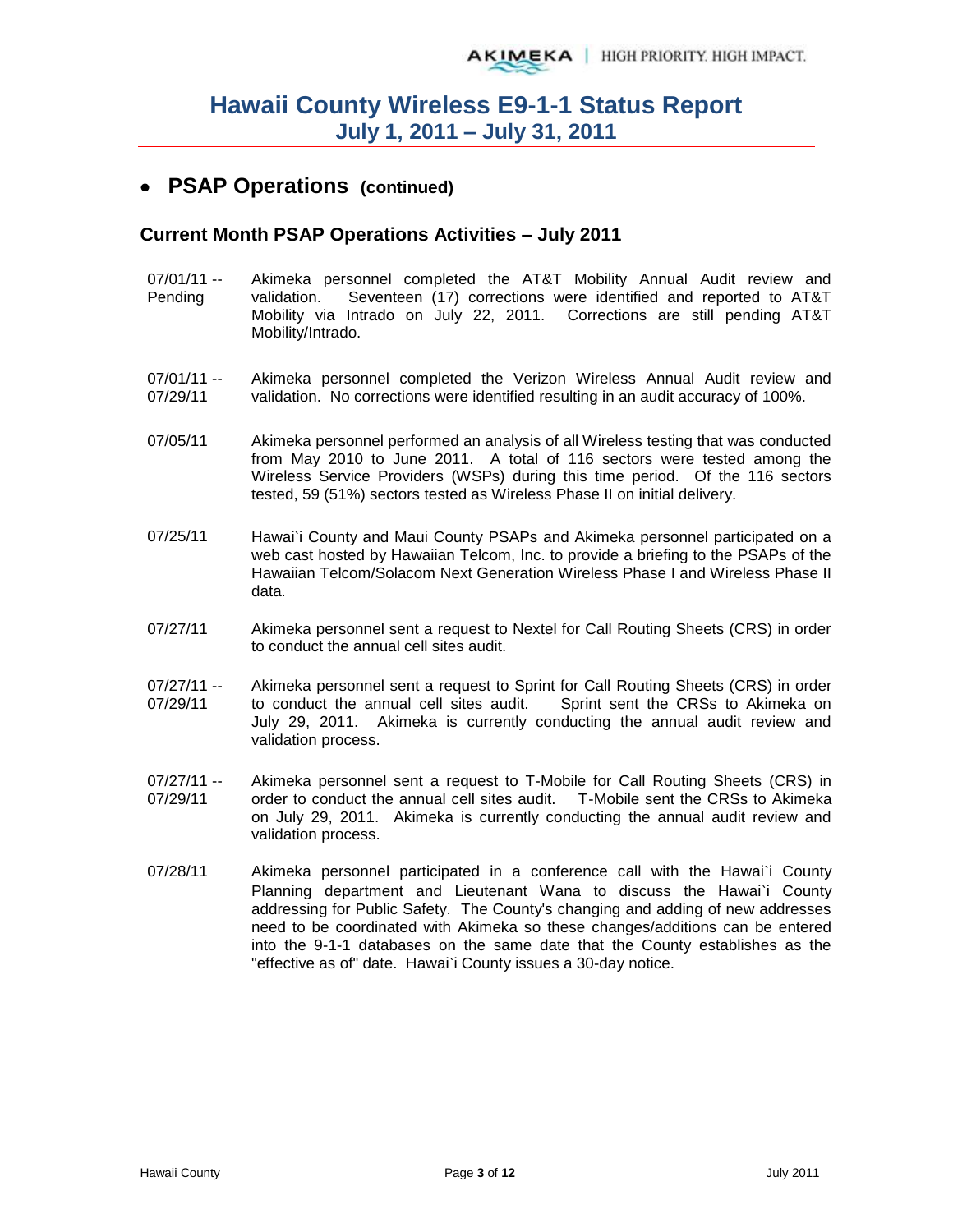# Hawaii County Wireless E9-1-1 Status Report
## July 1, 2011 – July 31, 2011

- ## PSAP Operations (continued)

### Current Month PSAP Operations Activities – July 2011

| | |
|---|---|
| 07/01/11 -- Pending | Akimeka personnel completed the AT&T Mobility Annual Audit review and validation. Seventeen (17) corrections were identified and reported to AT&T Mobility via Intrado on July 22, 2011. Corrections are still pending AT&T Mobility/Intrado. |
| 07/01/11 -- 07/29/11 | Akimeka personnel completed the Verizon Wireless Annual Audit review and validation. No corrections were identified resulting in an audit accuracy of 100%. |
| 07/05/11 | Akimeka personnel performed an analysis of all Wireless testing that was conducted from May 2010 to June 2011. A total of 116 sectors were tested among the Wireless Service Providers (WSPs) during this time period. Of the 116 sectors tested, 59 (51%) sectors tested as Wireless Phase II on initial delivery. |
| 07/25/11 | Hawai`i County and Maui County PSAPs and Akimeka personnel participated on a web cast hosted by Hawaiian Telcom, Inc. to provide a briefing to the PSAPs of the Hawaiian Telcom/Solacom Next Generation Wireless Phase I and Wireless Phase II data. |
| 07/27/11 | Akimeka personnel sent a request to Nextel for Call Routing Sheets (CRS) in order to conduct the annual cell sites audit. |
| 07/27/11 -- 07/29/11 | Akimeka personnel sent a request to Sprint for Call Routing Sheets (CRS) in order to conduct the annual cell sites audit. Sprint sent the CRSs to Akimeka on July 29, 2011. Akimeka is currently conducting the annual audit review and validation process. |
| 07/27/11 -- 07/29/11 | Akimeka personnel sent a request to T-Mobile for Call Routing Sheets (CRS) in order to conduct the annual cell sites audit. T-Mobile sent the CRSs to Akimeka on July 29, 2011. Akimeka is currently conducting the annual audit review and validation process. |
| 07/28/11 | Akimeka personnel participated in a conference call with the Hawai`i County Planning department and Lieutenant Wana to discuss the Hawai`i County addressing for Public Safety. The County's changing and adding of new addresses need to be coordinated with Akimeka so these changes/additions can be entered into the 9-1-1 databases on the same date that the County establishes as the "effective as of" date. Hawai`i County issues a 30-day notice. |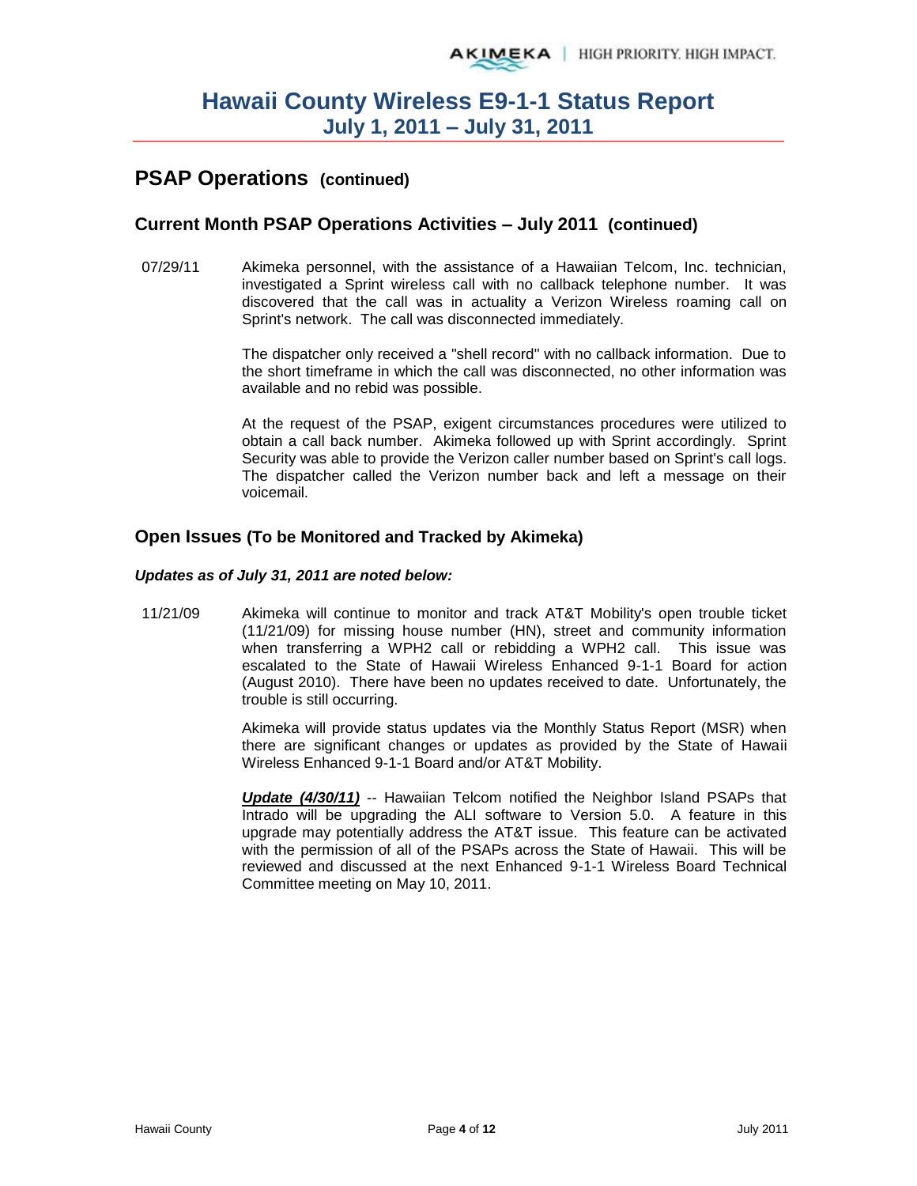# Hawaii County Wireless E9-1-1 Status Report
## July 1, 2011 – July 31, 2011

## PSAP Operations (continued)

### Current Month PSAP Operations Activities – July 2011 (continued)

07/29/11 Akimeka personnel, with the assistance of a Hawaiian Telcom, Inc. technician, investigated a Sprint wireless call with no callback telephone number. It was discovered that the call was in actuality a Verizon Wireless roaming call on Sprint's network. The call was disconnected immediately.

The dispatcher only received a "shell record" with no callback information. Due to the short timeframe in which the call was disconnected, no other information was available and no rebid was possible.

At the request of the PSAP, exigent circumstances procedures were utilized to obtain a call back number. Akimeka followed up with Sprint accordingly. Sprint Security was able to provide the Verizon caller number based on Sprint's call logs. The dispatcher called the Verizon number back and left a message on their voicemail.

### Open Issues (To be Monitored and Tracked by Akimeka)

***Updates as of July 31, 2011 are noted below:***

11/21/09 Akimeka will continue to monitor and track AT&T Mobility's open trouble ticket (11/21/09) for missing house number (HN), street and community information when transferring a WPH2 call or rebidding a WPH2 call. This issue was escalated to the State of Hawaii Wireless Enhanced 9-1-1 Board for action (August 2010). There have been no updates received to date. Unfortunately, the trouble is still occurring.

Akimeka will provide status updates via the Monthly Status Report (MSR) when there are significant changes or updates as provided by the State of Hawaii Wireless Enhanced 9-1-1 Board and/or AT&T Mobility.

***Update (4/30/11)*** -- Hawaiian Telcom notified the Neighbor Island PSAPs that Intrado will be upgrading the ALI software to Version 5.0. A feature in this upgrade may potentially address the AT&T issue. This feature can be activated with the permission of all of the PSAPs across the State of Hawaii. This will be reviewed and discussed at the next Enhanced 9-1-1 Wireless Board Technical Committee meeting on May 10, 2011.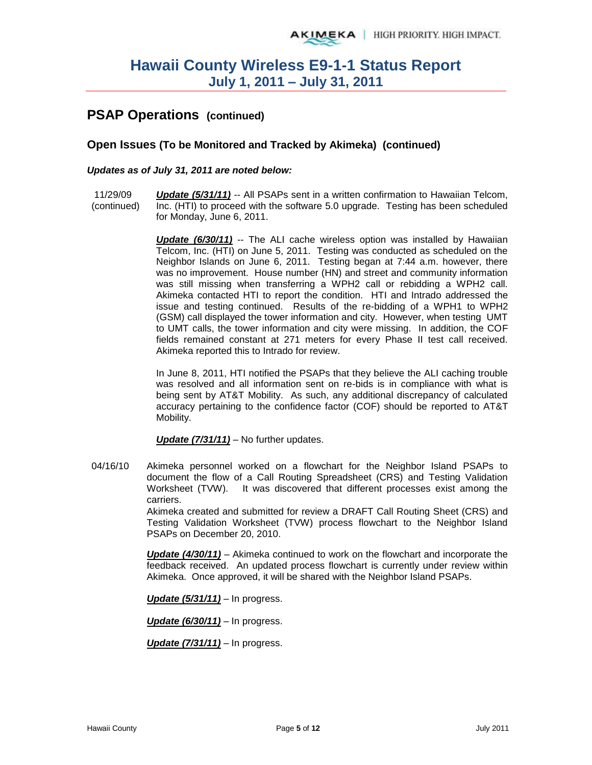# Hawaii County Wireless E9-1-1 Status Report
## July 1, 2011 – July 31, 2011

## PSAP Operations (continued)

### Open Issues (To be Monitored and Tracked by Akimeka) (continued)

***Updates as of July 31, 2011 are noted below:***

11/29/09 (continued)

***Update (5/31/11)*** -- All PSAPs sent in a written confirmation to Hawaiian Telcom, Inc. (HTI) to proceed with the software 5.0 upgrade. Testing has been scheduled for Monday, June 6, 2011.

***Update (6/30/11)*** -- The ALI cache wireless option was installed by Hawaiian Telcom, Inc. (HTI) on June 5, 2011. Testing was conducted as scheduled on the Neighbor Islands on June 6, 2011. Testing began at 7:44 a.m. however, there was no improvement. House number (HN) and street and community information was still missing when transferring a WPH2 call or rebidding a WPH2 call. Akimeka contacted HTI to report the condition. HTI and Intrado addressed the issue and testing continued. Results of the re-bidding of a WPH1 to WPH2 (GSM) call displayed the tower information and city. However, when testing UMT to UMT calls, the tower information and city were missing. In addition, the COF fields remained constant at 271 meters for every Phase II test call received. Akimeka reported this to Intrado for review.

In June 8, 2011, HTI notified the PSAPs that they believe the ALI caching trouble was resolved and all information sent on re-bids is in compliance with what is being sent by AT&T Mobility. As such, any additional discrepancy of calculated accuracy pertaining to the confidence factor (COF) should be reported to AT&T Mobility.

***Update (7/31/11)*** – No further updates.

04/16/10

Akimeka personnel worked on a flowchart for the Neighbor Island PSAPs to document the flow of a Call Routing Spreadsheet (CRS) and Testing Validation Worksheet (TVW). It was discovered that different processes exist among the carriers.

Akimeka created and submitted for review a DRAFT Call Routing Sheet (CRS) and Testing Validation Worksheet (TVW) process flowchart to the Neighbor Island PSAPs on December 20, 2010.

***Update (4/30/11)*** – Akimeka continued to work on the flowchart and incorporate the feedback received. An updated process flowchart is currently under review within Akimeka. Once approved, it will be shared with the Neighbor Island PSAPs.

***Update (5/31/11)*** – In progress.

***Update (6/30/11)*** – In progress.

***Update (7/31/11)*** – In progress.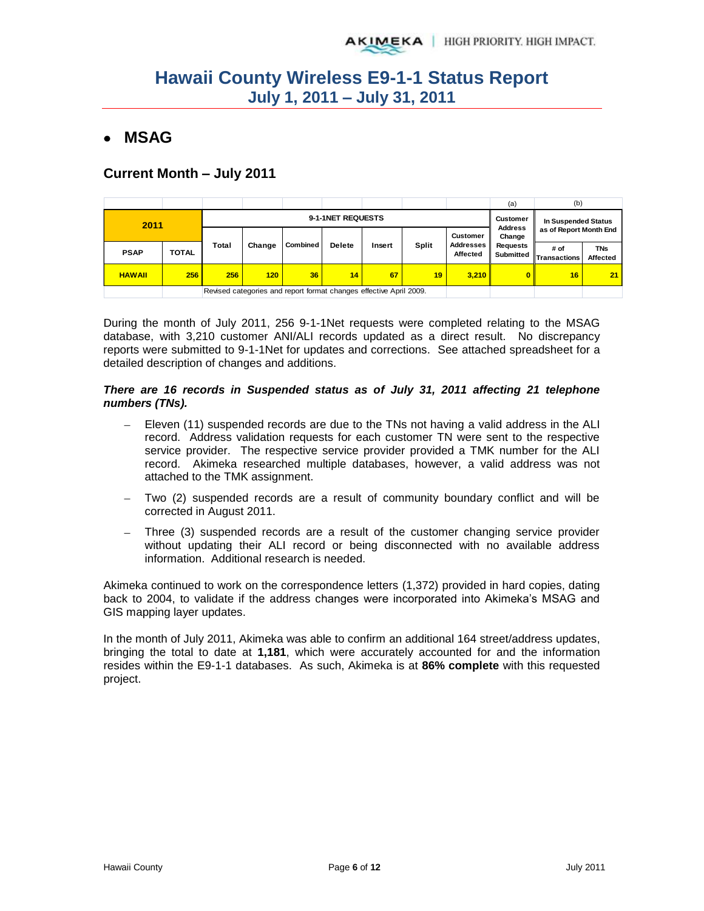# Hawaii County Wireless E9-1-1 Status Report
## July 1, 2011 – July 31, 2011

- ## MSAG

### Current Month – July 2011

| | | | | | | | | | (a) | (b) | |
|---|---|---|---|---|---|---|---|---|---|---|---|
| 2011 | | 9-1-1NET REQUESTS | | | | | | | Customer Address Change Requests Submitted | In Suspended Status as of Report Month End | |
| PSAP | TOTAL | Total | Change | Combined | Delete | Insert | Split | Customer Addresses Affected | | # of Transactions | TNs Affected |
| HAWAII | 256 | 256 | 120 | 36 | 14 | 67 | 19 | 3,210 | 0 | 16 | 21 |
| | | Revised categories and report format changes effective April 2009. | | | | | | | | | |

During the month of July 2011, 256 9-1-1Net requests were completed relating to the MSAG database, with 3,210 customer ANI/ALI records updated as a direct result. No discrepancy reports were submitted to 9-1-1Net for updates and corrections. See attached spreadsheet for a detailed description of changes and additions.

***There are 16 records in Suspended status as of July 31, 2011 affecting 21 telephone numbers (TNs).***

- Eleven (11) suspended records are due to the TNs not having a valid address in the ALI record. Address validation requests for each customer TN were sent to the respective service provider. The respective service provider provided a TMK number for the ALI record. Akimeka researched multiple databases, however, a valid address was not attached to the TMK assignment.
- Two (2) suspended records are a result of community boundary conflict and will be corrected in August 2011.
- Three (3) suspended records are a result of the customer changing service provider without updating their ALI record or being disconnected with no available address information. Additional research is needed.

Akimeka continued to work on the correspondence letters (1,372) provided in hard copies, dating back to 2004, to validate if the address changes were incorporated into Akimeka's MSAG and GIS mapping layer updates.

In the month of July 2011, Akimeka was able to confirm an additional 164 street/address updates, bringing the total to date at **1,181**, which were accurately accounted for and the information resides within the E9-1-1 databases. As such, Akimeka is at **86% complete** with this requested project.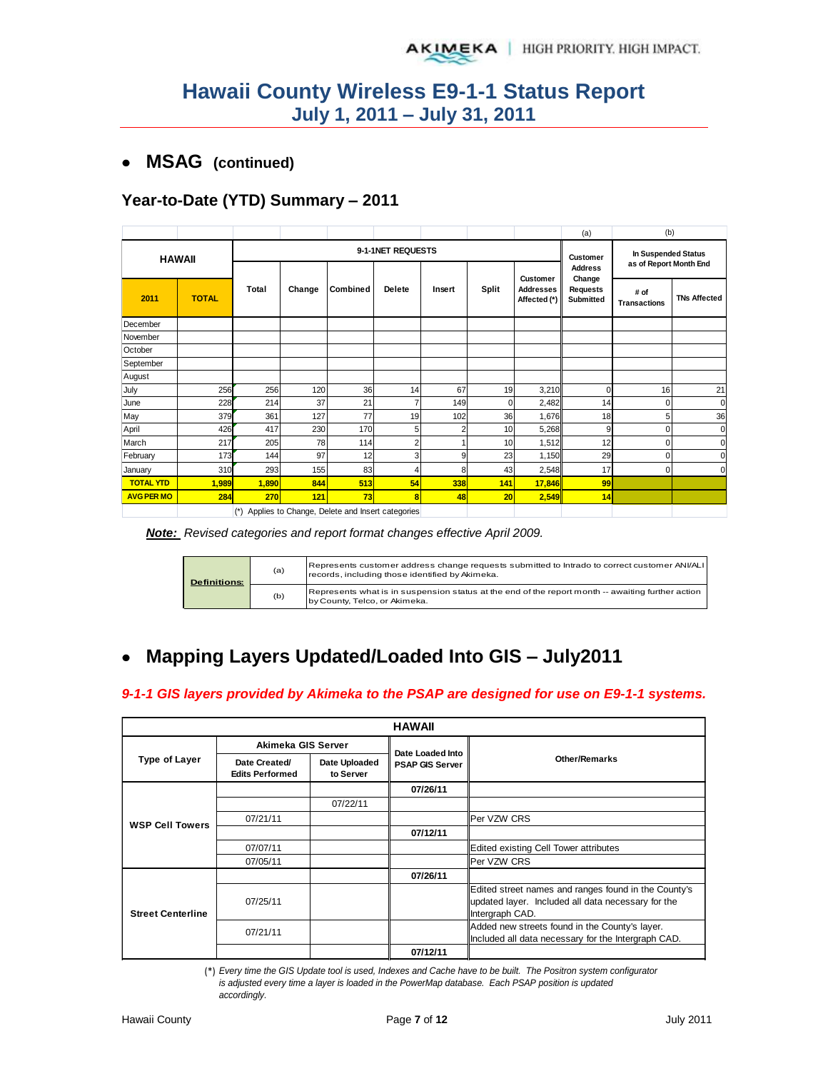# Hawaii County Wireless E9-1-1 Status Report
## July 1, 2011 – July 31, 2011

- **MSAG (continued)**

### Year-to-Date (YTD) Summary – 2011

| HAWAII | | 9-1-1NET REQUESTS | | | | | | | (a) Customer Address Change Requests Submitted | (b) In Suspended Status as of Report Month End | |
|---|---|---|---|---|---|---|---|---|---|---|---|
| 2011 | TOTAL | Total | Change | Combined | Delete | Insert | Split | Customer Addresses Affected (*) | | # of Transactions | TNs Affected |
| December | | | | | | | | | | | |
| November | | | | | | | | | | | |
| October | | | | | | | | | | | |
| September | | | | | | | | | | | |
| August | | | | | | | | | | | |
| July | 256 | 256 | 120 | 36 | 14 | 67 | 19 | 3,210 | 0 | 16 | 21 |
| June | 228 | 214 | 37 | 21 | 7 | 149 | 0 | 2,482 | 14 | 0 | 0 |
| May | 379 | 361 | 127 | 77 | 19 | 102 | 36 | 1,676 | 18 | 5 | 36 |
| April | 426 | 417 | 230 | 170 | 5 | 2 | 10 | 5,268 | 9 | 0 | 0 |
| March | 217 | 205 | 78 | 114 | 2 | 1 | 10 | 1,512 | 12 | 0 | 0 |
| February | 173 | 144 | 97 | 12 | 3 | 9 | 23 | 1,150 | 29 | 0 | 0 |
| January | 310 | 293 | 155 | 83 | 4 | 8 | 43 | 2,548 | 17 | 0 | 0 |
| **TOTAL YTD** | **1,989** | **1,890** | **844** | **513** | **54** | **338** | **141** | **17,846** | **99** | | |
| **AVG PER MO** | **284** | **270** | **121** | **73** | **8** | **48** | **20** | **2,549** | **14** | | |

(*) Applies to Change, Delete and Insert categories

***Note:*** *Revised categories and report format changes effective April 2009.*

| Definitions: | | |
|---|---|---|
| | (a) | Represents customer address change requests submitted to Intrado to correct customer ANI/ALI records, including those identified by Akimeka. |
| | (b) | Represents what is in suspension status at the end of the report month -- awaiting further action by County, Telco, or Akimeka. |

- **Mapping Layers Updated/Loaded Into GIS – July2011**

***9-1-1 GIS layers provided by Akimeka to the PSAP are designed for use on E9-1-1 systems.***

| HAWAII | | | | |
|---|---|---|---|---|
| Type of Layer | Akimeka GIS Server | | Date Loaded Into PSAP GIS Server | Other/Remarks |
| | Date Created/ Edits Performed | Date Uploaded to Server | | |
| WSP Cell Towers | | | **07/26/11** | |
| | | 07/22/11 | | |
| | 07/21/11 | | | Per VZW CRS |
| | | | **07/12/11** | |
| | 07/07/11 | | | Edited existing Cell Tower attributes |
| | 07/05/11 | | | Per VZW CRS |
| Street Centerline | | | **07/26/11** | |
| | 07/25/11 | | | Edited street names and ranges found in the County's updated layer. Included all data necessary for the Intergraph CAD. |
| | 07/21/11 | | | Added new streets found in the County's layer. Included all data necessary for the Intergraph CAD. |
| | | | **07/12/11** | |

(*) *Every time the GIS Update tool is used, Indexes and Cache have to be built. The Positron system configurator is adjusted every time a layer is loaded in the PowerMap database. Each PSAP position is updated accordingly.*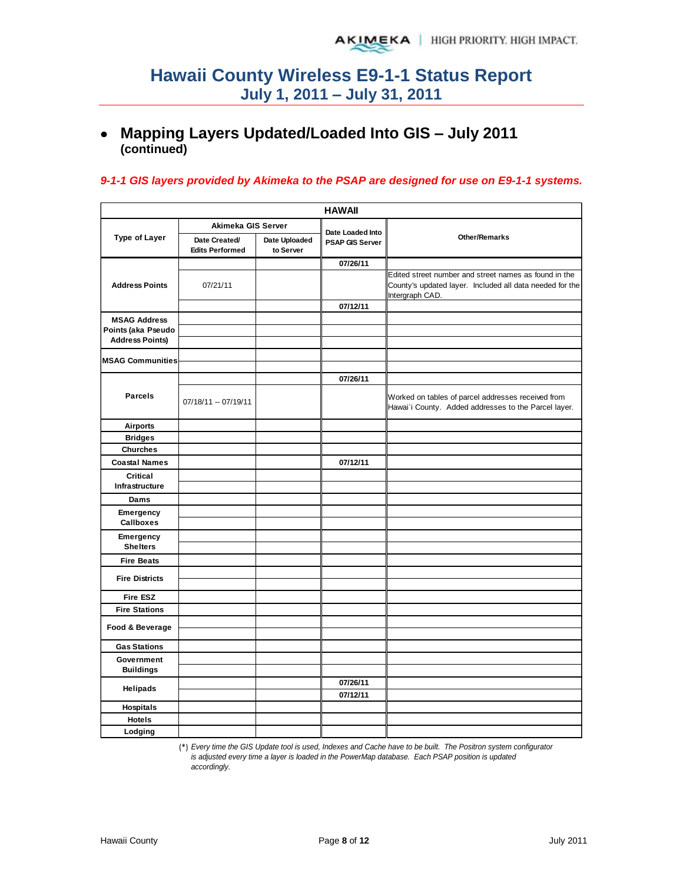# Hawaii County Wireless E9-1-1 Status Report
## July 1, 2011 – July 31, 2011

- **Mapping Layers Updated/Loaded Into GIS – July 2011 (continued)**

*9-1-1 GIS layers provided by Akimeka to the PSAP are designed for use on E9-1-1 systems.*

| HAWAII | | | | |
|---|---|---|---|---|
| Type of Layer | Akimeka GIS Server | | Date Loaded Into PSAP GIS Server | Other/Remarks |
| | Date Created/ Edits Performed | Date Uploaded to Server | | |
| Address Points | | | 07/26/11 | |
| | 07/21/11 | | | Edited street number and street names as found in the County's updated layer. Included all data needed for the Intergraph CAD. |
| | | | 07/12/11 | |
| MSAG Address Points (aka Pseudo Address Points) | | | | |
| | | | | |
| | | | | |
| MSAG Communities | | | | |
| | | | | |
| Parcels | | | 07/26/11 | |
| | 07/18/11 -- 07/19/11 | | | Worked on tables of parcel addresses received from Hawai`i County. Added addresses to the Parcel layer. |
| Airports | | | | |
| Bridges | | | | |
| Churches | | | | |
| Coastal Names | | | 07/12/11 | |
| Critical Infrastructure | | | | |
| | | | | |
| Dams | | | | |
| Emergency Callboxes | | | | |
| | | | | |
| Emergency Shelters | | | | |
| | | | | |
| Fire Beats | | | | |
| Fire Districts | | | | |
| | | | | |
| Fire ESZ | | | | |
| Fire Stations | | | | |
| Food & Beverage | | | | |
| | | | | |
| Gas Stations | | | | |
| Government Buildings | | | | |
| | | | | |
| Helipads | | | 07/26/11 | |
| | | | 07/12/11 | |
| Hospitals | | | | |
| Hotels | | | | |
| Lodging | | | | |

(*) *Every time the GIS Update tool is used, Indexes and Cache have to be built. The Positron system configurator is adjusted every time a layer is loaded in the PowerMap database. Each PSAP position is updated accordingly.*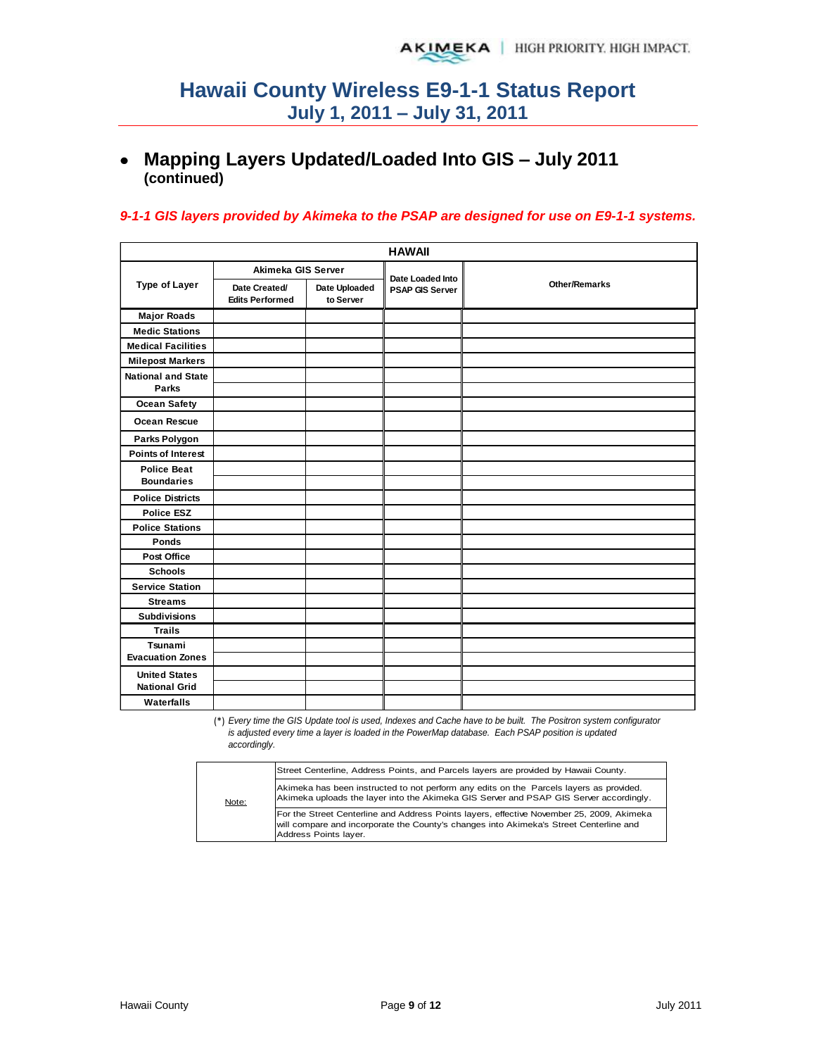# Hawaii County Wireless E9-1-1 Status Report
## July 1, 2011 – July 31, 2011

- **Mapping Layers Updated/Loaded Into GIS – July 2011 (continued)**

*9-1-1 GIS layers provided by Akimeka to the PSAP are designed for use on E9-1-1 systems.*

| HAWAII | | | | |
|---|---|---|---|---|
| Type of Layer | Akimeka GIS Server | | Date Loaded Into PSAP GIS Server | Other/Remarks |
| | Date Created/ Edits Performed | Date Uploaded to Server | | |
| Major Roads | | | | |
| Medic Stations | | | | |
| Medical Facilities | | | | |
| Milepost Markers | | | | |
| National and State Parks | | | | |
| Ocean Safety | | | | |
| Ocean Rescue | | | | |
| Parks Polygon | | | | |
| Points of Interest | | | | |
| Police Beat Boundaries | | | | |
| Police Districts | | | | |
| Police ESZ | | | | |
| Police Stations | | | | |
| Ponds | | | | |
| Post Office | | | | |
| Schools | | | | |
| Service Station | | | | |
| Streams | | | | |
| Subdivisions | | | | |
| Trails | | | | |
| Tsunami Evacuation Zones | | | | |
| United States National Grid | | | | |
| Waterfalls | | | | |

(*) *Every time the GIS Update tool is used, Indexes and Cache have to be built. The Positron system configurator is adjusted every time a layer is loaded in the PowerMap database. Each PSAP position is updated accordingly.*

| | |
|---|---|
| Note: | Street Centerline, Address Points, and Parcels layers are provided by Hawaii County. |
| | Akimeka has been instructed to not perform any edits on the Parcels layers as provided. Akimeka uploads the layer into the Akimeka GIS Server and PSAP GIS Server accordingly. |
| | For the Street Centerline and Address Points layers, effective November 25, 2009, Akimeka will compare and incorporate the County's changes into Akimeka's Street Centerline and Address Points layer. |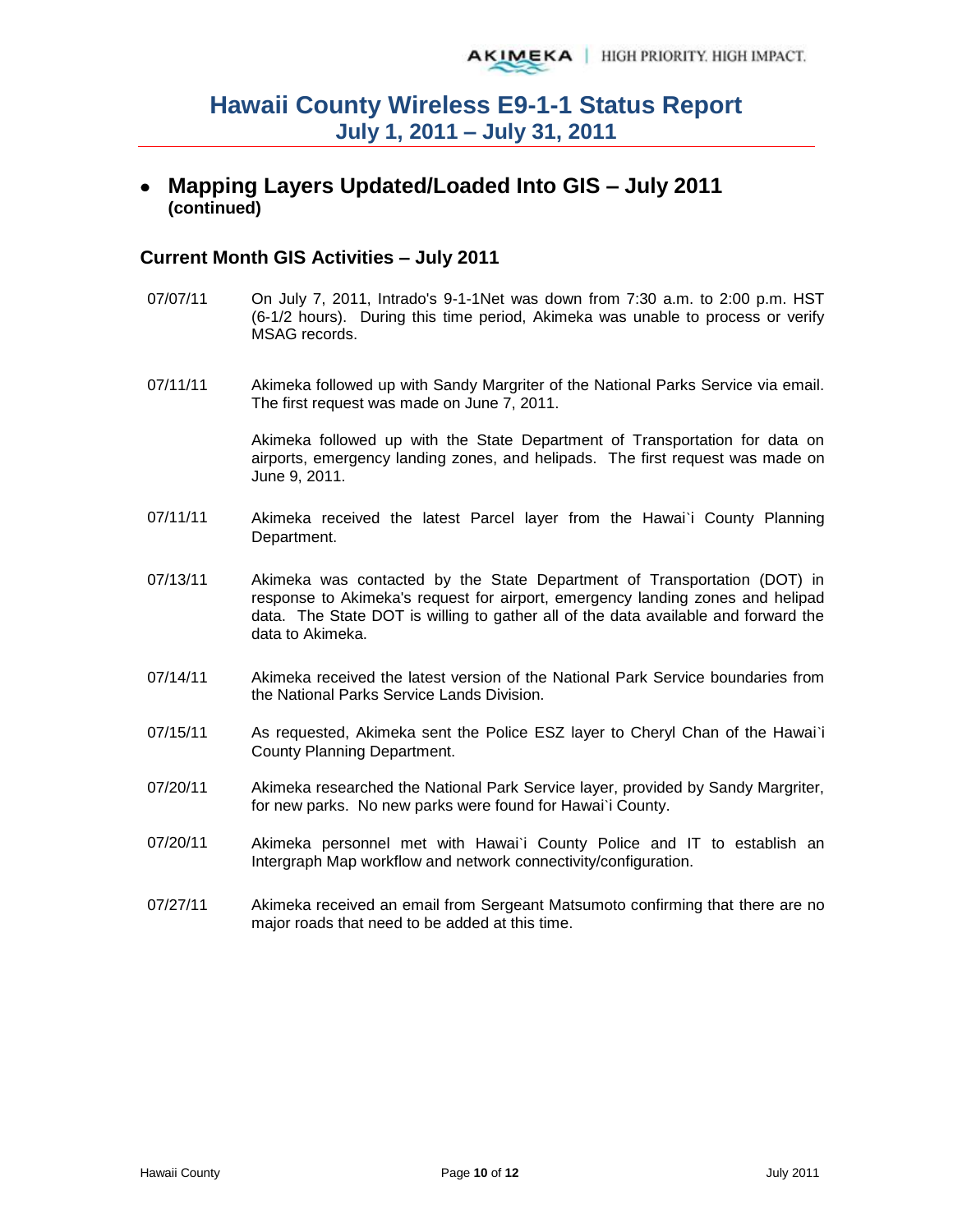- **Mapping Layers Updated/Loaded Into GIS – July 2011 (continued)**

### Current Month GIS Activities – July 2011

| | |
|---|---|
| 07/07/11 | On July 7, 2011, Intrado's 9-1-1Net was down from 7:30 a.m. to 2:00 p.m. HST (6-1/2 hours). During this time period, Akimeka was unable to process or verify MSAG records. |
| 07/11/11 | Akimeka followed up with Sandy Margriter of the National Parks Service via email. The first request was made on June 7, 2011. |
| | Akimeka followed up with the State Department of Transportation for data on airports, emergency landing zones, and helipads. The first request was made on June 9, 2011. |
| 07/11/11 | Akimeka received the latest Parcel layer from the Hawai`i County Planning Department. |
| 07/13/11 | Akimeka was contacted by the State Department of Transportation (DOT) in response to Akimeka's request for airport, emergency landing zones and helipad data. The State DOT is willing to gather all of the data available and forward the data to Akimeka. |
| 07/14/11 | Akimeka received the latest version of the National Park Service boundaries from the National Parks Service Lands Division. |
| 07/15/11 | As requested, Akimeka sent the Police ESZ layer to Cheryl Chan of the Hawai`i County Planning Department. |
| 07/20/11 | Akimeka researched the National Park Service layer, provided by Sandy Margriter, for new parks. No new parks were found for Hawai`i County. |
| 07/20/11 | Akimeka personnel met with Hawai`i County Police and IT to establish an Intergraph Map workflow and network connectivity/configuration. |
| 07/27/11 | Akimeka received an email from Sergeant Matsumoto confirming that there are no major roads that need to be added at this time. |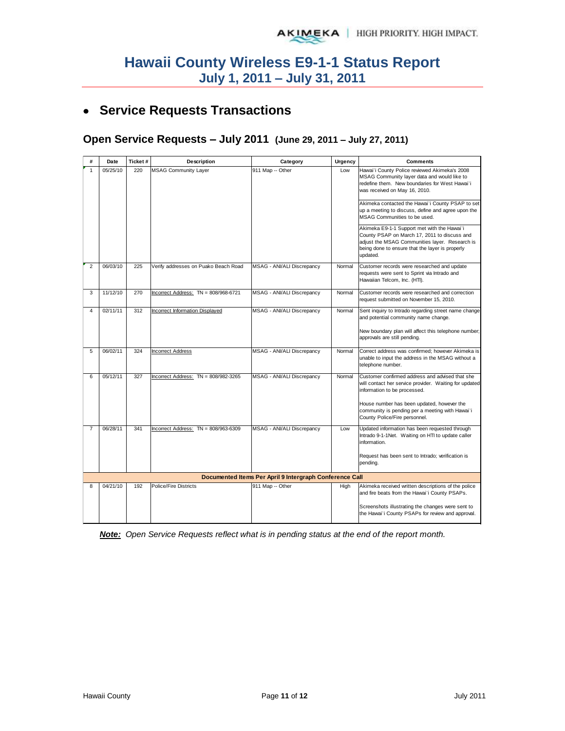# Hawaii County Wireless E9-1-1 Status Report
## July 1, 2011 – July 31, 2011

- **Service Requests Transactions**

### Open Service Requests – July 2011 (June 29, 2011 – July 27, 2011)

| # | Date | Ticket # | Description | Category | Urgency | Comments |
|---|---|---|---|---|---|---|
| 1 | 05/25/10 | 220 | MSAG Community Layer | 911 Map -- Other | Low | Hawai`i County Police reviewed Akimeka's 2008 MSAG Community layer data and would like to redefine them. New boundaries for West Hawai`i was received on May 16, 2010.<br><br>Akimeka contacted the Hawai`i County PSAP to set up a meeting to discuss, define and agree upon the MSAG Communities to be used.<br><br>Akimeka E9-1-1 Support met with the Hawai`i County PSAP on March 17, 2011 to discuss and adjust the MSAG Communities layer. Research is being done to ensure that the layer is properly updated. |
| 2 | 06/03/10 | 225 | Verify addresses on Puako Beach Road | MSAG - ANI/ALI Discrepancy | Normal | Customer records were researched and update requests were sent to Sprint via Intrado and Hawaiian Telcom, Inc. (HTI). |
| 3 | 11/12/10 | 270 | Incorrect Address: TN = 808/968-6721 | MSAG - ANI/ALI Discrepancy | Normal | Customer records were researched and correction request submitted on November 15, 2010. |
| 4 | 02/11/11 | 312 | Incorrect Information Displayed | MSAG - ANI/ALI Discrepancy | Normal | Sent inquiry to Intrado regarding street name change and potential community name change.<br><br>New boundary plan will affect this telephone number; approvals are still pending. |
| 5 | 06/02/11 | 324 | Incorrect Address | MSAG - ANI/ALI Discrepancy | Normal | Correct address was confirmed; however Akimeka is unable to input the address in the MSAG without a telephone number. |
| 6 | 05/12/11 | 327 | Incorrect Address: TN = 808/982-3265 | MSAG - ANI/ALI Discrepancy | Normal | Customer confirmed address and advised that she will contact her service provider. Waiting for updated information to be processed.<br><br>House number has been updated, however the community is pending per a meeting with Hawai`i County Police/Fire personnel. |
| 7 | 06/28/11 | 341 | Incorrect Address: TN = 808/963-6309 | MSAG - ANI/ALI Discrepancy | Low | Updated information has been requested through Intrado 9-1-1Net. Waiting on HTI to update caller information.<br><br>Request has been sent to Intrado; verification is pending. |
| **Documented Items Per April 9 Intergraph Conference Call** | | | | | | |
| 8 | 04/21/10 | 192 | Police/Fire Districts | 911 Map -- Other | High | Akimeka received written descriptions of the police and fire beats from the Hawai`i County PSAPs.<br><br>Screenshots illustrating the changes were sent to the Hawai`i County PSAPs for review and approval. |

***Note:*** *Open Service Requests reflect what is in pending status at the end of the report month.*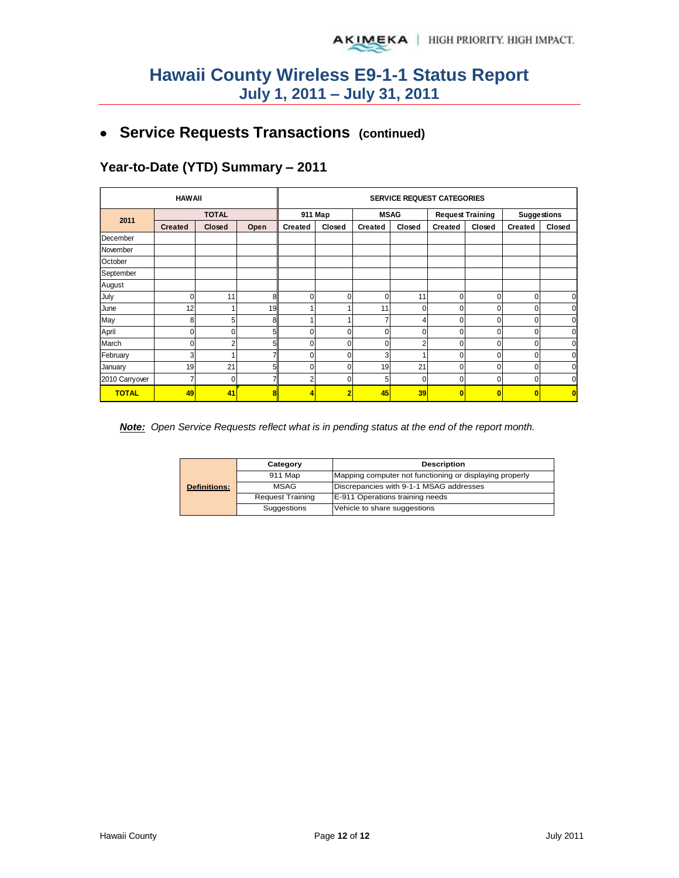# Hawaii County Wireless E9-1-1 Status Report
## July 1, 2011 – July 31, 2011

- **Service Requests Transactions (continued)**

### Year-to-Date (YTD) Summary – 2011

| HAWAII | | | | SERVICE REQUEST CATEGORIES | | | | | | | |
|---|---|---|---|---|---|---|---|---|---|---|---|
| 2011 | TOTAL | | | 911 Map | | MSAG | | Request Training | | Suggestions | |
| | Created | Closed | Open | Created | Closed | Created | Closed | Created | Closed | Created | Closed |
| December | | | | | | | | | | | |
| November | | | | | | | | | | | |
| October | | | | | | | | | | | |
| September | | | | | | | | | | | |
| August | | | | | | | | | | | |
| July | 0 | 11 | 8 | 0 | 0 | 0 | 11 | 0 | 0 | 0 | 0 |
| June | 12 | 1 | 19 | 1 | 1 | 11 | 0 | 0 | 0 | 0 | 0 |
| May | 8 | 5 | 8 | 1 | 1 | 7 | 4 | 0 | 0 | 0 | 0 |
| April | 0 | 0 | 5 | 0 | 0 | 0 | 0 | 0 | 0 | 0 | 0 |
| March | 0 | 2 | 5 | 0 | 0 | 0 | 2 | 0 | 0 | 0 | 0 |
| February | 3 | 1 | 7 | 0 | 0 | 3 | 1 | 0 | 0 | 0 | 0 |
| January | 19 | 21 | 5 | 0 | 0 | 19 | 21 | 0 | 0 | 0 | 0 |
| 2010 Carryover | 7 | 0 | 7 | 2 | 0 | 5 | 0 | 0 | 0 | 0 | 0 |
| **TOTAL** | **49** | **41** | **8** | **4** | **2** | **45** | **39** | **0** | **0** | **0** | **0** |

***Note:*** *Open Service Requests reflect what is in pending status at the end of the report month.*

| | Category | Description |
|---|---|---|
| **Definitions:** | 911 Map | Mapping computer not functioning or displaying properly |
| | MSAG | Discrepancies with 9-1-1 MSAG addresses |
| | Request Training | E-911 Operations training needs |
| | Suggestions | Vehicle to share suggestions |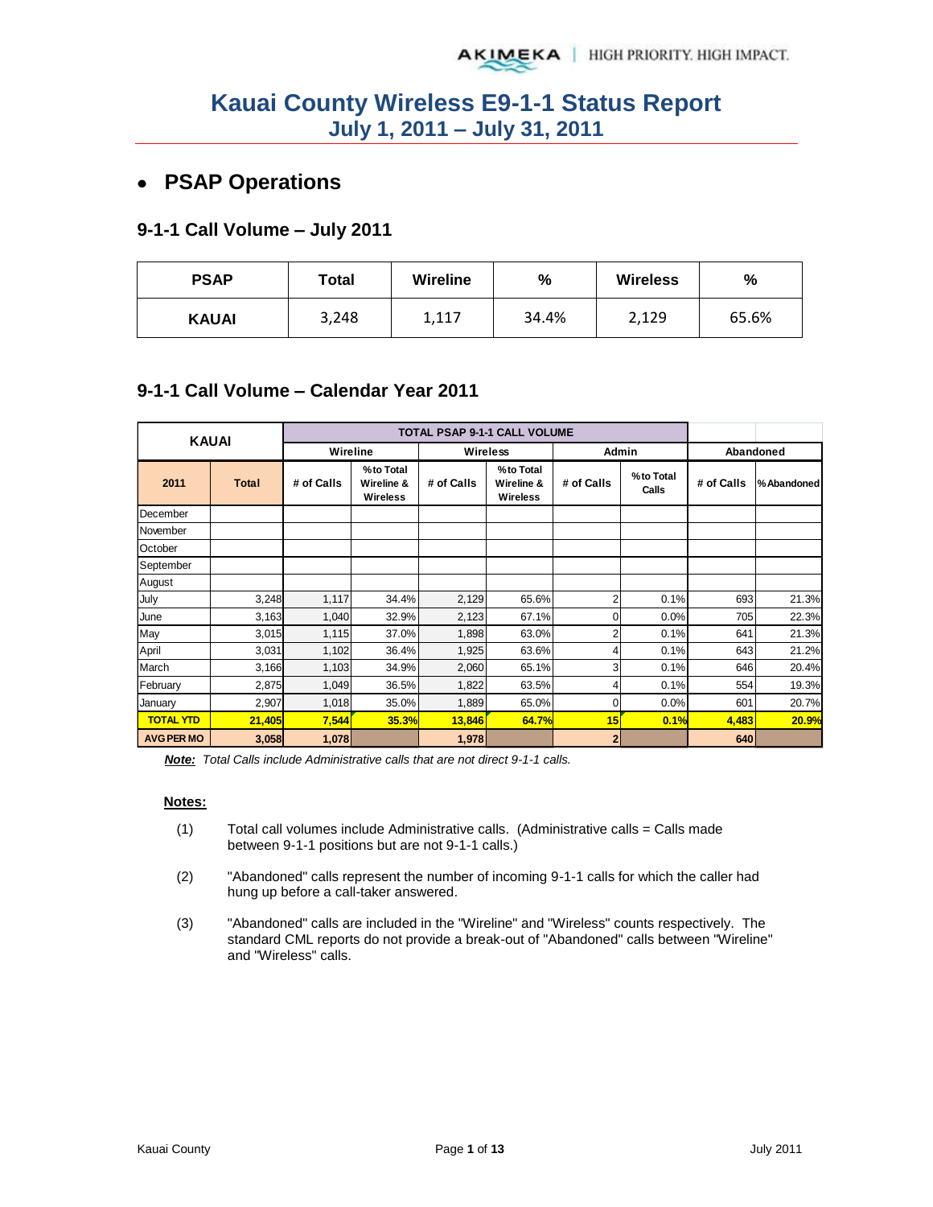# Kauai County Wireless E9-1-1 Status Report
## July 1, 2011 – July 31, 2011

- **PSAP Operations**

### 9-1-1 Call Volume – July 2011

| PSAP | Total | Wireline | % | Wireless | % |
|---|---|---|---|---|---|
| KAUAI | 3,248 | 1,117 | 34.4% | 2,129 | 65.6% |

### 9-1-1 Call Volume – Calendar Year 2011

| KAUAI | | TOTAL PSAP 9-1-1 CALL VOLUME | | | | | | | |
|---|---|---|---|---|---|---|---|---|---|
| | | Wireline | | Wireless | | Admin | | Abandoned | |
| 2011 | Total | # of Calls | % to Total Wireline & Wireless | # of Calls | % to Total Wireline & Wireless | # of Calls | % to Total Calls | # of Calls | % Abandoned |
| December | | | | | | | | | |
| November | | | | | | | | | |
| October | | | | | | | | | |
| September | | | | | | | | | |
| August | | | | | | | | | |
| July | 3,248 | 1,117 | 34.4% | 2,129 | 65.6% | 2 | 0.1% | 693 | 21.3% |
| June | 3,163 | 1,040 | 32.9% | 2,123 | 67.1% | 0 | 0.0% | 705 | 22.3% |
| May | 3,015 | 1,115 | 37.0% | 1,898 | 63.0% | 2 | 0.1% | 641 | 21.3% |
| April | 3,031 | 1,102 | 36.4% | 1,925 | 63.6% | 4 | 0.1% | 643 | 21.2% |
| March | 3,166 | 1,103 | 34.9% | 2,060 | 65.1% | 3 | 0.1% | 646 | 20.4% |
| February | 2,875 | 1,049 | 36.5% | 1,822 | 63.5% | 4 | 0.1% | 554 | 19.3% |
| January | 2,907 | 1,018 | 35.0% | 1,889 | 65.0% | 0 | 0.0% | 601 | 20.7% |
| **TOTAL YTD** | **21,405** | **7,544** | **35.3%** | **13,846** | **64.7%** | **15** | **0.1%** | **4,483** | **20.9%** |
| **AVG PER MO** | **3,058** | **1,078** | | **1,978** | | **2** | | **640** | |

***Note:*** *Total Calls include Administrative calls that are not direct 9-1-1 calls.*

**Notes:**

(1) Total call volumes include Administrative calls. (Administrative calls = Calls made between 9-1-1 positions but are not 9-1-1 calls.)

(2) "Abandoned" calls represent the number of incoming 9-1-1 calls for which the caller had hung up before a call-taker answered.

(3) "Abandoned" calls are included in the "Wireline" and "Wireless" counts respectively. The standard CML reports do not provide a break-out of "Abandoned" calls between "Wireline" and "Wireless" calls.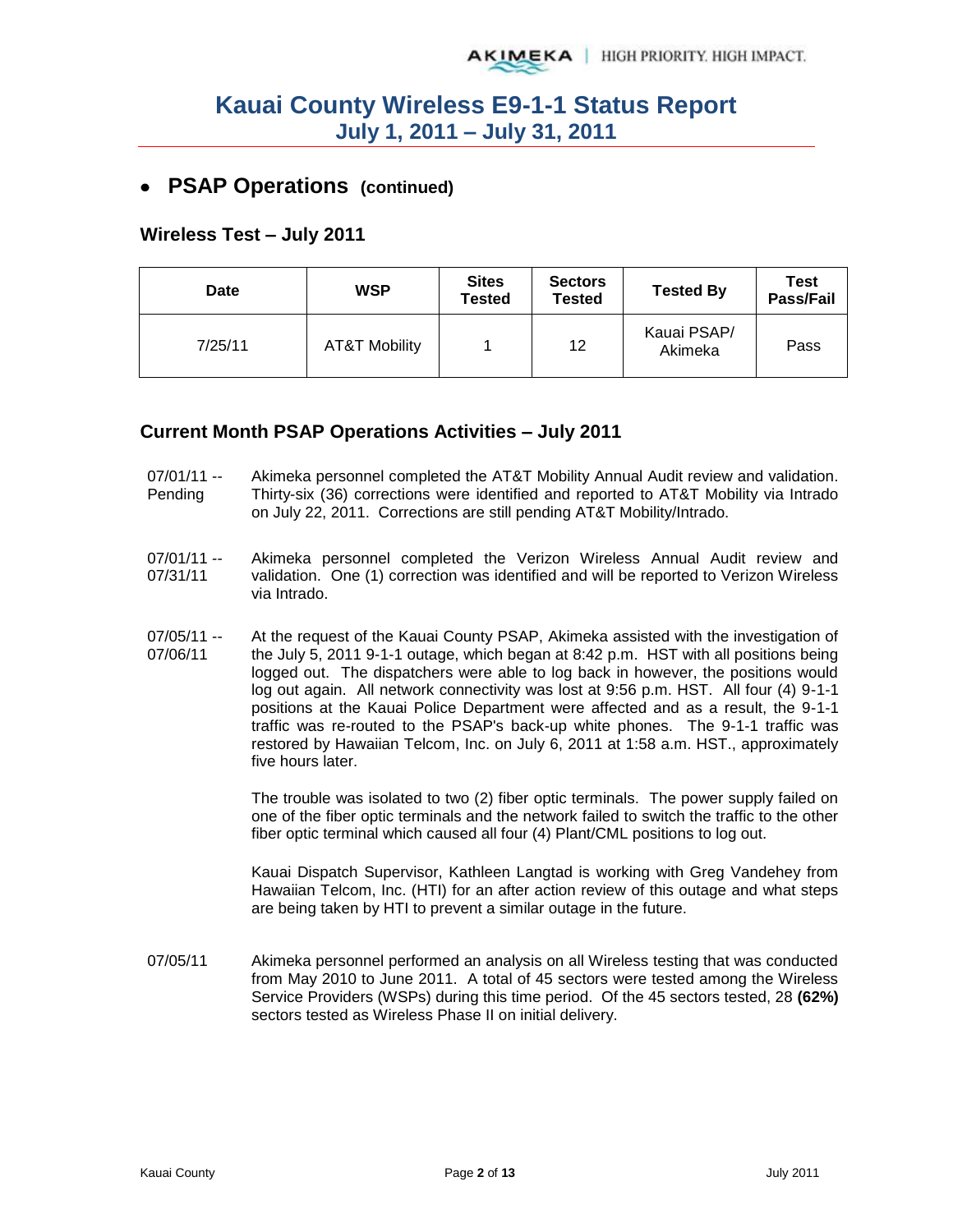# Kauai County Wireless E9-1-1 Status Report
## July 1, 2011 – July 31, 2011

- **PSAP Operations (continued)**

### Wireless Test – July 2011

| Date | WSP | Sites Tested | Sectors Tested | Tested By | Test Pass/Fail |
|---|---|---|---|---|---|
| 7/25/11 | AT&T Mobility | 1 | 12 | Kauai PSAP/ Akimeka | Pass |

### Current Month PSAP Operations Activities – July 2011

07/01/11 -- Pending — Akimeka personnel completed the AT&T Mobility Annual Audit review and validation. Thirty-six (36) corrections were identified and reported to AT&T Mobility via Intrado on July 22, 2011. Corrections are still pending AT&T Mobility/Intrado.

07/01/11 -- 07/31/11 — Akimeka personnel completed the Verizon Wireless Annual Audit review and validation. One (1) correction was identified and will be reported to Verizon Wireless via Intrado.

07/05/11 -- 07/06/11 — At the request of the Kauai County PSAP, Akimeka assisted with the investigation of the July 5, 2011 9-1-1 outage, which began at 8:42 p.m. HST with all positions being logged out. The dispatchers were able to log back in however, the positions would log out again. All network connectivity was lost at 9:56 p.m. HST. All four (4) 9-1-1 positions at the Kauai Police Department were affected and as a result, the 9-1-1 traffic was re-routed to the PSAP's back-up white phones. The 9-1-1 traffic was restored by Hawaiian Telcom, Inc. on July 6, 2011 at 1:58 a.m. HST., approximately five hours later.

The trouble was isolated to two (2) fiber optic terminals. The power supply failed on one of the fiber optic terminals and the network failed to switch the traffic to the other fiber optic terminal which caused all four (4) Plant/CML positions to log out.

Kauai Dispatch Supervisor, Kathleen Langtad is working with Greg Vandehey from Hawaiian Telcom, Inc. (HTI) for an after action review of this outage and what steps are being taken by HTI to prevent a similar outage in the future.

07/05/11 — Akimeka personnel performed an analysis on all Wireless testing that was conducted from May 2010 to June 2011. A total of 45 sectors were tested among the Wireless Service Providers (WSPs) during this time period. Of the 45 sectors tested, 28 **(62%)** sectors tested as Wireless Phase II on initial delivery.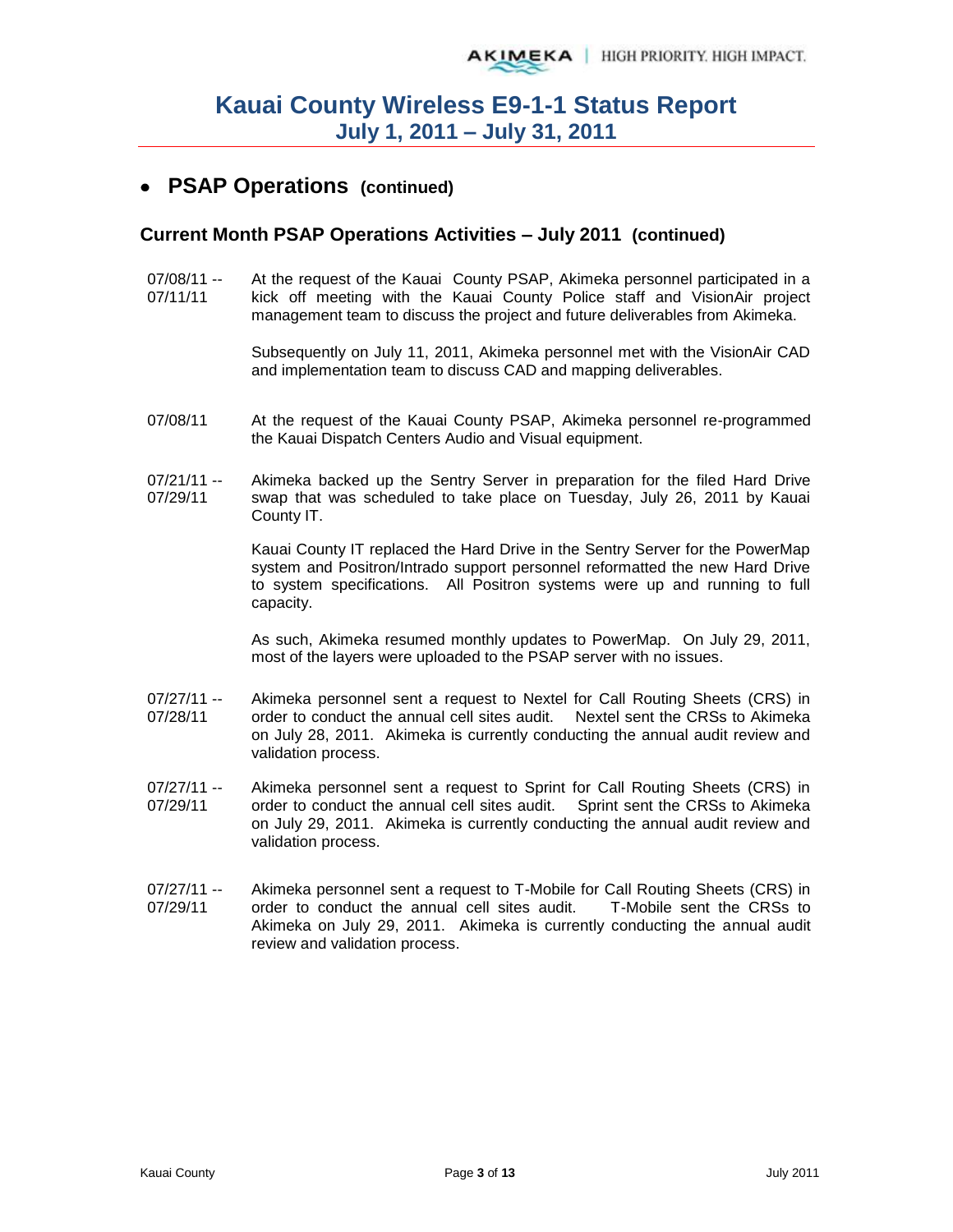# Kauai County Wireless E9-1-1 Status Report
## July 1, 2011 – July 31, 2011

- ## PSAP Operations (continued)

### Current Month PSAP Operations Activities – July 2011 (continued)

| | |
|---|---|
| 07/08/11 -- 07/11/11 | At the request of the Kauai County PSAP, Akimeka personnel participated in a kick off meeting with the Kauai County Police staff and VisionAir project management team to discuss the project and future deliverables from Akimeka.<br><br>Subsequently on July 11, 2011, Akimeka personnel met with the VisionAir CAD and implementation team to discuss CAD and mapping deliverables. |
| 07/08/11 | At the request of the Kauai County PSAP, Akimeka personnel re-programmed the Kauai Dispatch Centers Audio and Visual equipment. |
| 07/21/11 -- 07/29/11 | Akimeka backed up the Sentry Server in preparation for the filed Hard Drive swap that was scheduled to take place on Tuesday, July 26, 2011 by Kauai County IT.<br><br>Kauai County IT replaced the Hard Drive in the Sentry Server for the PowerMap system and Positron/Intrado support personnel reformatted the new Hard Drive to system specifications. All Positron systems were up and running to full capacity.<br><br>As such, Akimeka resumed monthly updates to PowerMap. On July 29, 2011, most of the layers were uploaded to the PSAP server with no issues. |
| 07/27/11 -- 07/28/11 | Akimeka personnel sent a request to Nextel for Call Routing Sheets (CRS) in order to conduct the annual cell sites audit. Nextel sent the CRSs to Akimeka on July 28, 2011. Akimeka is currently conducting the annual audit review and validation process. |
| 07/27/11 -- 07/29/11 | Akimeka personnel sent a request to Sprint for Call Routing Sheets (CRS) in order to conduct the annual cell sites audit. Sprint sent the CRSs to Akimeka on July 29, 2011. Akimeka is currently conducting the annual audit review and validation process. |
| 07/27/11 -- 07/29/11 | Akimeka personnel sent a request to T-Mobile for Call Routing Sheets (CRS) in order to conduct the annual cell sites audit. T-Mobile sent the CRSs to Akimeka on July 29, 2011. Akimeka is currently conducting the annual audit review and validation process. |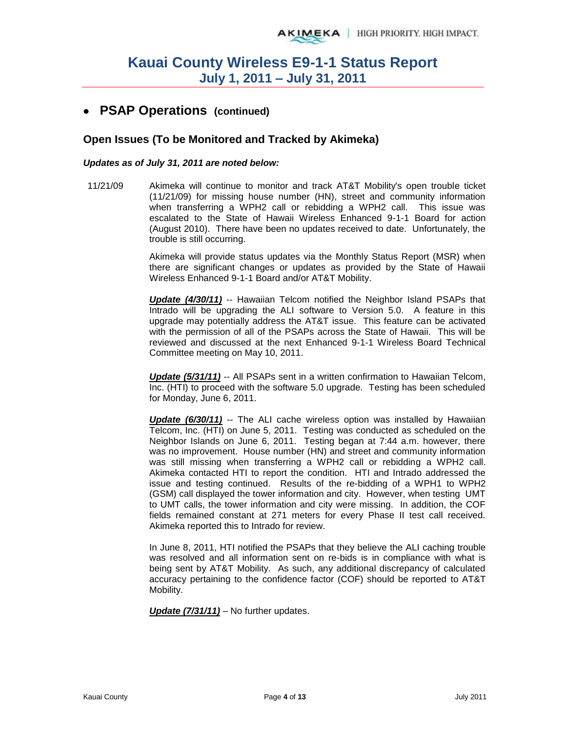# Kauai County Wireless E9-1-1 Status Report
## July 1, 2011 – July 31, 2011

## • PSAP Operations (continued)

### Open Issues (To be Monitored and Tracked by Akimeka)

***Updates as of July 31, 2011 are noted below:***

11/21/09 Akimeka will continue to monitor and track AT&T Mobility's open trouble ticket (11/21/09) for missing house number (HN), street and community information when transferring a WPH2 call or rebidding a WPH2 call. This issue was escalated to the State of Hawaii Wireless Enhanced 9-1-1 Board for action (August 2010). There have been no updates received to date. Unfortunately, the trouble is still occurring.

Akimeka will provide status updates via the Monthly Status Report (MSR) when there are significant changes or updates as provided by the State of Hawaii Wireless Enhanced 9-1-1 Board and/or AT&T Mobility.

***Update (4/30/11)*** -- Hawaiian Telcom notified the Neighbor Island PSAPs that Intrado will be upgrading the ALI software to Version 5.0. A feature in this upgrade may potentially address the AT&T issue. This feature can be activated with the permission of all of the PSAPs across the State of Hawaii. This will be reviewed and discussed at the next Enhanced 9-1-1 Wireless Board Technical Committee meeting on May 10, 2011.

***Update (5/31/11)*** -- All PSAPs sent in a written confirmation to Hawaiian Telcom, Inc. (HTI) to proceed with the software 5.0 upgrade. Testing has been scheduled for Monday, June 6, 2011.

***Update (6/30/11)*** -- The ALI cache wireless option was installed by Hawaiian Telcom, Inc. (HTI) on June 5, 2011. Testing was conducted as scheduled on the Neighbor Islands on June 6, 2011. Testing began at 7:44 a.m. however, there was no improvement. House number (HN) and street and community information was still missing when transferring a WPH2 call or rebidding a WPH2 call. Akimeka contacted HTI to report the condition. HTI and Intrado addressed the issue and testing continued. Results of the re-bidding of a WPH1 to WPH2 (GSM) call displayed the tower information and city. However, when testing UMT to UMT calls, the tower information and city were missing. In addition, the COF fields remained constant at 271 meters for every Phase II test call received. Akimeka reported this to Intrado for review.

In June 8, 2011, HTI notified the PSAPs that they believe the ALI caching trouble was resolved and all information sent on re-bids is in compliance with what is being sent by AT&T Mobility. As such, any additional discrepancy of calculated accuracy pertaining to the confidence factor (COF) should be reported to AT&T Mobility.

***Update (7/31/11)*** – No further updates.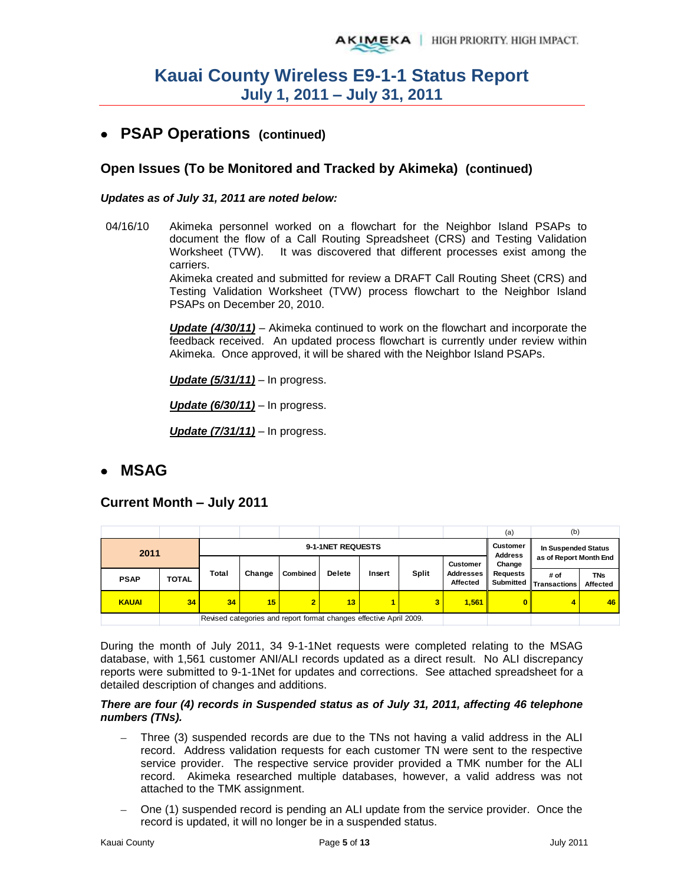# Kauai County Wireless E9-1-1 Status Report
## July 1, 2011 – July 31, 2011

- ## PSAP Operations (continued)

### Open Issues (To be Monitored and Tracked by Akimeka) (continued)

***Updates as of July 31, 2011 are noted below:***

04/16/10 Akimeka personnel worked on a flowchart for the Neighbor Island PSAPs to document the flow of a Call Routing Spreadsheet (CRS) and Testing Validation Worksheet (TVW). It was discovered that different processes exist among the carriers.

Akimeka created and submitted for review a DRAFT Call Routing Sheet (CRS) and Testing Validation Worksheet (TVW) process flowchart to the Neighbor Island PSAPs on December 20, 2010.

***Update (4/30/11)*** – Akimeka continued to work on the flowchart and incorporate the feedback received. An updated process flowchart is currently under review within Akimeka. Once approved, it will be shared with the Neighbor Island PSAPs.

***Update (5/31/11)*** – In progress.

***Update (6/30/11)*** – In progress.

***Update (7/31/11)*** – In progress.

- ## MSAG

### Current Month – July 2011

| 2011 | | 9-1-1NET REQUESTS | | | | | | | (a) Customer Address Change | (b) In Suspended Status as of Report Month End | |
|---|---|---|---|---|---|---|---|---|---|---|---|
| PSAP | TOTAL | Total | Change | Combined | Delete | Insert | Split | Customer Addresses Affected | Requests Submitted | # of Transactions | TNs Affected |
| KAUAI | 34 | 34 | 15 | 2 | 13 | 1 | 3 | 1,561 | 0 | 4 | 46 |
| | | Revised categories and report format changes effective April 2009. | | | | | | | | | |

During the month of July 2011, 34 9-1-1Net requests were completed relating to the MSAG database, with 1,561 customer ANI/ALI records updated as a direct result. No ALI discrepancy reports were submitted to 9-1-1Net for updates and corrections. See attached spreadsheet for a detailed description of changes and additions.

***There are four (4) records in Suspended status as of July 31, 2011, affecting 46 telephone numbers (TNs).***

- Three (3) suspended records are due to the TNs not having a valid address in the ALI record. Address validation requests for each customer TN were sent to the respective service provider. The respective service provider provided a TMK number for the ALI record. Akimeka researched multiple databases, however, a valid address was not attached to the TMK assignment.
- One (1) suspended record is pending an ALI update from the service provider. Once the record is updated, it will no longer be in a suspended status.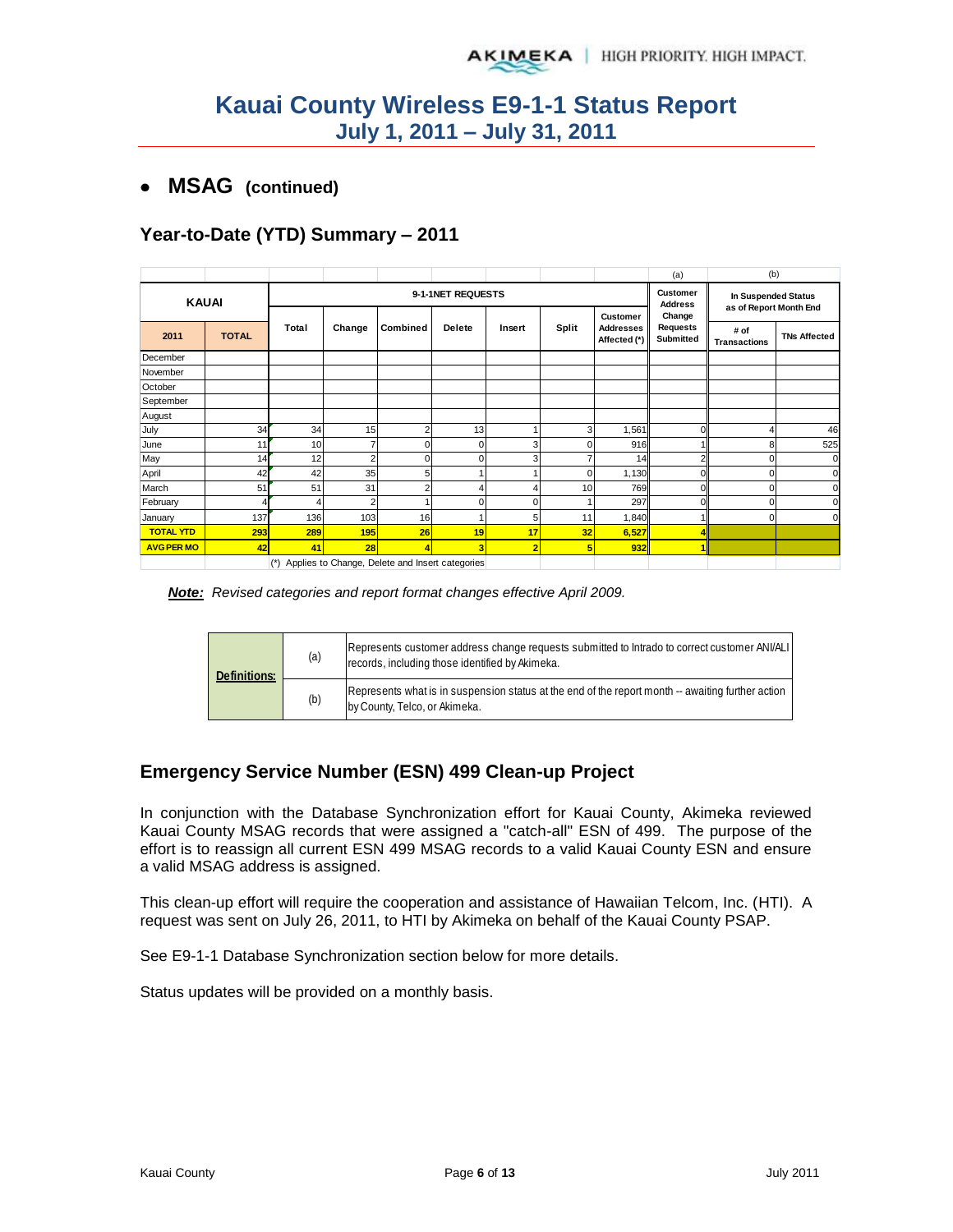# Kauai County Wireless E9-1-1 Status Report
## July 1, 2011 – July 31, 2011

- **MSAG (continued)**

### Year-to-Date (YTD) Summary – 2011

| KAUAI | | 9-1-1NET REQUESTS | | | | | | | (a) | (b) | |
|---|---|---|---|---|---|---|---|---|---|---|---|
| | | | | | | | | | Customer Address Change Requests Submitted | In Suspended Status as of Report Month End | |
| 2011 | TOTAL | Total | Change | Combined | Delete | Insert | Split | Customer Addresses Affected (*) | | # of Transactions | TNs Affected |
| December | | | | | | | | | | | |
| November | | | | | | | | | | | |
| October | | | | | | | | | | | |
| September | | | | | | | | | | | |
| August | | | | | | | | | | | |
| July | 34 | 34 | 15 | 2 | 13 | 1 | 3 | 1,561 | 0 | 4 | 46 |
| June | 11 | 10 | 7 | 0 | 0 | 3 | 0 | 916 | 1 | 8 | 525 |
| May | 14 | 12 | 2 | 0 | 0 | 3 | 7 | 14 | 2 | 0 | 0 |
| April | 42 | 42 | 35 | 5 | 1 | 1 | 0 | 1,130 | 0 | 0 | 0 |
| March | 51 | 51 | 31 | 2 | 4 | 4 | 10 | 769 | 0 | 0 | 0 |
| February | 4 | 4 | 2 | 1 | 0 | 0 | 1 | 297 | 0 | 0 | 0 |
| January | 137 | 136 | 103 | 16 | 1 | 5 | 11 | 1,840 | 1 | 0 | 0 |
| **TOTAL YTD** | **293** | **289** | **195** | **26** | **19** | **17** | **32** | **6,527** | **4** | | |
| **AVG PER MO** | **42** | **41** | **28** | **4** | **3** | **2** | **5** | **932** | **1** | | |

(*) Applies to Change, Delete and Insert categories

***Note:*** *Revised categories and report format changes effective April 2009.*

| **Definitions:** | | |
|---|---|---|
| | (a) | Represents customer address change requests submitted to Intrado to correct customer ANI/ALI records, including those identified by Akimeka. |
| | (b) | Represents what is in suspension status at the end of the report month -- awaiting further action by County, Telco, or Akimeka. |

### Emergency Service Number (ESN) 499 Clean-up Project

In conjunction with the Database Synchronization effort for Kauai County, Akimeka reviewed Kauai County MSAG records that were assigned a "catch-all" ESN of 499. The purpose of the effort is to reassign all current ESN 499 MSAG records to a valid Kauai County ESN and ensure a valid MSAG address is assigned.

This clean-up effort will require the cooperation and assistance of Hawaiian Telcom, Inc. (HTI). A request was sent on July 26, 2011, to HTI by Akimeka on behalf of the Kauai County PSAP.

See E9-1-1 Database Synchronization section below for more details.

Status updates will be provided on a monthly basis.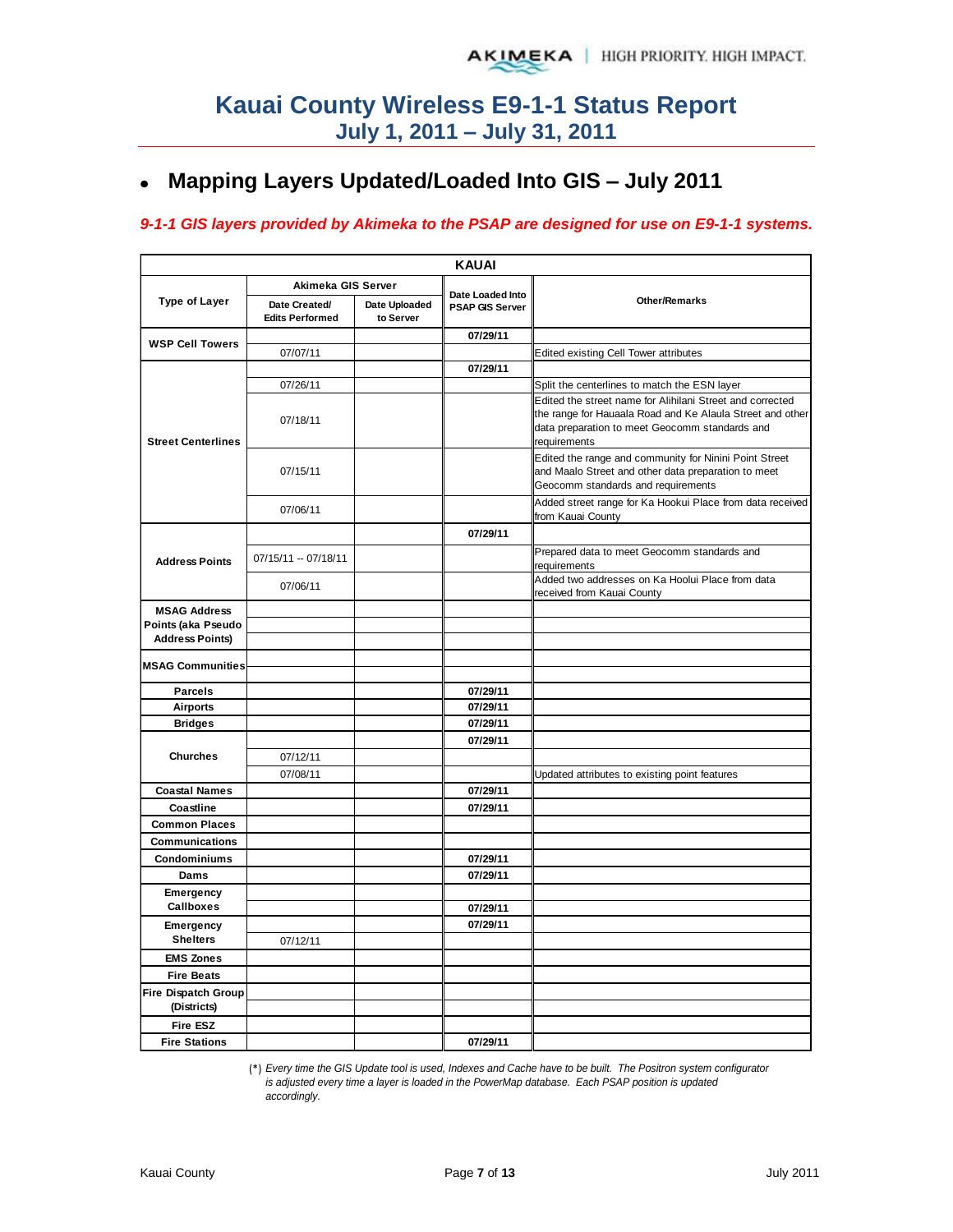# Kauai County Wireless E9-1-1 Status Report
## July 1, 2011 – July 31, 2011

- ## Mapping Layers Updated/Loaded Into GIS – July 2011

***9-1-1 GIS layers provided by Akimeka to the PSAP are designed for use on E9-1-1 systems.***

| KAUAI | | | | |
|---|---|---|---|---|
| **Type of Layer** | **Akimeka GIS Server** | | **Date Loaded Into PSAP GIS Server** | **Other/Remarks** |
| | **Date Created/ Edits Performed** | **Date Uploaded to Server** | | |
| **WSP Cell Towers** | | | **07/29/11** | |
| | 07/07/11 | | | Edited existing Cell Tower attributes |
| **Street Centerlines** | | | **07/29/11** | |
| | 07/26/11 | | | Split the centerlines to match the ESN layer |
| | 07/18/11 | | | Edited the street name for Alihilani Street and corrected the range for Hauaala Road and Ke Alaula Street and other data preparation to meet Geocomm standards and requirements |
| | 07/15/11 | | | Edited the range and community for Ninini Point Street and Maalo Street and other data preparation to meet Geocomm standards and requirements |
| | 07/06/11 | | | Added street range for Ka Hookui Place from data received from Kauai County |
| **Address Points** | | | **07/29/11** | |
| | 07/15/11 -- 07/18/11 | | | Prepared data to meet Geocomm standards and requirements |
| | 07/06/11 | | | Added two addresses on Ka Hoolui Place from data received from Kauai County |
| **MSAG Address Points (aka Pseudo Address Points)** | | | | |
| | | | | |
| | | | | |
| **MSAG Communities** | | | | |
| | | | | |
| **Parcels** | | | **07/29/11** | |
| **Airports** | | | **07/29/11** | |
| **Bridges** | | | **07/29/11** | |
| **Churches** | | | **07/29/11** | |
| | 07/12/11 | | | |
| | 07/08/11 | | | Updated attributes to existing point features |
| **Coastal Names** | | | **07/29/11** | |
| **Coastline** | | | **07/29/11** | |
| **Common Places** | | | | |
| **Communications** | | | | |
| **Condominiums** | | | **07/29/11** | |
| **Dams** | | | **07/29/11** | |
| **Emergency Callboxes** | | | | |
| | | | **07/29/11** | |
| **Emergency Shelters** | | | **07/29/11** | |
| | 07/12/11 | | | |
| **EMS Zones** | | | | |
| **Fire Beats** | | | | |
| **Fire Dispatch Group (Districts)** | | | | |
| | | | | |
| **Fire ESZ** | | | | |
| **Fire Stations** | | | **07/29/11** | |

(*) *Every time the GIS Update tool is used, Indexes and Cache have to be built. The Positron system configurator is adjusted every time a layer is loaded in the PowerMap database. Each PSAP position is updated accordingly.*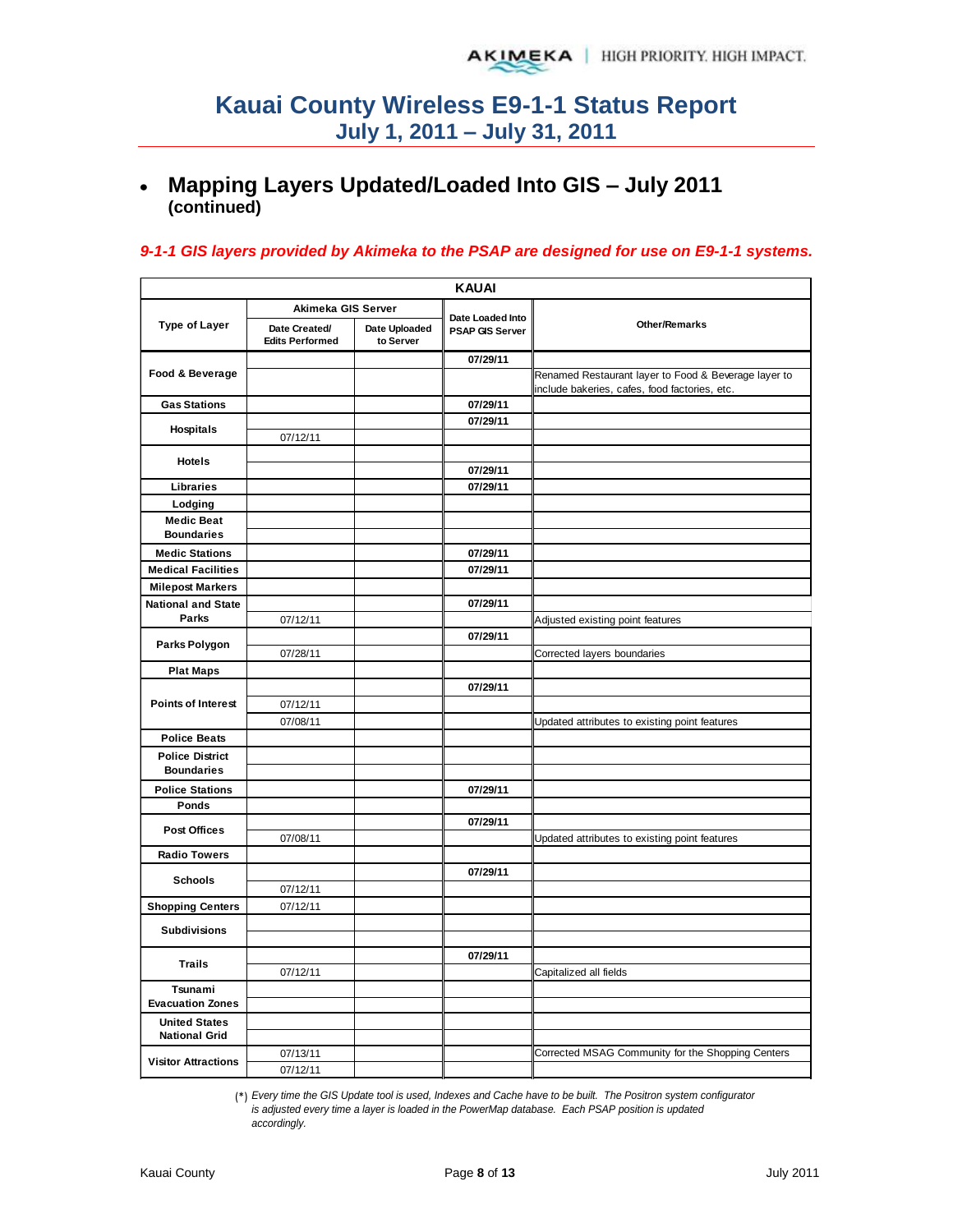# Kauai County Wireless E9-1-1 Status Report
## July 1, 2011 – July 31, 2011

- **Mapping Layers Updated/Loaded Into GIS – July 2011 (continued)**

***9-1-1 GIS layers provided by Akimeka to the PSAP are designed for use on E9-1-1 systems.***

| KAUAI | | | | |
|---|---|---|---|---|
| Type of Layer | Akimeka GIS Server | | Date Loaded Into PSAP GIS Server | Other/Remarks |
| | Date Created/ Edits Performed | Date Uploaded to Server | | |
| Food & Beverage | | | 07/29/11 | |
| | | | | Renamed Restaurant layer to Food & Beverage layer to include bakeries, cafes, food factories, etc. |
| Gas Stations | | | 07/29/11 | |
| Hospitals | | | 07/29/11 | |
| | 07/12/11 | | | |
| Hotels | | | | |
| | | | 07/29/11 | |
| Libraries | | | 07/29/11 | |
| Lodging | | | | |
| Medic Beat Boundaries | | | | |
| | | | | |
| Medic Stations | | | 07/29/11 | |
| Medical Facilities | | | 07/29/11 | |
| Milepost Markers | | | | |
| National and State Parks | | | 07/29/11 | |
| | 07/12/11 | | | Adjusted existing point features |
| Parks Polygon | | | 07/29/11 | |
| | 07/28/11 | | | Corrected layers boundaries |
| Plat Maps | | | | |
| Points of Interest | | | 07/29/11 | |
| | 07/12/11 | | | |
| | 07/08/11 | | | Updated attributes to existing point features |
| Police Beats | | | | |
| Police District Boundaries | | | | |
| | | | | |
| Police Stations | | | 07/29/11 | |
| Ponds | | | | |
| Post Offices | | | 07/29/11 | |
| | 07/08/11 | | | Updated attributes to existing point features |
| Radio Towers | | | | |
| Schools | | | 07/29/11 | |
| | 07/12/11 | | | |
| Shopping Centers | 07/12/11 | | | |
| Subdivisions | | | | |
| | | | | |
| Trails | | | 07/29/11 | |
| | 07/12/11 | | | Capitalized all fields |
| Tsunami Evacuation Zones | | | | |
| | | | | |
| United States National Grid | | | | |
| | | | | |
| Visitor Attractions | 07/13/11 | | | Corrected MSAG Community for the Shopping Centers |
| | 07/12/11 | | | |

(*) *Every time the GIS Update tool is used, Indexes and Cache have to be built. The Positron system configurator is adjusted every time a layer is loaded in the PowerMap database. Each PSAP position is updated accordingly.*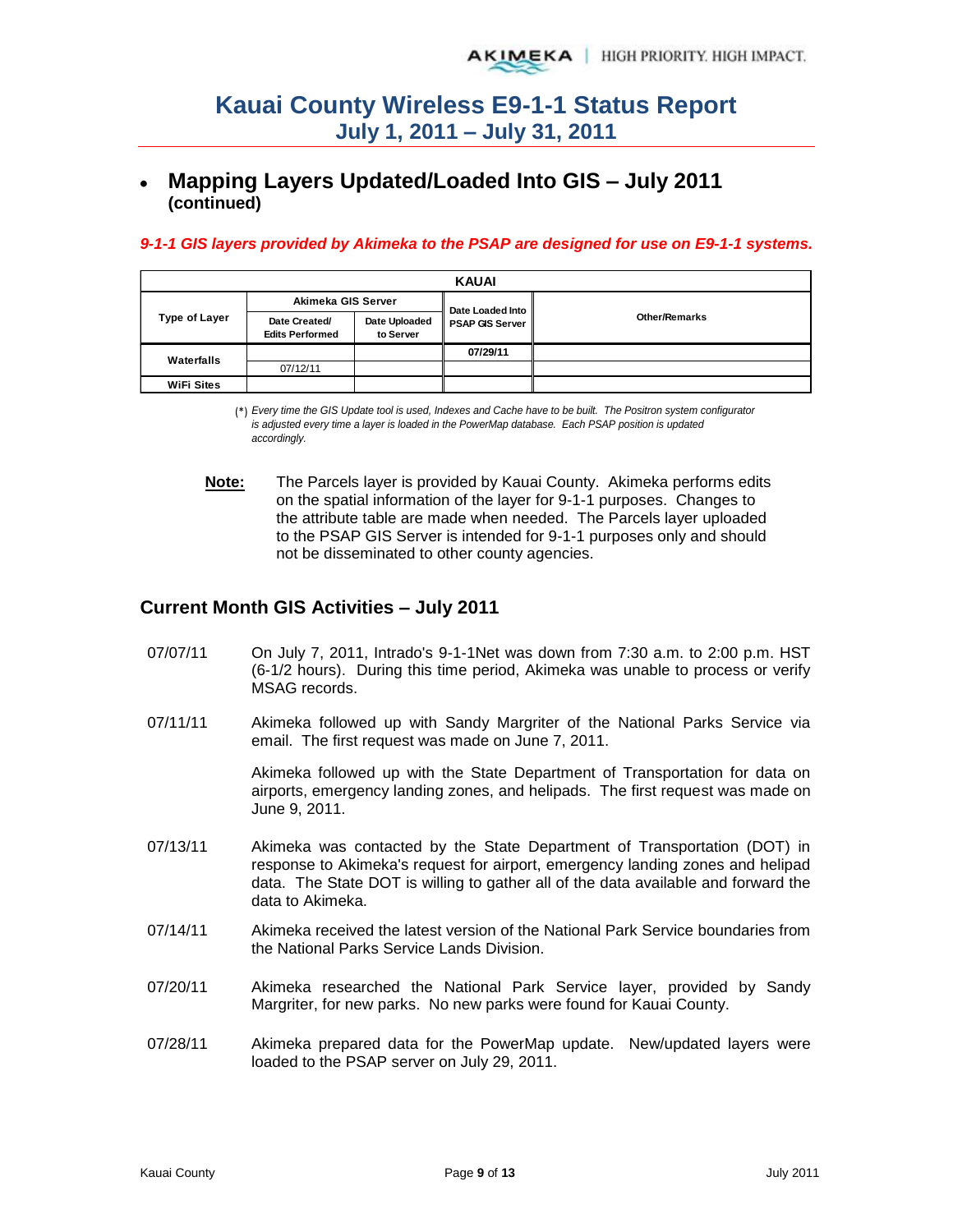# Kauai County Wireless E9-1-1 Status Report
## July 1, 2011 – July 31, 2011

- ## Mapping Layers Updated/Loaded Into GIS – July 2011 (continued)

***9-1-1 GIS layers provided by Akimeka to the PSAP are designed for use on E9-1-1 systems.***

| KAUAI | | | | |
|---|---|---|---|---|
| Type of Layer | Akimeka GIS Server | | Date Loaded Into PSAP GIS Server | Other/Remarks |
| | Date Created/ Edits Performed | Date Uploaded to Server | | |
| Waterfalls | | | 07/29/11 | |
| | 07/12/11 | | | |
| WiFi Sites | | | | |

(*) *Every time the GIS Update tool is used, Indexes and Cache have to be built. The Positron system configurator is adjusted every time a layer is loaded in the PowerMap database. Each PSAP position is updated accordingly.*

**Note:** The Parcels layer is provided by Kauai County. Akimeka performs edits on the spatial information of the layer for 9-1-1 purposes. Changes to the attribute table are made when needed. The Parcels layer uploaded to the PSAP GIS Server is intended for 9-1-1 purposes only and should not be disseminated to other county agencies.

## Current Month GIS Activities – July 2011

07/07/11 On July 7, 2011, Intrado's 9-1-1Net was down from 7:30 a.m. to 2:00 p.m. HST (6-1/2 hours). During this time period, Akimeka was unable to process or verify MSAG records.

07/11/11 Akimeka followed up with Sandy Margriter of the National Parks Service via email. The first request was made on June 7, 2011.

Akimeka followed up with the State Department of Transportation for data on airports, emergency landing zones, and helipads. The first request was made on June 9, 2011.

07/13/11 Akimeka was contacted by the State Department of Transportation (DOT) in response to Akimeka's request for airport, emergency landing zones and helipad data. The State DOT is willing to gather all of the data available and forward the data to Akimeka.

07/14/11 Akimeka received the latest version of the National Park Service boundaries from the National Parks Service Lands Division.

07/20/11 Akimeka researched the National Park Service layer, provided by Sandy Margriter, for new parks. No new parks were found for Kauai County.

07/28/11 Akimeka prepared data for the PowerMap update. New/updated layers were loaded to the PSAP server on July 29, 2011.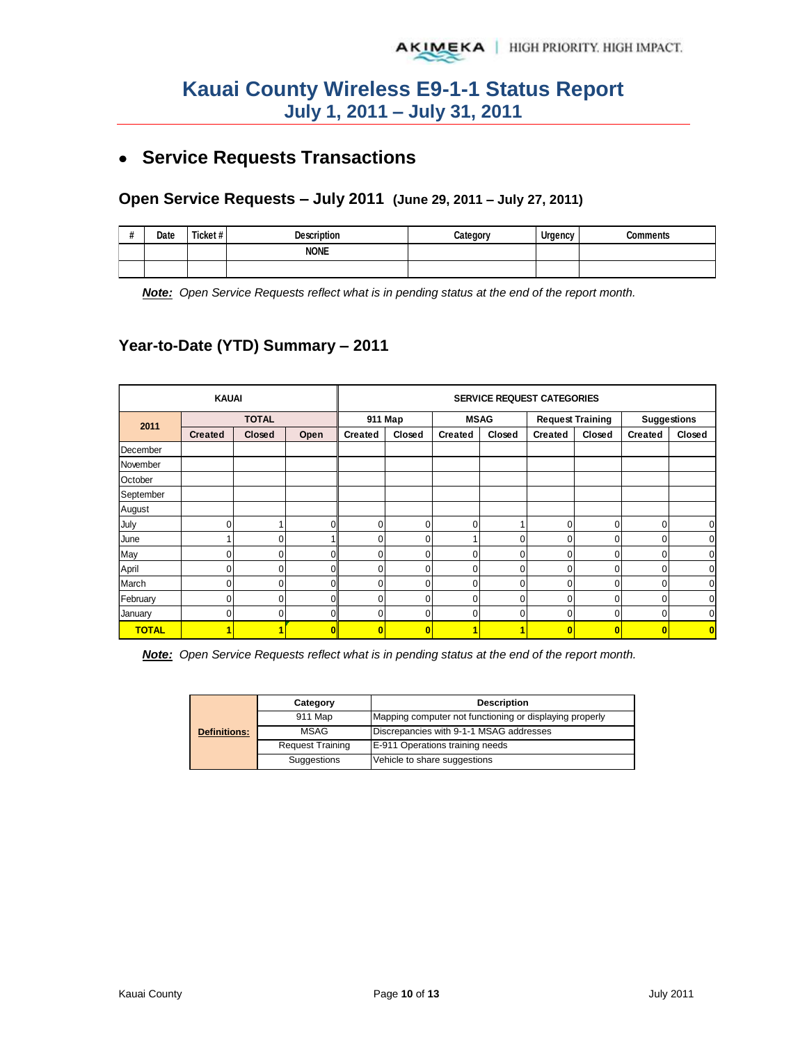# Kauai County Wireless E9-1-1 Status Report
## July 1, 2011 – July 31, 2011

- ## Service Requests Transactions

### Open Service Requests – July 2011 (June 29, 2011 – July 27, 2011)

| # | Date | Ticket # | Description | Category | Urgency | Comments |
|---|---|---|---|---|---|---|
| | | | NONE | | | |
| | | | | | | |

***Note:*** *Open Service Requests reflect what is in pending status at the end of the report month.*

### Year-to-Date (YTD) Summary – 2011

| KAUAI | | | | SERVICE REQUEST CATEGORIES | | | | | | | |
|---|---|---|---|---|---|---|---|---|---|---|---|
| 2011 | TOTAL | | | 911 Map | | MSAG | | Request Training | | Suggestions | |
| | Created | Closed | Open | Created | Closed | Created | Closed | Created | Closed | Created | Closed |
| December | | | | | | | | | | | |
| November | | | | | | | | | | | |
| October | | | | | | | | | | | |
| September | | | | | | | | | | | |
| August | | | | | | | | | | | |
| July | 0 | 1 | 0 | 0 | 0 | 0 | 1 | 0 | 0 | 0 | 0 |
| June | 1 | 0 | 1 | 0 | 0 | 1 | 0 | 0 | 0 | 0 | 0 |
| May | 0 | 0 | 0 | 0 | 0 | 0 | 0 | 0 | 0 | 0 | 0 |
| April | 0 | 0 | 0 | 0 | 0 | 0 | 0 | 0 | 0 | 0 | 0 |
| March | 0 | 0 | 0 | 0 | 0 | 0 | 0 | 0 | 0 | 0 | 0 |
| February | 0 | 0 | 0 | 0 | 0 | 0 | 0 | 0 | 0 | 0 | 0 |
| January | 0 | 0 | 0 | 0 | 0 | 0 | 0 | 0 | 0 | 0 | 0 |
| **TOTAL** | **1** | **1** | **0** | **0** | **0** | **1** | **1** | **0** | **0** | **0** | **0** |

***Note:*** *Open Service Requests reflect what is in pending status at the end of the report month.*

| Definitions: | Category | Description |
|---|---|---|
| | 911 Map | Mapping computer not functioning or displaying properly |
| | MSAG | Discrepancies with 9-1-1 MSAG addresses |
| | Request Training | E-911 Operations training needs |
| | Suggestions | Vehicle to share suggestions |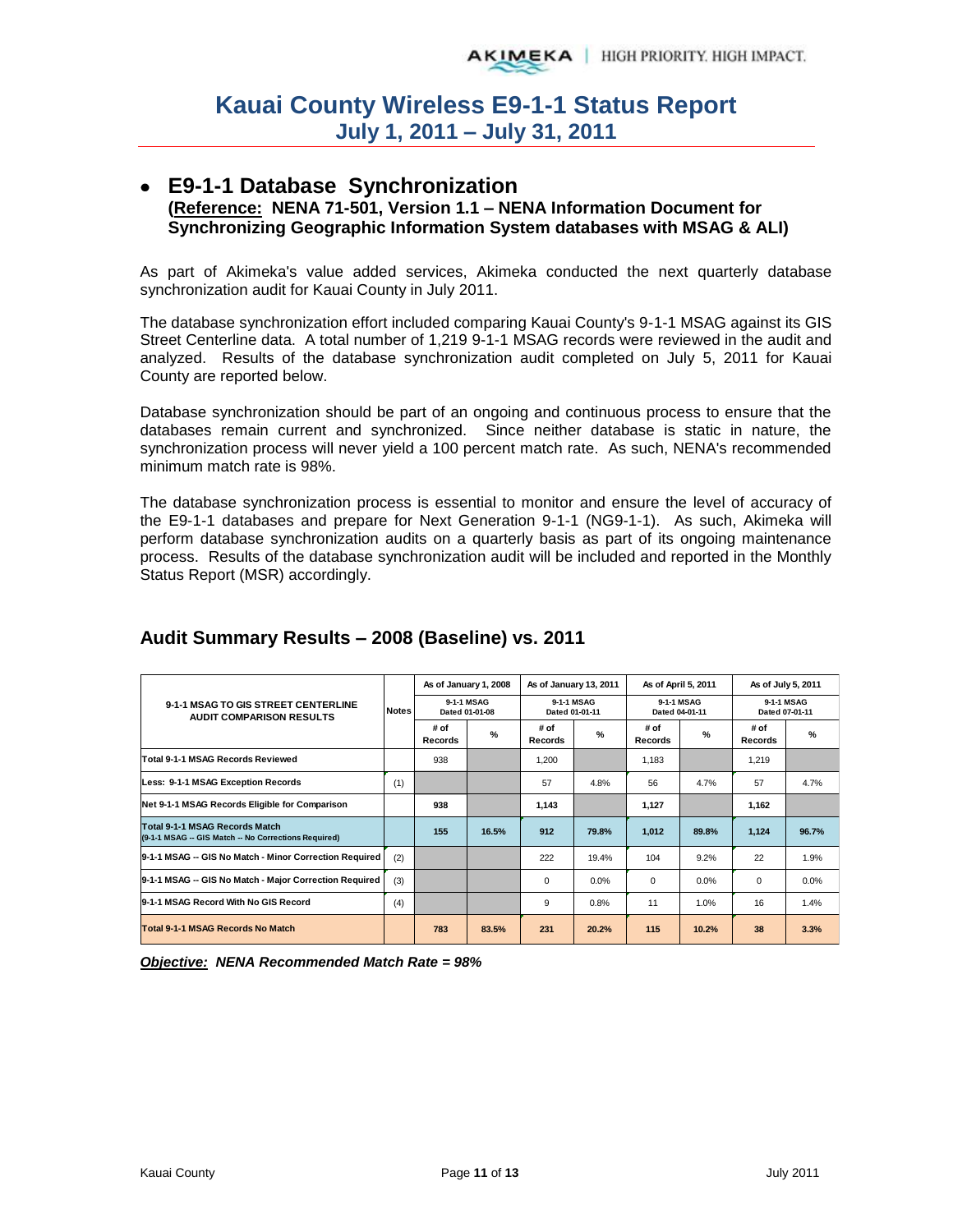# Kauai County Wireless E9-1-1 Status Report
## July 1, 2011 – July 31, 2011

- ## E9-1-1 Database Synchronization
  **(<u>Reference:</u> NENA 71-501, Version 1.1 – NENA Information Document for Synchronizing Geographic Information System databases with MSAG & ALI)**

As part of Akimeka's value added services, Akimeka conducted the next quarterly database synchronization audit for Kauai County in July 2011.

The database synchronization effort included comparing Kauai County's 9-1-1 MSAG against its GIS Street Centerline data. A total number of 1,219 9-1-1 MSAG records were reviewed in the audit and analyzed. Results of the database synchronization audit completed on July 5, 2011 for Kauai County are reported below.

Database synchronization should be part of an ongoing and continuous process to ensure that the databases remain current and synchronized. Since neither database is static in nature, the synchronization process will never yield a 100 percent match rate. As such, NENA's recommended minimum match rate is 98%.

The database synchronization process is essential to monitor and ensure the level of accuracy of the E9-1-1 databases and prepare for Next Generation 9-1-1 (NG9-1-1). As such, Akimeka will perform database synchronization audits on a quarterly basis as part of its ongoing maintenance process. Results of the database synchronization audit will be included and reported in the Monthly Status Report (MSR) accordingly.

## Audit Summary Results – 2008 (Baseline) vs. 2011

| 9-1-1 MSAG TO GIS STREET CENTERLINE AUDIT COMPARISON RESULTS | Notes | As of January 1, 2008 | | As of January 13, 2011 | | As of April 5, 2011 | | As of July 5, 2011 | |
|---|---|---|---|---|---|---|---|---|---|
| | | 9-1-1 MSAG Dated 01-01-08 | | 9-1-1 MSAG Dated 01-01-11 | | 9-1-1 MSAG Dated 04-01-11 | | 9-1-1 MSAG Dated 07-01-11 | |
| | | # of Records | % | # of Records | % | # of Records | % | # of Records | % |
| Total 9-1-1 MSAG Records Reviewed | | 938 | | 1,200 | | 1,183 | | 1,219 | |
| Less: 9-1-1 MSAG Exception Records | (1) | | | 57 | 4.8% | 56 | 4.7% | 57 | 4.7% |
| Net 9-1-1 MSAG Records Eligible for Comparison | | **938** | | **1,143** | | **1,127** | | **1,162** | |
| **Total 9-1-1 MSAG Records Match** (9-1-1 MSAG -- GIS Match -- No Corrections Required) | | **155** | **16.5%** | **912** | **79.8%** | **1,012** | **89.8%** | **1,124** | **96.7%** |
| 9-1-1 MSAG -- GIS No Match - Minor Correction Required | (2) | | | 222 | 19.4% | 104 | 9.2% | 22 | 1.9% |
| 9-1-1 MSAG -- GIS No Match - Major Correction Required | (3) | | | 0 | 0.0% | 0 | 0.0% | 0 | 0.0% |
| 9-1-1 MSAG Record With No GIS Record | (4) | | | 9 | 0.8% | 11 | 1.0% | 16 | 1.4% |
| **Total 9-1-1 MSAG Records No Match** | | **783** | **83.5%** | **231** | **20.2%** | **115** | **10.2%** | **38** | **3.3%** |

***<u>Objective:</u> NENA Recommended Match Rate = 98%***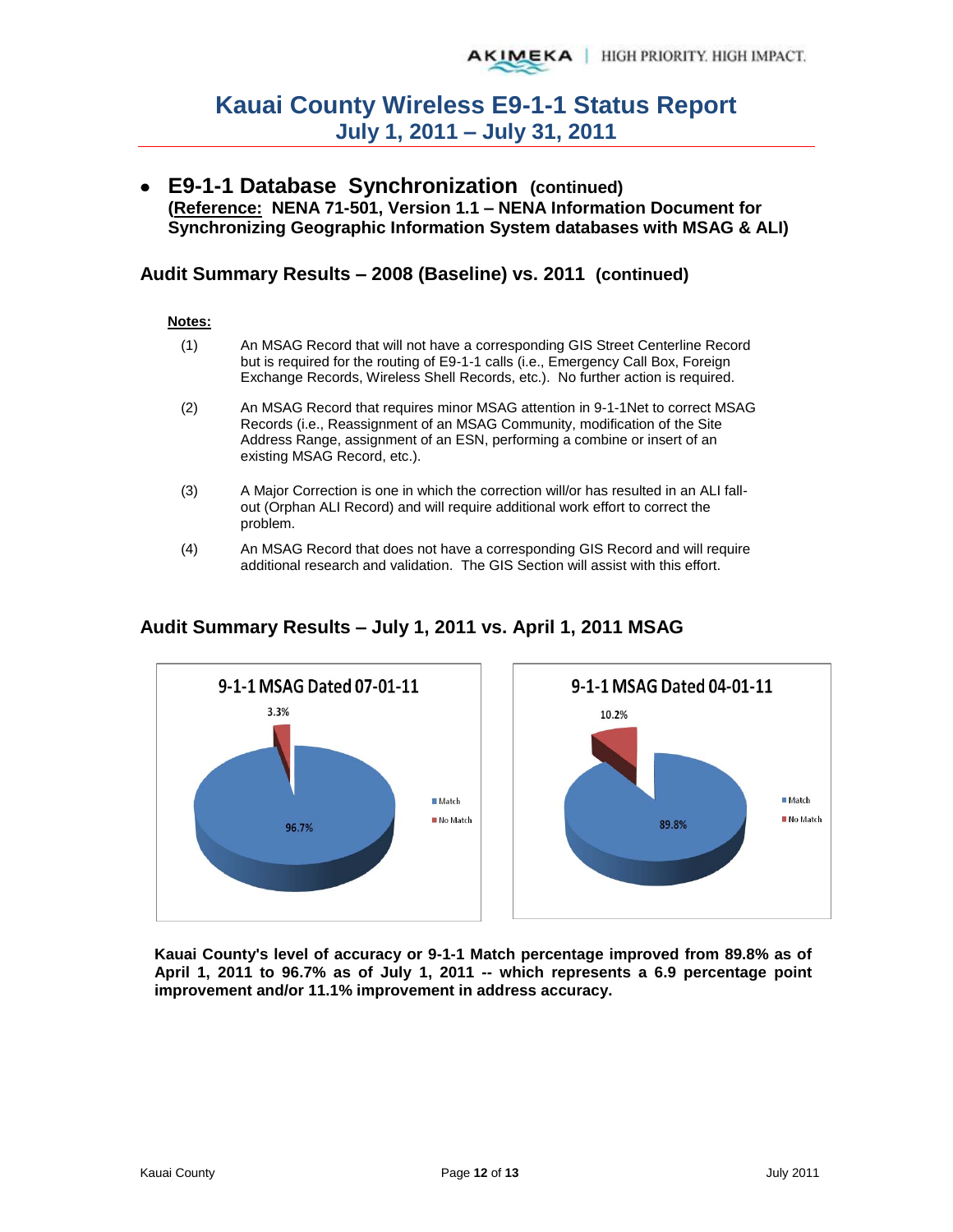# Kauai County Wireless E9-1-1 Status Report
## July 1, 2011 – July 31, 2011

- **E9-1-1 Database Synchronization (continued)**
  **(Reference: NENA 71-501, Version 1.1 – NENA Information Document for Synchronizing Geographic Information System databases with MSAG & ALI)**

### Audit Summary Results – 2008 (Baseline) vs. 2011 (continued)

**Notes:**

(1) An MSAG Record that will not have a corresponding GIS Street Centerline Record but is required for the routing of E9-1-1 calls (i.e., Emergency Call Box, Foreign Exchange Records, Wireless Shell Records, etc.). No further action is required.

(2) An MSAG Record that requires minor MSAG attention in 9-1-1Net to correct MSAG Records (i.e., Reassignment of an MSAG Community, modification of the Site Address Range, assignment of an ESN, performing a combine or insert of an existing MSAG Record, etc.).

(3) A Major Correction is one in which the correction will/or has resulted in an ALI fall-out (Orphan ALI Record) and will require additional work effort to correct the problem.

(4) An MSAG Record that does not have a corresponding GIS Record and will require additional research and validation. The GIS Section will assist with this effort.

### Audit Summary Results – July 1, 2011 vs. April 1, 2011 MSAG

9-1-1 MSAG Dated 07-01-11

3.3%

96.7%

Match

No Match

9-1-1 MSAG Dated 04-01-11

10.2%

89.8%

Match

No Match

**Kauai County's level of accuracy or 9-1-1 Match percentage improved from 89.8% as of April 1, 2011 to 96.7% as of July 1, 2011 -- which represents a 6.9 percentage point improvement and/or 11.1% improvement in address accuracy.**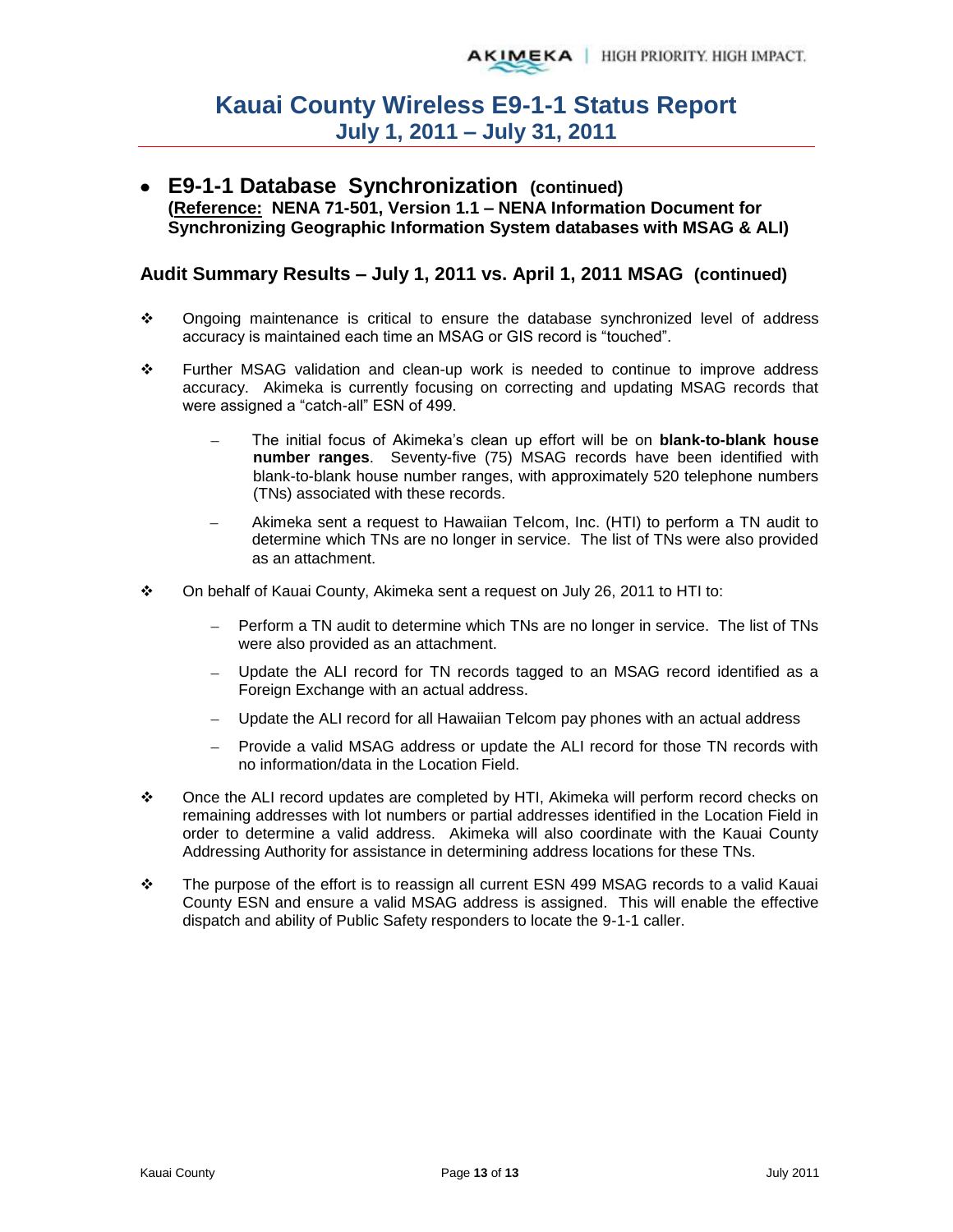# Kauai County Wireless E9-1-1 Status Report
## July 1, 2011 – July 31, 2011

- **E9-1-1 Database Synchronization (continued)**
  **(<u>Reference:</u> NENA 71-501, Version 1.1 – NENA Information Document for Synchronizing Geographic Information System databases with MSAG & ALI)**

### Audit Summary Results – July 1, 2011 vs. April 1, 2011 MSAG (continued)

- Ongoing maintenance is critical to ensure the database synchronized level of address accuracy is maintained each time an MSAG or GIS record is "touched".

- Further MSAG validation and clean-up work is needed to continue to improve address accuracy. Akimeka is currently focusing on correcting and updating MSAG records that were assigned a "catch-all" ESN of 499.

  - The initial focus of Akimeka's clean up effort will be on **blank-to-blank house number ranges**. Seventy-five (75) MSAG records have been identified with blank-to-blank house number ranges, with approximately 520 telephone numbers (TNs) associated with these records.

  - Akimeka sent a request to Hawaiian Telcom, Inc. (HTI) to perform a TN audit to determine which TNs are no longer in service. The list of TNs were also provided as an attachment.

- On behalf of Kauai County, Akimeka sent a request on July 26, 2011 to HTI to:

  - Perform a TN audit to determine which TNs are no longer in service. The list of TNs were also provided as an attachment.

  - Update the ALI record for TN records tagged to an MSAG record identified as a Foreign Exchange with an actual address.

  - Update the ALI record for all Hawaiian Telcom pay phones with an actual address

  - Provide a valid MSAG address or update the ALI record for those TN records with no information/data in the Location Field.

- Once the ALI record updates are completed by HTI, Akimeka will perform record checks on remaining addresses with lot numbers or partial addresses identified in the Location Field in order to determine a valid address. Akimeka will also coordinate with the Kauai County Addressing Authority for assistance in determining address locations for these TNs.

- The purpose of the effort is to reassign all current ESN 499 MSAG records to a valid Kauai County ESN and ensure a valid MSAG address is assigned. This will enable the effective dispatch and ability of Public Safety responders to locate the 9-1-1 caller.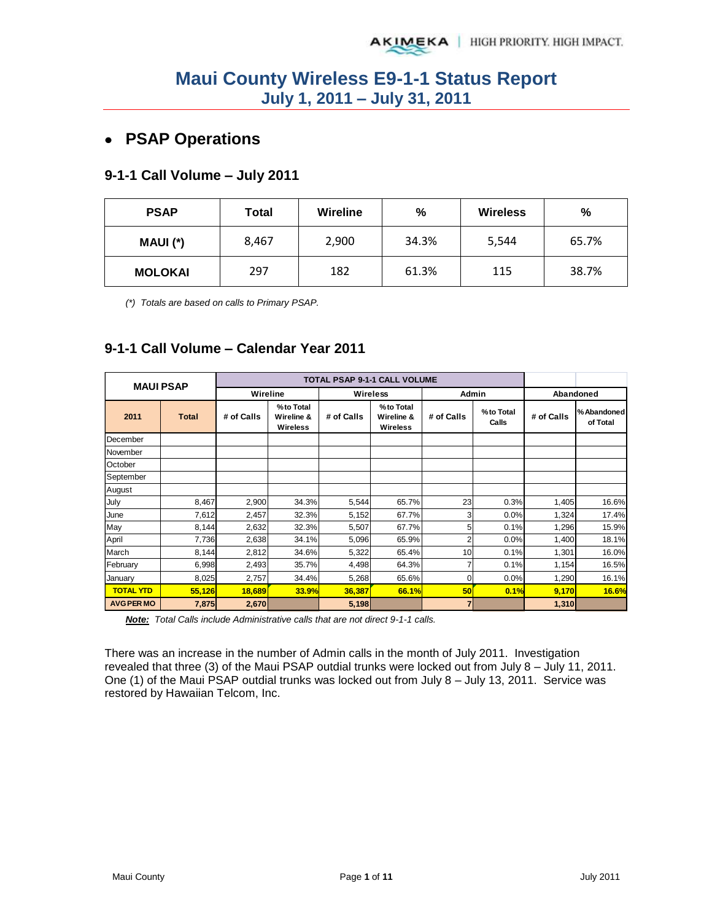# Maui County Wireless E9-1-1 Status Report
## July 1, 2011 – July 31, 2011

- ## PSAP Operations

### 9-1-1 Call Volume – July 2011

| PSAP | Total | Wireline | % | Wireless | % |
|---|---|---|---|---|---|
| MAUI (*) | 8,467 | 2,900 | 34.3% | 5,544 | 65.7% |
| MOLOKAI | 297 | 182 | 61.3% | 115 | 38.7% |

*(*) Totals are based on calls to Primary PSAP.*

### 9-1-1 Call Volume – Calendar Year 2011

| MAUI PSAP | | TOTAL PSAP 9-1-1 CALL VOLUME | | | | | | | |
|---|---|---|---|---|---|---|---|---|---|
| | | Wireline | | Wireless | | Admin | | Abandoned | |
| 2011 | Total | # of Calls | % to Total Wireline & Wireless | # of Calls | % to Total Wireline & Wireless | # of Calls | % to Total Calls | # of Calls | % Abandoned of Total |
| December | | | | | | | | | |
| November | | | | | | | | | |
| October | | | | | | | | | |
| September | | | | | | | | | |
| August | | | | | | | | | |
| July | 8,467 | 2,900 | 34.3% | 5,544 | 65.7% | 23 | 0.3% | 1,405 | 16.6% |
| June | 7,612 | 2,457 | 32.3% | 5,152 | 67.7% | 3 | 0.0% | 1,324 | 17.4% |
| May | 8,144 | 2,632 | 32.3% | 5,507 | 67.7% | 5 | 0.1% | 1,296 | 15.9% |
| April | 7,736 | 2,638 | 34.1% | 5,096 | 65.9% | 2 | 0.0% | 1,400 | 18.1% |
| March | 8,144 | 2,812 | 34.6% | 5,322 | 65.4% | 10 | 0.1% | 1,301 | 16.0% |
| February | 6,998 | 2,493 | 35.7% | 4,498 | 64.3% | 7 | 0.1% | 1,154 | 16.5% |
| January | 8,025 | 2,757 | 34.4% | 5,268 | 65.6% | 0 | 0.0% | 1,290 | 16.1% |
| **TOTAL YTD** | **55,126** | **18,689** | **33.9%** | **36,387** | **66.1%** | **50** | **0.1%** | **9,170** | **16.6%** |
| **AVG PER MO** | **7,875** | **2,670** | | **5,198** | | **7** | | **1,310** | |

***Note:*** *Total Calls include Administrative calls that are not direct 9-1-1 calls.*

There was an increase in the number of Admin calls in the month of July 2011. Investigation revealed that three (3) of the Maui PSAP outdial trunks were locked out from July 8 – July 11, 2011. One (1) of the Maui PSAP outdial trunks was locked out from July 8 – July 13, 2011. Service was restored by Hawaiian Telcom, Inc.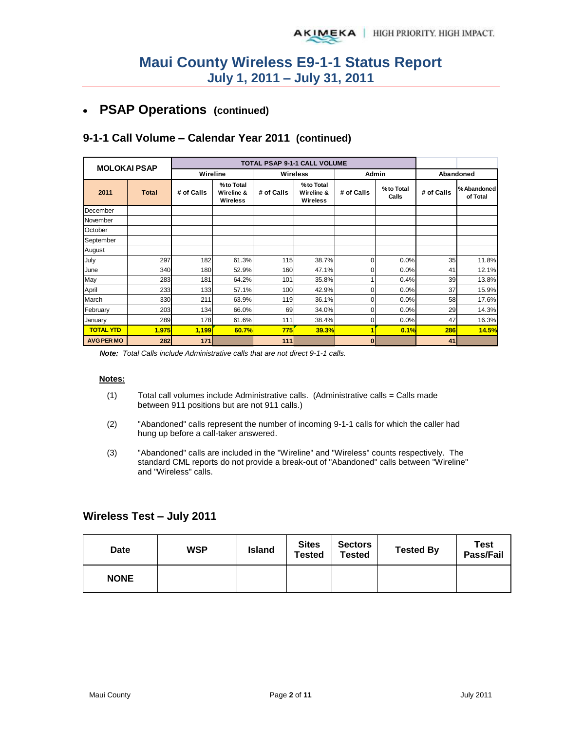# Maui County Wireless E9-1-1 Status Report
## July 1, 2011 – July 31, 2011

- **PSAP Operations (continued)**

### 9-1-1 Call Volume – Calendar Year 2011 (continued)

| MOLOKAI PSAP | | TOTAL PSAP 9-1-1 CALL VOLUME | | | | | | | |
|---|---|---|---|---|---|---|---|---|---|
| | | Wireline | | Wireless | | Admin | | Abandoned | |
| 2011 | Total | # of Calls | % to Total Wireline & Wireless | # of Calls | % to Total Wireline & Wireless | # of Calls | % to Total Calls | # of Calls | % Abandoned of Total |
| December | | | | | | | | | |
| November | | | | | | | | | |
| October | | | | | | | | | |
| September | | | | | | | | | |
| August | | | | | | | | | |
| July | 297 | 182 | 61.3% | 115 | 38.7% | 0 | 0.0% | 35 | 11.8% |
| June | 340 | 180 | 52.9% | 160 | 47.1% | 0 | 0.0% | 41 | 12.1% |
| May | 283 | 181 | 64.2% | 101 | 35.8% | 1 | 0.4% | 39 | 13.8% |
| April | 233 | 133 | 57.1% | 100 | 42.9% | 0 | 0.0% | 37 | 15.9% |
| March | 330 | 211 | 63.9% | 119 | 36.1% | 0 | 0.0% | 58 | 17.6% |
| February | 203 | 134 | 66.0% | 69 | 34.0% | 0 | 0.0% | 29 | 14.3% |
| January | 289 | 178 | 61.6% | 111 | 38.4% | 0 | 0.0% | 47 | 16.3% |
| **TOTAL YTD** | **1,975** | **1,199** | **60.7%** | **775** | **39.3%** | **1** | **0.1%** | **286** | **14.5%** |
| **AVG PER MO** | **282** | **171** | | **111** | | **0** | | **41** | |

***Note:*** *Total Calls include Administrative calls that are not direct 9-1-1 calls.*

**Notes:**

(1) Total call volumes include Administrative calls. (Administrative calls = Calls made between 911 positions but are not 911 calls.)

(2) "Abandoned" calls represent the number of incoming 9-1-1 calls for which the caller had hung up before a call-taker answered.

(3) "Abandoned" calls are included in the "Wireline" and "Wireless" counts respectively. The standard CML reports do not provide a break-out of "Abandoned" calls between "Wireline" and "Wireless" calls.

### Wireless Test – July 2011

| Date | WSP | Island | Sites Tested | Sectors Tested | Tested By | Test Pass/Fail |
|---|---|---|---|---|---|---|
| **NONE** | | | | | | |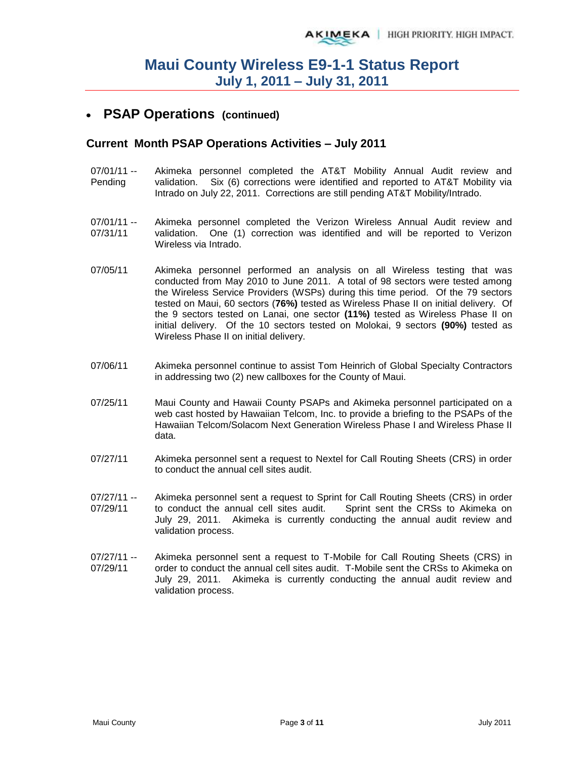# Maui County Wireless E9-1-1 Status Report
## July 1, 2011 – July 31, 2011

- ## PSAP Operations (continued)

### Current Month PSAP Operations Activities – July 2011

| | |
|---|---|
| 07/01/11 -- Pending | Akimeka personnel completed the AT&T Mobility Annual Audit review and validation. Six (6) corrections were identified and reported to AT&T Mobility via Intrado on July 22, 2011. Corrections are still pending AT&T Mobility/Intrado. |
| 07/01/11 -- 07/31/11 | Akimeka personnel completed the Verizon Wireless Annual Audit review and validation. One (1) correction was identified and will be reported to Verizon Wireless via Intrado. |
| 07/05/11 | Akimeka personnel performed an analysis on all Wireless testing that was conducted from May 2010 to June 2011. A total of 98 sectors were tested among the Wireless Service Providers (WSPs) during this time period. Of the 79 sectors tested on Maui, 60 sectors (**76%)** tested as Wireless Phase II on initial delivery. Of the 9 sectors tested on Lanai, one sector **(11%)** tested as Wireless Phase II on initial delivery. Of the 10 sectors tested on Molokai, 9 sectors **(90%)** tested as Wireless Phase II on initial delivery. |
| 07/06/11 | Akimeka personnel continue to assist Tom Heinrich of Global Specialty Contractors in addressing two (2) new callboxes for the County of Maui. |
| 07/25/11 | Maui County and Hawaii County PSAPs and Akimeka personnel participated on a web cast hosted by Hawaiian Telcom, Inc. to provide a briefing to the PSAPs of the Hawaiian Telcom/Solacom Next Generation Wireless Phase I and Wireless Phase II data. |
| 07/27/11 | Akimeka personnel sent a request to Nextel for Call Routing Sheets (CRS) in order to conduct the annual cell sites audit. |
| 07/27/11 -- 07/29/11 | Akimeka personnel sent a request to Sprint for Call Routing Sheets (CRS) in order to conduct the annual cell sites audit. Sprint sent the CRSs to Akimeka on July 29, 2011. Akimeka is currently conducting the annual audit review and validation process. |
| 07/27/11 -- 07/29/11 | Akimeka personnel sent a request to T-Mobile for Call Routing Sheets (CRS) in order to conduct the annual cell sites audit. T-Mobile sent the CRSs to Akimeka on July 29, 2011. Akimeka is currently conducting the annual audit review and validation process. |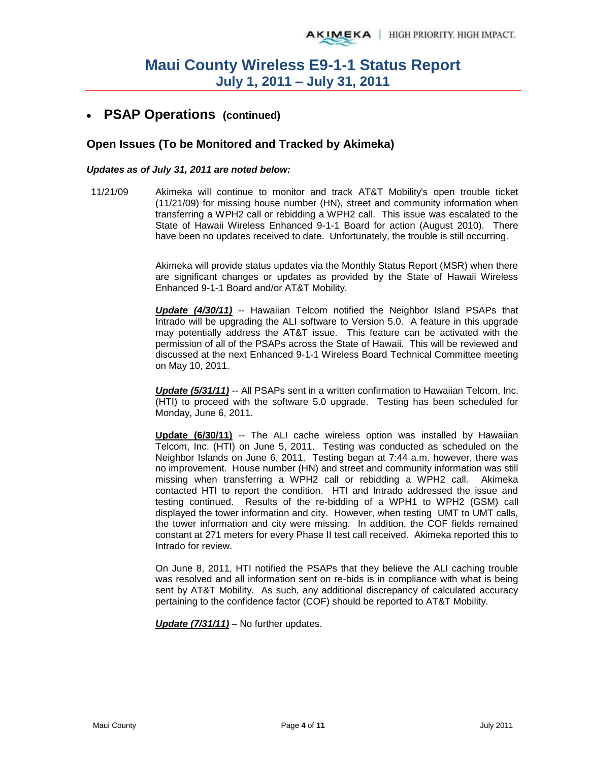# Maui County Wireless E9-1-1 Status Report
## July 1, 2011 – July 31, 2011

- **PSAP Operations (continued)**

### Open Issues (To be Monitored and Tracked by Akimeka)

***Updates as of July 31, 2011 are noted below:***

11/21/09 Akimeka will continue to monitor and track AT&T Mobility's open trouble ticket (11/21/09) for missing house number (HN), street and community information when transferring a WPH2 call or rebidding a WPH2 call. This issue was escalated to the State of Hawaii Wireless Enhanced 9-1-1 Board for action (August 2010). There have been no updates received to date. Unfortunately, the trouble is still occurring.

Akimeka will provide status updates via the Monthly Status Report (MSR) when there are significant changes or updates as provided by the State of Hawaii Wireless Enhanced 9-1-1 Board and/or AT&T Mobility.

***Update (4/30/11)*** -- Hawaiian Telcom notified the Neighbor Island PSAPs that Intrado will be upgrading the ALI software to Version 5.0. A feature in this upgrade may potentially address the AT&T issue. This feature can be activated with the permission of all of the PSAPs across the State of Hawaii. This will be reviewed and discussed at the next Enhanced 9-1-1 Wireless Board Technical Committee meeting on May 10, 2011.

***Update (5/31/11)*** -- All PSAPs sent in a written confirmation to Hawaiian Telcom, Inc. (HTI) to proceed with the software 5.0 upgrade. Testing has been scheduled for Monday, June 6, 2011.

**Update (6/30/11)** -- The ALI cache wireless option was installed by Hawaiian Telcom, Inc. (HTI) on June 5, 2011. Testing was conducted as scheduled on the Neighbor Islands on June 6, 2011. Testing began at 7:44 a.m. however, there was no improvement. House number (HN) and street and community information was still missing when transferring a WPH2 call or rebidding a WPH2 call. Akimeka contacted HTI to report the condition. HTI and Intrado addressed the issue and testing continued. Results of the re-bidding of a WPH1 to WPH2 (GSM) call displayed the tower information and city. However, when testing UMT to UMT calls, the tower information and city were missing. In addition, the COF fields remained constant at 271 meters for every Phase II test call received. Akimeka reported this to Intrado for review.

On June 8, 2011, HTI notified the PSAPs that they believe the ALI caching trouble was resolved and all information sent on re-bids is in compliance with what is being sent by AT&T Mobility. As such, any additional discrepancy of calculated accuracy pertaining to the confidence factor (COF) should be reported to AT&T Mobility.

***Update (7/31/11)*** – No further updates.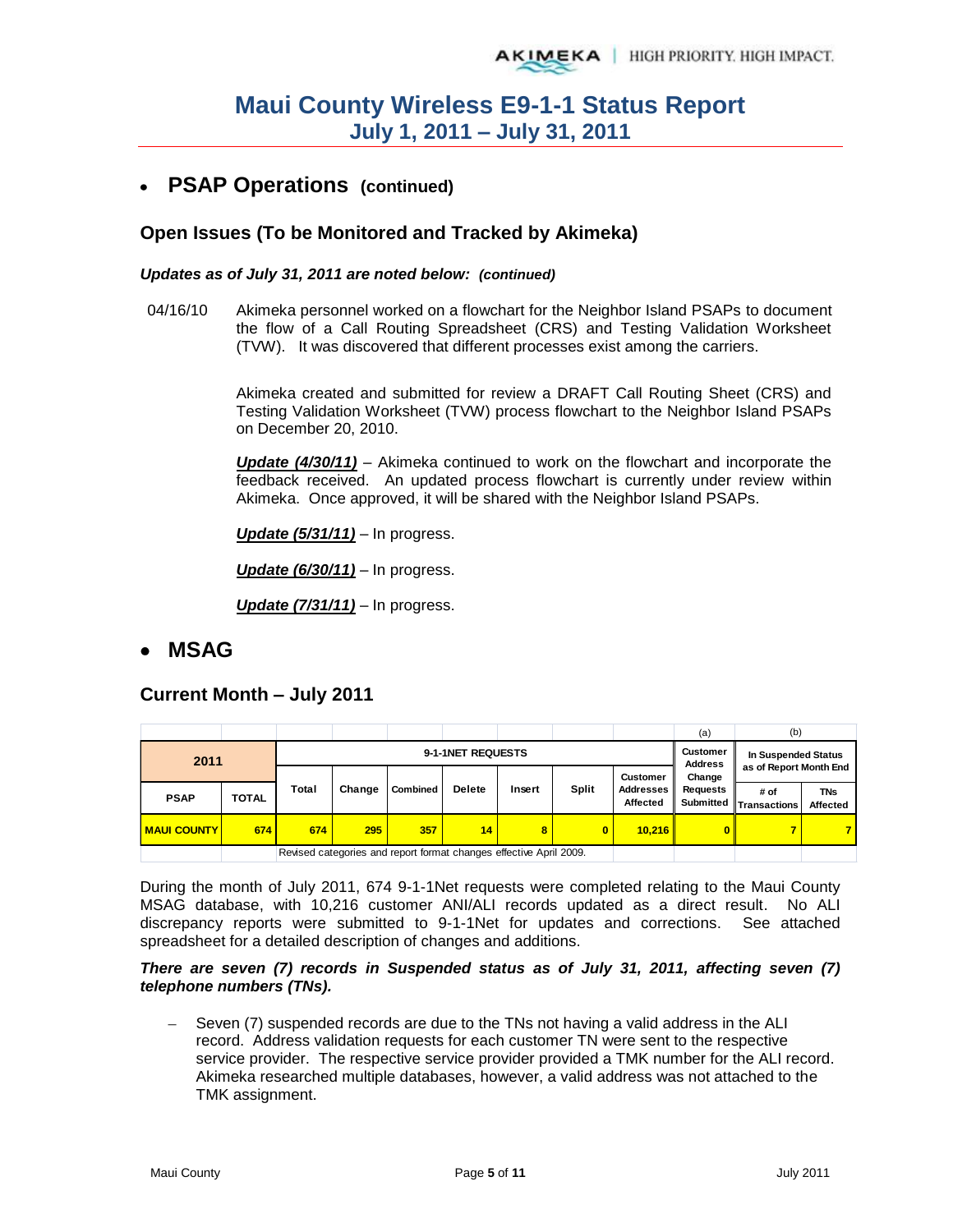# Maui County Wireless E9-1-1 Status Report
## July 1, 2011 – July 31, 2011

- ## PSAP Operations (continued)

### Open Issues (To be Monitored and Tracked by Akimeka)

***Updates as of July 31, 2011 are noted below: (continued)***

04/16/10 Akimeka personnel worked on a flowchart for the Neighbor Island PSAPs to document the flow of a Call Routing Spreadsheet (CRS) and Testing Validation Worksheet (TVW). It was discovered that different processes exist among the carriers.

Akimeka created and submitted for review a DRAFT Call Routing Sheet (CRS) and Testing Validation Worksheet (TVW) process flowchart to the Neighbor Island PSAPs on December 20, 2010.

***Update (4/30/11)*** – Akimeka continued to work on the flowchart and incorporate the feedback received. An updated process flowchart is currently under review within Akimeka. Once approved, it will be shared with the Neighbor Island PSAPs.

***Update (5/31/11)*** – In progress.

***Update (6/30/11)*** – In progress.

***Update (7/31/11)*** – In progress.

- ## MSAG

### Current Month – July 2011

| | | | | | | | | | (a) | (b) | |
|---|---|---|---|---|---|---|---|---|---|---|---|
| 2011 | | 9-1-1NET REQUESTS | | | | | | | Customer Address Change Requests Submitted | In Suspended Status as of Report Month End | |
| PSAP | TOTAL | Total | Change | Combined | Delete | Insert | Split | Customer Addresses Affected | | # of Transactions | TNs Affected |
| MAUI COUNTY | 674 | 674 | 295 | 357 | 14 | 8 | 0 | 10,216 | 0 | 7 | 7 |
| | | Revised categories and report format changes effective April 2009. | | | | | | | | | |

During the month of July 2011, 674 9-1-1Net requests were completed relating to the Maui County MSAG database, with 10,216 customer ANI/ALI records updated as a direct result. No ALI discrepancy reports were submitted to 9-1-1Net for updates and corrections. See attached spreadsheet for a detailed description of changes and additions.

***There are seven (7) records in Suspended status as of July 31, 2011, affecting seven (7) telephone numbers (TNs).***

- Seven (7) suspended records are due to the TNs not having a valid address in the ALI record. Address validation requests for each customer TN were sent to the respective service provider. The respective service provider provided a TMK number for the ALI record. Akimeka researched multiple databases, however, a valid address was not attached to the TMK assignment.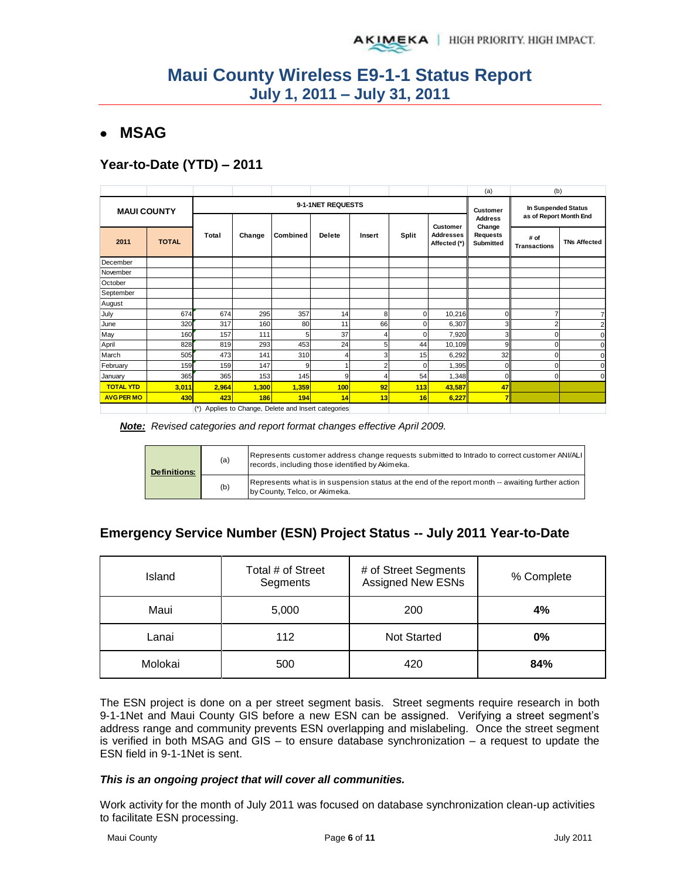# Maui County Wireless E9-1-1 Status Report

## July 1, 2011 – July 31, 2011

- **MSAG**

### Year-to-Date (YTD) – 2011

| MAUI COUNTY | | 9-1-1NET REQUESTS | | | | | | | (a) | (b) | |
|---|---|---|---|---|---|---|---|---|---|---|---|
| 2011 | TOTAL | Total | Change | Combined | Delete | Insert | Split | Customer Addresses Affected (*) | Customer Address Change Requests Submitted | In Suspended Status as of Report Month End: # of Transactions | TNs Affected |
| December | | | | | | | | | | | |
| November | | | | | | | | | | | |
| October | | | | | | | | | | | |
| September | | | | | | | | | | | |
| August | | | | | | | | | | | |
| July | 674 | 674 | 295 | 357 | 14 | 8 | 0 | 10,216 | 0 | 7 | 7 |
| June | 320 | 317 | 160 | 80 | 11 | 66 | 0 | 6,307 | 3 | 2 | 2 |
| May | 160 | 157 | 111 | 5 | 37 | 4 | 0 | 7,920 | 3 | 0 | 0 |
| April | 828 | 819 | 293 | 453 | 24 | 5 | 44 | 10,109 | 9 | 0 | 0 |
| March | 505 | 473 | 141 | 310 | 4 | 3 | 15 | 6,292 | 32 | 0 | 0 |
| February | 159 | 159 | 147 | 9 | 1 | 2 | 0 | 1,395 | 0 | 0 | 0 |
| January | 365 | 365 | 153 | 145 | 9 | 4 | 54 | 1,348 | 0 | 0 | 0 |
| **TOTAL YTD** | **3,011** | **2,964** | **1,300** | **1,359** | **100** | **92** | **113** | **43,587** | **47** | | |
| **AVG PER MO** | **430** | **423** | **186** | **194** | **14** | **13** | **16** | **6,227** | **7** | | |

(*) Applies to Change, Delete and Insert categories

***Note:*** *Revised categories and report format changes effective April 2009.*

| Definitions: | | |
|---|---|---|
| | (a) | Represents customer address change requests submitted to Intrado to correct customer ANI/ALI records, including those identified by Akimeka. |
| | (b) | Represents what is in suspension status at the end of the report month -- awaiting further action by County, Telco, or Akimeka. |

### Emergency Service Number (ESN) Project Status -- July 2011 Year-to-Date

| Island | Total # of Street Segments | # of Street Segments Assigned New ESNs | % Complete |
|---|---|---|---|
| Maui | 5,000 | 200 | **4%** |
| Lanai | 112 | Not Started | **0%** |
| Molokai | 500 | 420 | **84%** |

The ESN project is done on a per street segment basis. Street segments require research in both 9-1-1Net and Maui County GIS before a new ESN can be assigned. Verifying a street segment's address range and community prevents ESN overlapping and mislabeling. Once the street segment is verified in both MSAG and GIS – to ensure database synchronization – a request to update the ESN field in 9-1-1Net is sent.

***This is an ongoing project that will cover all communities.***

Work activity for the month of July 2011 was focused on database synchronization clean-up activities to facilitate ESN processing.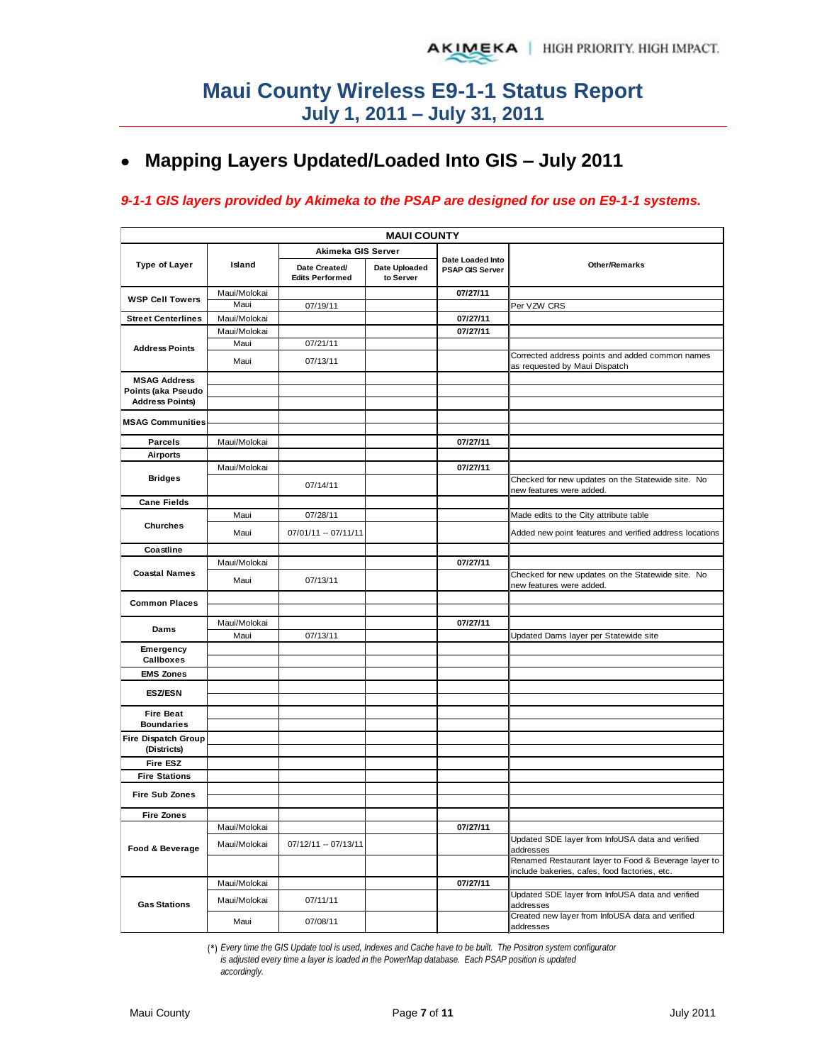# Maui County Wireless E9-1-1 Status Report
## July 1, 2011 – July 31, 2011

- **Mapping Layers Updated/Loaded Into GIS – July 2011**

***9-1-1 GIS layers provided by Akimeka to the PSAP are designed for use on E9-1-1 systems.***

| MAUI COUNTY | | | | | |
|---|---|---|---|---|---|
| Type of Layer | Island | Akimeka GIS Server | | Date Loaded Into PSAP GIS Server | Other/Remarks |
| | | Date Created/ Edits Performed | Date Uploaded to Server | | |
| WSP Cell Towers | Maui/Molokai | | | 07/27/11 | |
| | Maui | 07/19/11 | | | Per VZW CRS |
| Street Centerlines | Maui/Molokai | | | 07/27/11 | |
| Address Points | Maui/Molokai | | | 07/27/11 | |
| | Maui | 07/21/11 | | | |
| | Maui | 07/13/11 | | | Corrected address points and added common names as requested by Maui Dispatch |
| MSAG Address Points (aka Pseudo Address Points) | | | | | |
| MSAG Communities | | | | | |
| Parcels | Maui/Molokai | | | 07/27/11 | |
| Airports | | | | | |
| Bridges | Maui/Molokai | | | 07/27/11 | |
| | | 07/14/11 | | | Checked for new updates on the Statewide site. No new features were added. |
| Cane Fields | | | | | |
| Churches | Maui | 07/28/11 | | | Made edits to the City attribute table |
| | Maui | 07/01/11 -- 07/11/11 | | | Added new point features and verified address locations |
| Coastline | | | | | |
| Coastal Names | Maui/Molokai | | | 07/27/11 | |
| | Maui | 07/13/11 | | | Checked for new updates on the Statewide site. No new features were added. |
| Common Places | | | | | |
| Dams | Maui/Molokai | | | 07/27/11 | |
| | Maui | 07/13/11 | | | Updated Dams layer per Statewide site |
| Emergency Callboxes | | | | | |
| EMS Zones | | | | | |
| ESZ/ESN | | | | | |
| Fire Beat Boundaries | | | | | |
| Fire Dispatch Group (Districts) | | | | | |
| Fire ESZ | | | | | |
| Fire Stations | | | | | |
| Fire Sub Zones | | | | | |
| Fire Zones | | | | | |
| Food & Beverage | Maui/Molokai | | | 07/27/11 | |
| | Maui/Molokai | 07/12/11 -- 07/13/11 | | | Updated SDE layer from InfoUSA data and verified addresses |
| | | | | | Renamed Restaurant layer to Food & Beverage layer to include bakeries, cafes, food factories, etc. |
| Gas Stations | Maui/Molokai | | | 07/27/11 | |
| | Maui/Molokai | 07/11/11 | | | Updated SDE layer from InfoUSA data and verified addresses |
| | Maui | 07/08/11 | | | Created new layer from InfoUSA data and verified addresses |

(*) *Every time the GIS Update tool is used, Indexes and Cache have to be built. The Positron system configurator is adjusted every time a layer is loaded in the PowerMap database. Each PSAP position is updated accordingly.*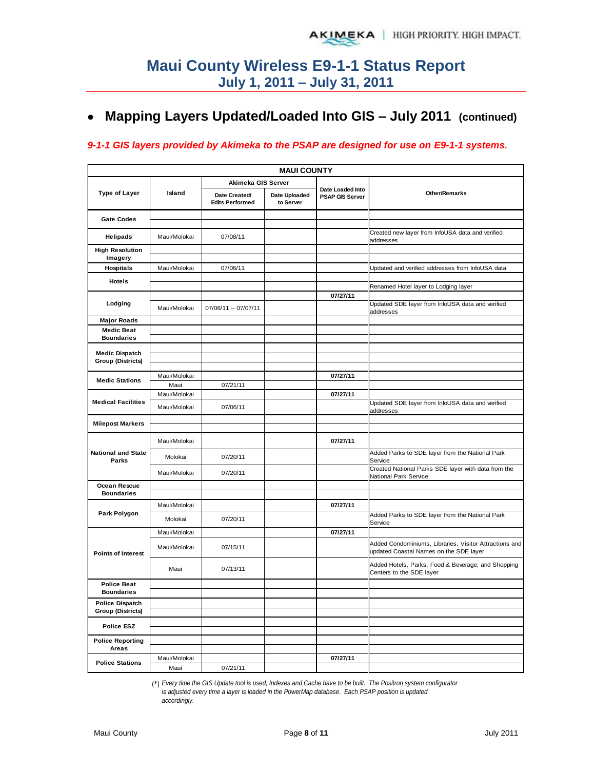# Maui County Wireless E9-1-1 Status Report
## July 1, 2011 – July 31, 2011

- **Mapping Layers Updated/Loaded Into GIS – July 2011 (continued)**

***9-1-1 GIS layers provided by Akimeka to the PSAP are designed for use on E9-1-1 systems.***

| MAUI COUNTY | | | | | |
|---|---|---|---|---|---|
| Type of Layer | Island | Akimeka GIS Server | | Date Loaded Into PSAP GIS Server | Other/Remarks |
| | | Date Created/ Edits Performed | Date Uploaded to Server | | |
| Gate Codes | | | | | |
| | | | | | |
| Helipads | Maui/Molokai | 07/08/11 | | | Created new layer from InfoUSA data and verified addresses |
| High Resolution Imagery | | | | | |
| | | | | | |
| Hospitals | Maui/Molokai | 07/06/11 | | | Updated and verified addresses from InfoUSA data |
| Hotels | | | | | |
| | | | | | Renamed Hotel layer to Lodging layer |
| Lodging | | | | 07/27/11 | |
| | Maui/Molokai | 07/06/11 -- 07/07/11 | | | Updated SDE layer from InfoUSA data and verified addresses |
| Major Roads | | | | | |
| Medic Beat Boundaries | | | | | |
| | | | | | |
| Medic Dispatch Group (Districts) | | | | | |
| | | | | | |
| | | | | | |
| Medic Stations | Maui/Molokai | | | 07/27/11 | |
| | Maui | 07/21/11 | | | |
| Medical Facilities | Maui/Molokai | | | 07/27/11 | |
| | Maui/Molokai | 07/06/11 | | | Updated SDE layer from InfoUSA data and verified addresses |
| Milepost Markers | | | | | |
| | | | | | |
| National and State Parks | Maui/Molokai | | | 07/27/11 | |
| | Molokai | 07/20/11 | | | Added Parks to SDE layer from the National Park Service |
| | Maui/Molokai | 07/20/11 | | | Created National Parks SDE layer with data from the National Park Service |
| Ocean Rescue Boundaries | | | | | |
| | | | | | |
| Park Polygon | Maui/Molokai | | | 07/27/11 | |
| | Molokai | 07/20/11 | | | Added Parks to SDE layer from the National Park Service |
| Points of Interest | Maui/Molokai | | | 07/27/11 | |
| | Maui/Molokai | 07/15/11 | | | Added Condominiums, Libraries, Visitor Attractions and updated Coastal Names on the SDE layer |
| | Maui | 07/13/11 | | | Added Hotels, Parks, Food & Beverage, and Shopping Centers to the SDE layer |
| Police Beat Boundaries | | | | | |
| | | | | | |
| Police Dispatch Group (Districts) | | | | | |
| | | | | | |
| Police ESZ | | | | | |
| | | | | | |
| Police Reporting Areas | | | | | |
| | | | | | |
| Police Stations | Maui/Molokai | | | 07/27/11 | |
| | Maui | 07/21/11 | | | |

(*) *Every time the GIS Update tool is used, Indexes and Cache have to be built. The Positron system configurator is adjusted every time a layer is loaded in the PowerMap database. Each PSAP position is updated accordingly.*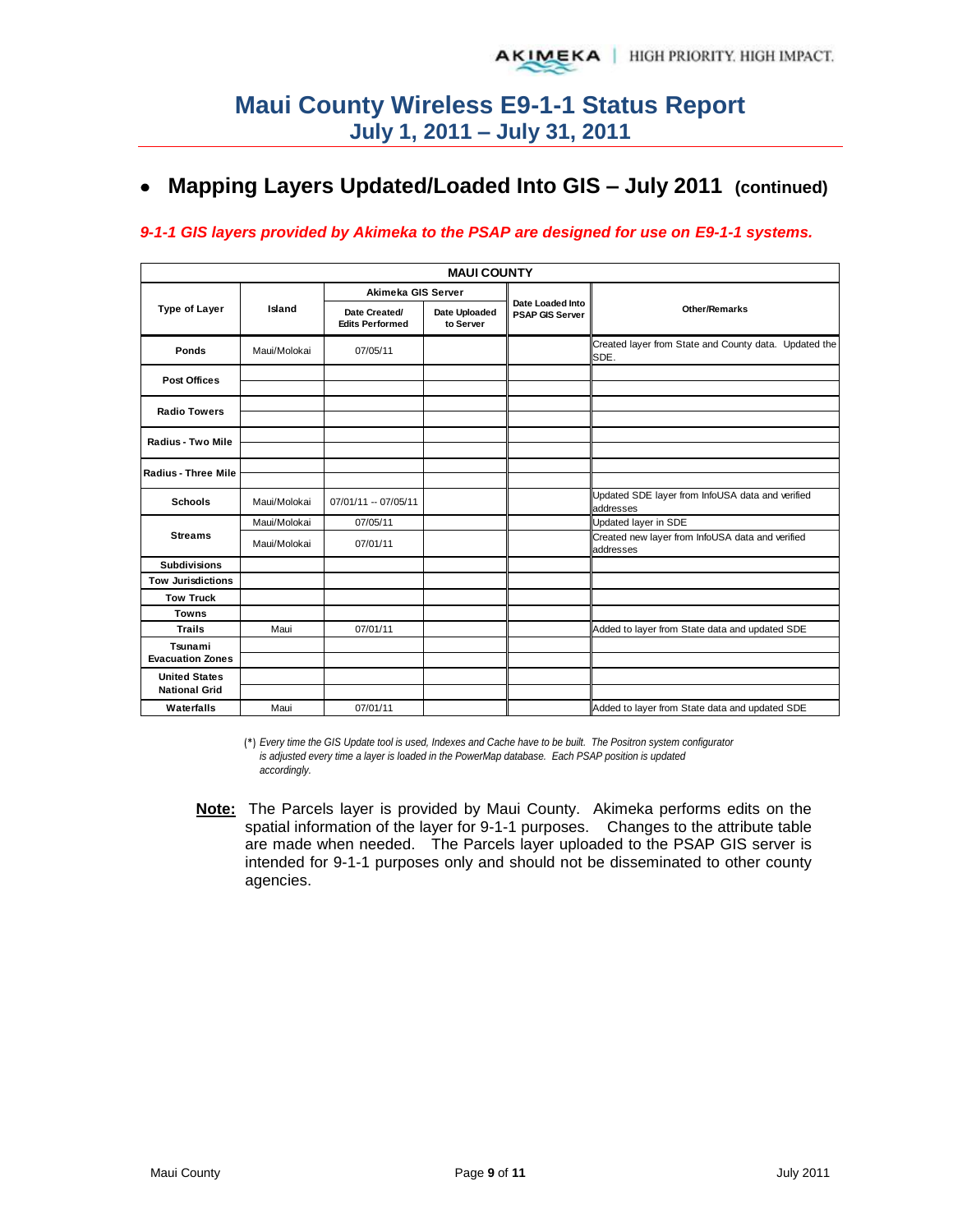# Maui County Wireless E9-1-1 Status Report
## July 1, 2011 – July 31, 2011

- ## Mapping Layers Updated/Loaded Into GIS – July 2011 (continued)

***9-1-1 GIS layers provided by Akimeka to the PSAP are designed for use on E9-1-1 systems.***

| MAUI COUNTY | | | | | |
|---|---|---|---|---|---|
| **Type of Layer** | **Island** | **Akimeka GIS Server** | | **Date Loaded Into PSAP GIS Server** | **Other/Remarks** |
| | | **Date Created/ Edits Performed** | **Date Uploaded to Server** | | |
| **Ponds** | Maui/Molokai | 07/05/11 | | | Created layer from State and County data. Updated the SDE. |
| **Post Offices** | | | | | |
| | | | | | |
| **Radio Towers** | | | | | |
| | | | | | |
| **Radius - Two Mile** | | | | | |
| | | | | | |
| **Radius - Three Mile** | | | | | |
| | | | | | |
| **Schools** | Maui/Molokai | 07/01/11 -- 07/05/11 | | | Updated SDE layer from InfoUSA data and verified addresses |
| **Streams** | Maui/Molokai | 07/05/11 | | | Updated layer in SDE |
| | Maui/Molokai | 07/01/11 | | | Created new layer from InfoUSA data and verified addresses |
| **Subdivisions** | | | | | |
| **Tow Jurisdictions** | | | | | |
| **Tow Truck** | | | | | |
| **Towns** | | | | | |
| **Trails** | Maui | 07/01/11 | | | Added to layer from State data and updated SDE |
| **Tsunami Evacuation Zones** | | | | | |
| | | | | | |
| **United States National Grid** | | | | | |
| | | | | | |
| **Waterfalls** | Maui | 07/01/11 | | | Added to layer from State data and updated SDE |

(*) *Every time the GIS Update tool is used, Indexes and Cache have to be built. The Positron system configurator is adjusted every time a layer is loaded in the PowerMap database. Each PSAP position is updated accordingly.*

**Note:** The Parcels layer is provided by Maui County. Akimeka performs edits on the spatial information of the layer for 9-1-1 purposes. Changes to the attribute table are made when needed. The Parcels layer uploaded to the PSAP GIS server is intended for 9-1-1 purposes only and should not be disseminated to other county agencies.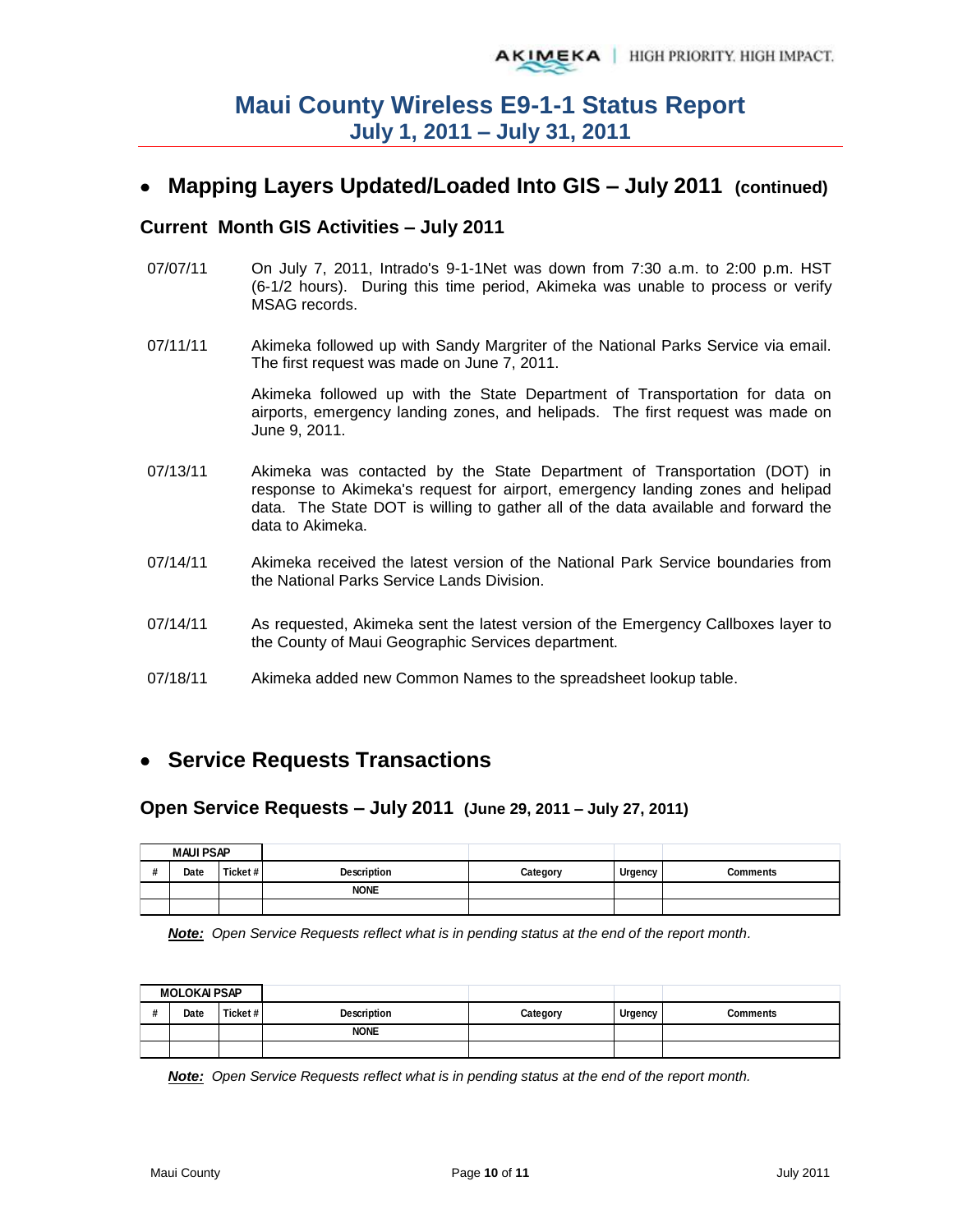# Maui County Wireless E9-1-1 Status Report
## July 1, 2011 – July 31, 2011

- **Mapping Layers Updated/Loaded Into GIS – July 2011 (continued)**

### Current Month GIS Activities – July 2011

| | |
|---|---|
| 07/07/11 | On July 7, 2011, Intrado's 9-1-1Net was down from 7:30 a.m. to 2:00 p.m. HST (6-1/2 hours). During this time period, Akimeka was unable to process or verify MSAG records. |
| 07/11/11 | Akimeka followed up with Sandy Margriter of the National Parks Service via email. The first request was made on June 7, 2011.<br><br>Akimeka followed up with the State Department of Transportation for data on airports, emergency landing zones, and helipads. The first request was made on June 9, 2011. |
| 07/13/11 | Akimeka was contacted by the State Department of Transportation (DOT) in response to Akimeka's request for airport, emergency landing zones and helipad data. The State DOT is willing to gather all of the data available and forward the data to Akimeka. |
| 07/14/11 | Akimeka received the latest version of the National Park Service boundaries from the National Parks Service Lands Division. |
| 07/14/11 | As requested, Akimeka sent the latest version of the Emergency Callboxes layer to the County of Maui Geographic Services department. |
| 07/18/11 | Akimeka added new Common Names to the spreadsheet lookup table. |

- **Service Requests Transactions**

### Open Service Requests – July 2011 (June 29, 2011 – July 27, 2011)

| MAUI PSAP | | | | | | |
|---|---|---|---|---|---|---|
| # | Date | Ticket # | Description | Category | Urgency | Comments |
| | | | NONE | | | |
| | | | | | | |

***Note:*** *Open Service Requests reflect what is in pending status at the end of the report month.*

| MOLOKAI PSAP | | | | | | |
|---|---|---|---|---|---|---|
| # | Date | Ticket # | Description | Category | Urgency | Comments |
| | | | NONE | | | |
| | | | | | | |

***Note:*** *Open Service Requests reflect what is in pending status at the end of the report month.*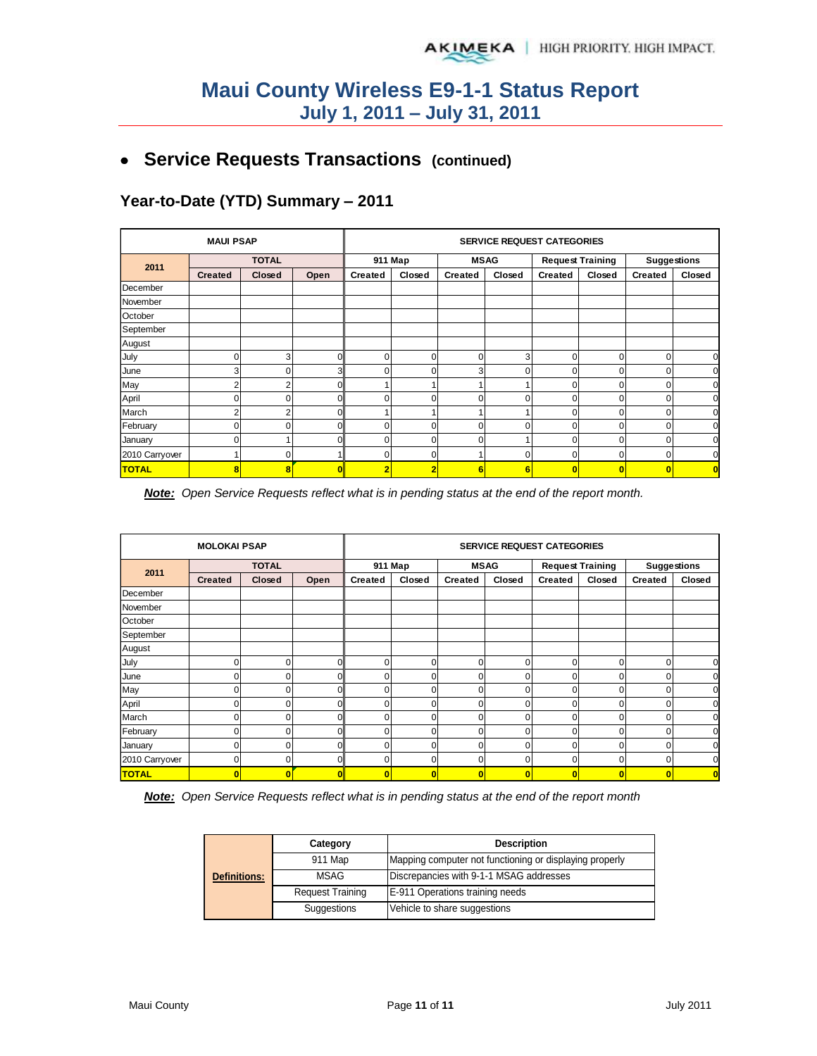# Maui County Wireless E9-1-1 Status Report
## July 1, 2011 – July 31, 2011

- ## Service Requests Transactions (continued)

### Year-to-Date (YTD) Summary – 2011

| MAUI PSAP | | | | SERVICE REQUEST CATEGORIES | | | | | | | |
|---|---|---|---|---|---|---|---|---|---|---|---|
| 2011 | TOTAL | | | 911 Map | | MSAG | | Request Training | | Suggestions | |
| | Created | Closed | Open | Created | Closed | Created | Closed | Created | Closed | Created | Closed |
| December | | | | | | | | | | | |
| November | | | | | | | | | | | |
| October | | | | | | | | | | | |
| September | | | | | | | | | | | |
| August | | | | | | | | | | | |
| July | 0 | 3 | 0 | 0 | 0 | 0 | 3 | 0 | 0 | 0 | 0 |
| June | 3 | 0 | 3 | 0 | 0 | 3 | 0 | 0 | 0 | 0 | 0 |
| May | 2 | 2 | 0 | 1 | 1 | 1 | 1 | 0 | 0 | 0 | 0 |
| April | 0 | 0 | 0 | 0 | 0 | 0 | 0 | 0 | 0 | 0 | 0 |
| March | 2 | 2 | 0 | 1 | 1 | 1 | 1 | 0 | 0 | 0 | 0 |
| February | 0 | 0 | 0 | 0 | 0 | 0 | 0 | 0 | 0 | 0 | 0 |
| January | 0 | 1 | 0 | 0 | 0 | 0 | 1 | 0 | 0 | 0 | 0 |
| 2010 Carryover | 1 | 0 | 1 | 0 | 0 | 1 | 0 | 0 | 0 | 0 | 0 |
| **TOTAL** | **8** | **8** | **0** | **2** | **2** | **6** | **6** | **0** | **0** | **0** | **0** |

***Note:*** *Open Service Requests reflect what is in pending status at the end of the report month.*

| MOLOKAI PSAP | | | | SERVICE REQUEST CATEGORIES | | | | | | | |
|---|---|---|---|---|---|---|---|---|---|---|---|
| 2011 | TOTAL | | | 911 Map | | MSAG | | Request Training | | Suggestions | |
| | Created | Closed | Open | Created | Closed | Created | Closed | Created | Closed | Created | Closed |
| December | | | | | | | | | | | |
| November | | | | | | | | | | | |
| October | | | | | | | | | | | |
| September | | | | | | | | | | | |
| August | | | | | | | | | | | |
| July | 0 | 0 | 0 | 0 | 0 | 0 | 0 | 0 | 0 | 0 | 0 |
| June | 0 | 0 | 0 | 0 | 0 | 0 | 0 | 0 | 0 | 0 | 0 |
| May | 0 | 0 | 0 | 0 | 0 | 0 | 0 | 0 | 0 | 0 | 0 |
| April | 0 | 0 | 0 | 0 | 0 | 0 | 0 | 0 | 0 | 0 | 0 |
| March | 0 | 0 | 0 | 0 | 0 | 0 | 0 | 0 | 0 | 0 | 0 |
| February | 0 | 0 | 0 | 0 | 0 | 0 | 0 | 0 | 0 | 0 | 0 |
| January | 0 | 0 | 0 | 0 | 0 | 0 | 0 | 0 | 0 | 0 | 0 |
| 2010 Carryover | 0 | 0 | 0 | 0 | 0 | 0 | 0 | 0 | 0 | 0 | 0 |
| **TOTAL** | **0** | **0** | **0** | **0** | **0** | **0** | **0** | **0** | **0** | **0** | **0** |

***Note:*** *Open Service Requests reflect what is in pending status at the end of the report month*

| | Category | Description |
|---|---|---|
| **Definitions:** | 911 Map | Mapping computer not functioning or displaying properly |
| | MSAG | Discrepancies with 9-1-1 MSAG addresses |
| | Request Training | E-911 Operations training needs |
| | Suggestions | Vehicle to share suggestions |